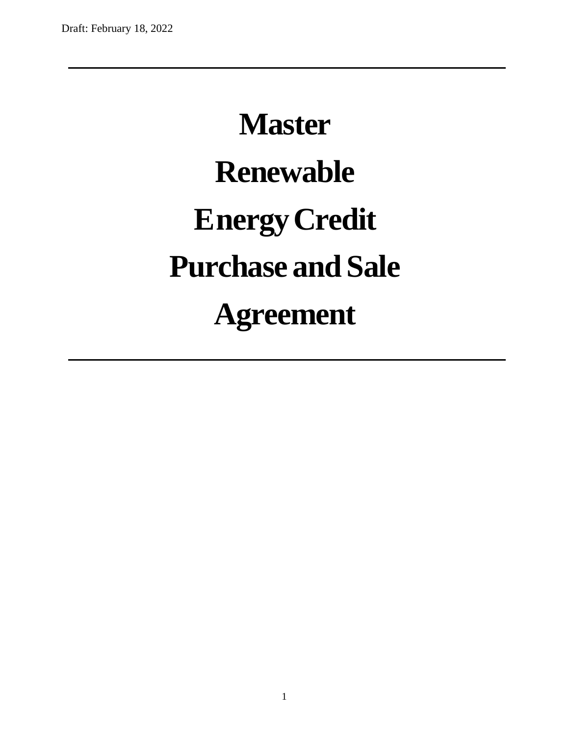Draft: February 18, 2022

---

# Master Renewable Energy Credit Purchase and Sale Agreement

---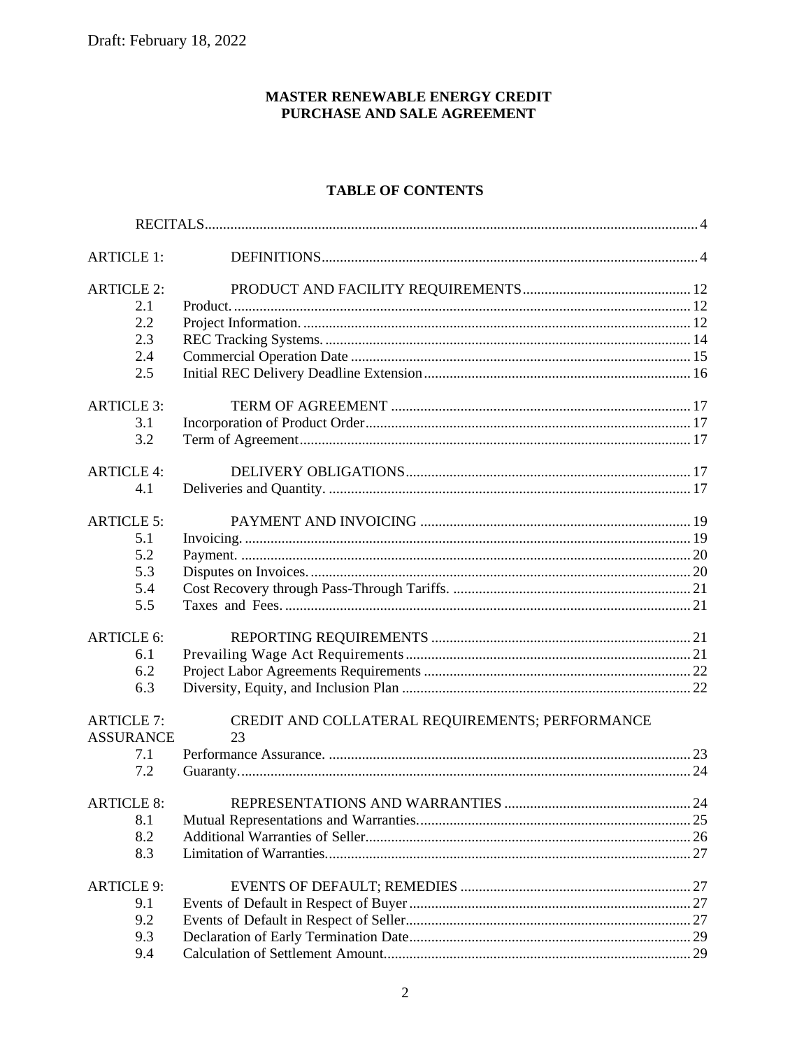Draft: February 18, 2022

**MASTER RENEWABLE ENERGY CREDIT PURCHASE AND SALE AGREEMENT**

**TABLE OF CONTENTS**

| | | |
|---|---|---|
| | RECITALS | 4 |
| ARTICLE 1: | DEFINITIONS | 4 |
| ARTICLE 2: | PRODUCT AND FACILITY REQUIREMENTS | 12 |
| 2.1 | Product. | 12 |
| 2.2 | Project Information. | 12 |
| 2.3 | REC Tracking Systems. | 14 |
| 2.4 | Commercial Operation Date | 15 |
| 2.5 | Initial REC Delivery Deadline Extension | 16 |
| ARTICLE 3: | TERM OF AGREEMENT | 17 |
| 3.1 | Incorporation of Product Order | 17 |
| 3.2 | Term of Agreement | 17 |
| ARTICLE 4: | DELIVERY OBLIGATIONS | 17 |
| 4.1 | Deliveries and Quantity. | 17 |
| ARTICLE 5: | PAYMENT AND INVOICING | 19 |
| 5.1 | Invoicing. | 19 |
| 5.2 | Payment. | 20 |
| 5.3 | Disputes on Invoices. | 20 |
| 5.4 | Cost Recovery through Pass-Through Tariffs. | 21 |
| 5.5 | Taxes and Fees. | 21 |
| ARTICLE 6: | REPORTING REQUIREMENTS | 21 |
| 6.1 | Prevailing Wage Act Requirements | 21 |
| 6.2 | Project Labor Agreements Requirements | 22 |
| 6.3 | Diversity, Equity, and Inclusion Plan | 22 |
| ARTICLE 7: ASSURANCE | CREDIT AND COLLATERAL REQUIREMENTS; PERFORMANCE | 23 |
| 7.1 | Performance Assurance. | 23 |
| 7.2 | Guaranty. | 24 |
| ARTICLE 8: | REPRESENTATIONS AND WARRANTIES | 24 |
| 8.1 | Mutual Representations and Warranties. | 25 |
| 8.2 | Additional Warranties of Seller | 26 |
| 8.3 | Limitation of Warranties. | 27 |
| ARTICLE 9: | EVENTS OF DEFAULT; REMEDIES | 27 |
| 9.1 | Events of Default in Respect of Buyer | 27 |
| 9.2 | Events of Default in Respect of Seller | 27 |
| 9.3 | Declaration of Early Termination Date | 29 |
| 9.4 | Calculation of Settlement Amount | 29 |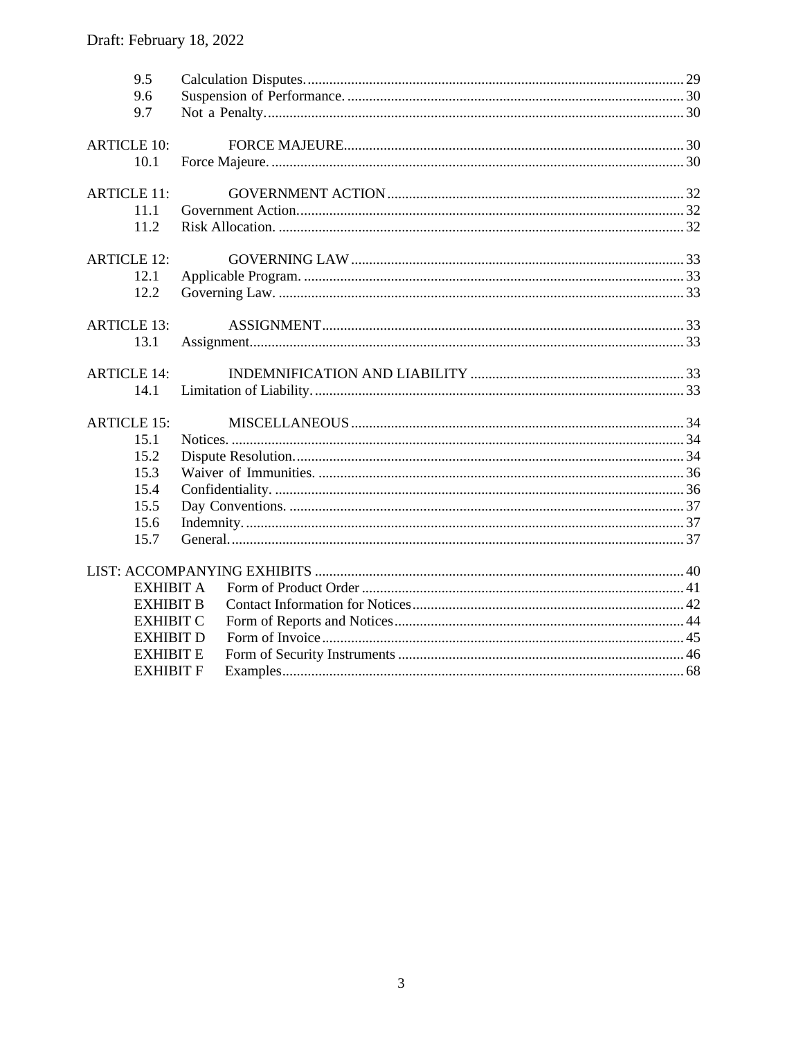Draft: February 18, 2022

| | | |
|---|---|---|
| 9.5 | Calculation Disputes. | 29 |
| 9.6 | Suspension of Performance. | 30 |
| 9.7 | Not a Penalty. | 30 |
| ARTICLE 10: | FORCE MAJEURE | 30 |
| 10.1 | Force Majeure. | 30 |
| ARTICLE 11: | GOVERNMENT ACTION | 32 |
| 11.1 | Government Action. | 32 |
| 11.2 | Risk Allocation. | 32 |
| ARTICLE 12: | GOVERNING LAW | 33 |
| 12.1 | Applicable Program. | 33 |
| 12.2 | Governing Law. | 33 |
| ARTICLE 13: | ASSIGNMENT | 33 |
| 13.1 | Assignment. | 33 |
| ARTICLE 14: | INDEMNIFICATION AND LIABILITY | 33 |
| 14.1 | Limitation of Liability. | 33 |
| ARTICLE 15: | MISCELLANEOUS | 34 |
| 15.1 | Notices. | 34 |
| 15.2 | Dispute Resolution. | 34 |
| 15.3 | Waiver of Immunities. | 36 |
| 15.4 | Confidentiality. | 36 |
| 15.5 | Day Conventions. | 37 |
| 15.6 | Indemnity. | 37 |
| 15.7 | General. | 37 |
| LIST: ACCOMPANYING EXHIBITS | | 40 |
| EXHIBIT A | Form of Product Order | 41 |
| EXHIBIT B | Contact Information for Notices | 42 |
| EXHIBIT C | Form of Reports and Notices | 44 |
| EXHIBIT D | Form of Invoice | 45 |
| EXHIBIT E | Form of Security Instruments | 46 |
| EXHIBIT F | Examples | 68 |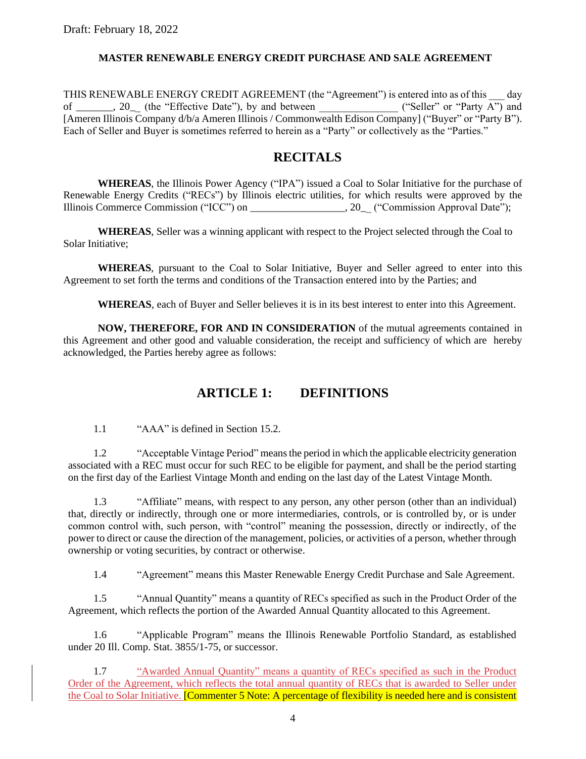Draft: February 18, 2022

**MASTER RENEWABLE ENERGY CREDIT PURCHASE AND SALE AGREEMENT**

THIS RENEWABLE ENERGY CREDIT AGREEMENT (the "Agreement") is entered into as of this ___ day of _______, 20_ (the "Effective Date"), by and between _______________ ("Seller" or "Party A") and [Ameren Illinois Company d/b/a Ameren Illinois / Commonwealth Edison Company] ("Buyer" or "Party B"). Each of Seller and Buyer is sometimes referred to herein as a "Party" or collectively as the "Parties."

# RECITALS

**WHEREAS**, the Illinois Power Agency ("IPA") issued a Coal to Solar Initiative for the purchase of Renewable Energy Credits ("RECs") by Illinois electric utilities, for which results were approved by the Illinois Commerce Commission ("ICC") on __________________, 20_ ("Commission Approval Date");

**WHEREAS**, Seller was a winning applicant with respect to the Project selected through the Coal to Solar Initiative;

**WHEREAS**, pursuant to the Coal to Solar Initiative, Buyer and Seller agreed to enter into this Agreement to set forth the terms and conditions of the Transaction entered into by the Parties; and

**WHEREAS**, each of Buyer and Seller believes it is in its best interest to enter into this Agreement.

**NOW, THEREFORE, FOR AND IN CONSIDERATION** of the mutual agreements contained in this Agreement and other good and valuable consideration, the receipt and sufficiency of which are hereby acknowledged, the Parties hereby agree as follows:

# ARTICLE 1: DEFINITIONS

1.1 "AAA" is defined in Section 15.2.

1.2 "Acceptable Vintage Period" means the period in which the applicable electricity generation associated with a REC must occur for such REC to be eligible for payment, and shall be the period starting on the first day of the Earliest Vintage Month and ending on the last day of the Latest Vintage Month.

1.3 "Affiliate" means, with respect to any person, any other person (other than an individual) that, directly or indirectly, through one or more intermediaries, controls, or is controlled by, or is under common control with, such person, with "control" meaning the possession, directly or indirectly, of the power to direct or cause the direction of the management, policies, or activities of a person, whether through ownership or voting securities, by contract or otherwise.

1.4 "Agreement" means this Master Renewable Energy Credit Purchase and Sale Agreement.

1.5 "Annual Quantity" means a quantity of RECs specified as such in the Product Order of the Agreement, which reflects the portion of the Awarded Annual Quantity allocated to this Agreement.

1.6 "Applicable Program" means the Illinois Renewable Portfolio Standard, as established under 20 Ill. Comp. Stat. 3855/1-75, or successor.

1.7 "Awarded Annual Quantity" means a quantity of RECs specified as such in the Product Order of the Agreement, which reflects the total annual quantity of RECs that is awarded to Seller under the Coal to Solar Initiative. [Commenter 5 Note: A percentage of flexibility is needed here and is consistent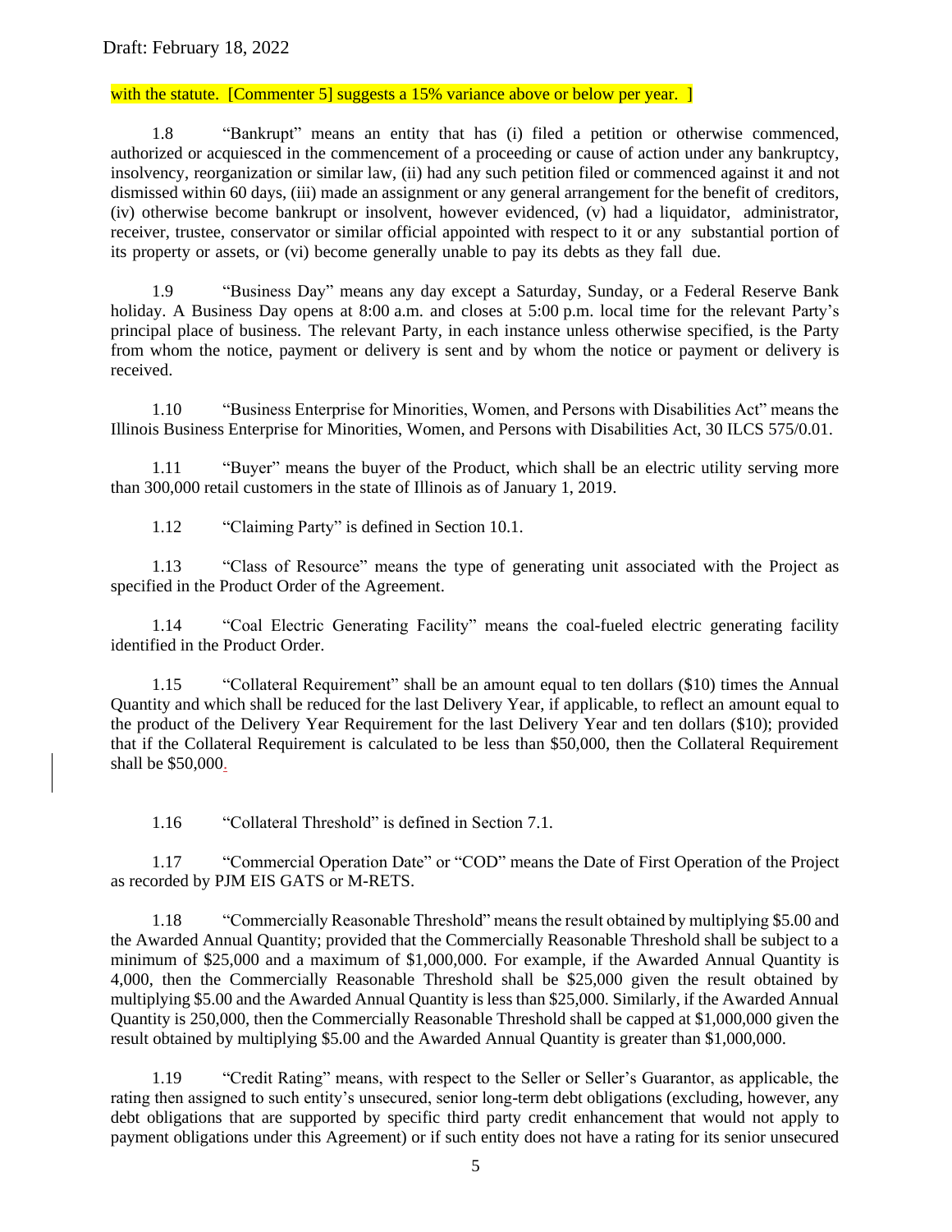with the statute. [Commenter 5] suggests a 15% variance above or below per year. ]

1.8 "Bankrupt" means an entity that has (i) filed a petition or otherwise commenced, authorized or acquiesced in the commencement of a proceeding or cause of action under any bankruptcy, insolvency, reorganization or similar law, (ii) had any such petition filed or commenced against it and not dismissed within 60 days, (iii) made an assignment or any general arrangement for the benefit of creditors, (iv) otherwise become bankrupt or insolvent, however evidenced, (v) had a liquidator, administrator, receiver, trustee, conservator or similar official appointed with respect to it or any substantial portion of its property or assets, or (vi) become generally unable to pay its debts as they fall due.

1.9 "Business Day" means any day except a Saturday, Sunday, or a Federal Reserve Bank holiday. A Business Day opens at 8:00 a.m. and closes at 5:00 p.m. local time for the relevant Party's principal place of business. The relevant Party, in each instance unless otherwise specified, is the Party from whom the notice, payment or delivery is sent and by whom the notice or payment or delivery is received.

1.10 "Business Enterprise for Minorities, Women, and Persons with Disabilities Act" means the Illinois Business Enterprise for Minorities, Women, and Persons with Disabilities Act, 30 ILCS 575/0.01.

1.11 "Buyer" means the buyer of the Product, which shall be an electric utility serving more than 300,000 retail customers in the state of Illinois as of January 1, 2019.

1.12 "Claiming Party" is defined in Section 10.1.

1.13 "Class of Resource" means the type of generating unit associated with the Project as specified in the Product Order of the Agreement.

1.14 "Coal Electric Generating Facility" means the coal-fueled electric generating facility identified in the Product Order.

1.15 "Collateral Requirement" shall be an amount equal to ten dollars ($10) times the Annual Quantity and which shall be reduced for the last Delivery Year, if applicable, to reflect an amount equal to the product of the Delivery Year Requirement for the last Delivery Year and ten dollars ($10); provided that if the Collateral Requirement is calculated to be less than $50,000, then the Collateral Requirement shall be $50,000.

1.16 "Collateral Threshold" is defined in Section 7.1.

1.17 "Commercial Operation Date" or "COD" means the Date of First Operation of the Project as recorded by PJM EIS GATS or M-RETS.

1.18 "Commercially Reasonable Threshold" means the result obtained by multiplying $5.00 and the Awarded Annual Quantity; provided that the Commercially Reasonable Threshold shall be subject to a minimum of $25,000 and a maximum of $1,000,000. For example, if the Awarded Annual Quantity is 4,000, then the Commercially Reasonable Threshold shall be $25,000 given the result obtained by multiplying $5.00 and the Awarded Annual Quantity is less than $25,000. Similarly, if the Awarded Annual Quantity is 250,000, then the Commercially Reasonable Threshold shall be capped at $1,000,000 given the result obtained by multiplying $5.00 and the Awarded Annual Quantity is greater than $1,000,000.

1.19 "Credit Rating" means, with respect to the Seller or Seller's Guarantor, as applicable, the rating then assigned to such entity's unsecured, senior long-term debt obligations (excluding, however, any debt obligations that are supported by specific third party credit enhancement that would not apply to payment obligations under this Agreement) or if such entity does not have a rating for its senior unsecured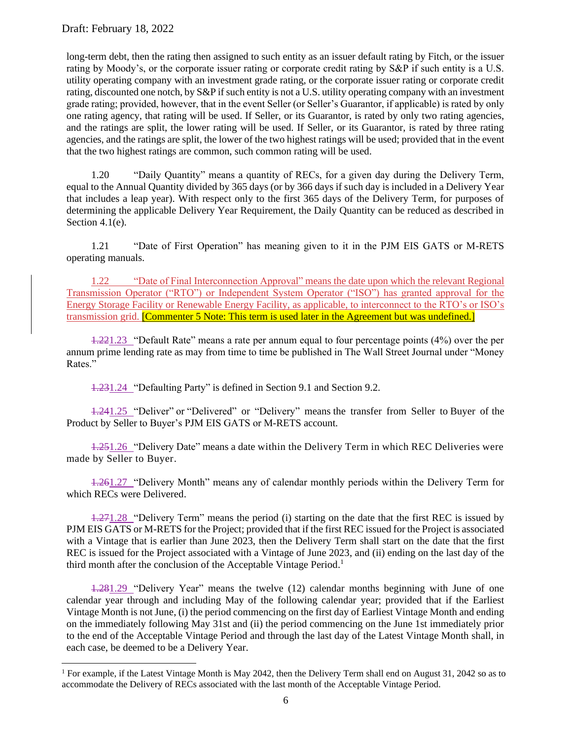long-term debt, then the rating then assigned to such entity as an issuer default rating by Fitch, or the issuer rating by Moody's, or the corporate issuer rating or corporate credit rating by S&P if such entity is a U.S. utility operating company with an investment grade rating, or the corporate issuer rating or corporate credit rating, discounted one notch, by S&P if such entity is not a U.S. utility operating company with an investment grade rating; provided, however, that in the event Seller (or Seller's Guarantor, if applicable) is rated by only one rating agency, that rating will be used. If Seller, or its Guarantor, is rated by only two rating agencies, and the ratings are split, the lower rating will be used. If Seller, or its Guarantor, is rated by three rating agencies, and the ratings are split, the lower of the two highest ratings will be used; provided that in the event that the two highest ratings are common, such common rating will be used.

1.20 "Daily Quantity" means a quantity of RECs, for a given day during the Delivery Term, equal to the Annual Quantity divided by 365 days (or by 366 days if such day is included in a Delivery Year that includes a leap year). With respect only to the first 365 days of the Delivery Term, for purposes of determining the applicable Delivery Year Requirement, the Daily Quantity can be reduced as described in Section 4.1(e).

1.21 "Date of First Operation" has meaning given to it in the PJM EIS GATS or M-RETS operating manuals.

1.22 "Date of Final Interconnection Approval" means the date upon which the relevant Regional Transmission Operator ("RTO") or Independent System Operator ("ISO") has granted approval for the Energy Storage Facility or Renewable Energy Facility, as applicable, to interconnect to the RTO's or ISO's transmission grid. **[Commenter 5 Note: This term is used later in the Agreement but was undefined.]**

~~1.22~~1.23 "Default Rate" means a rate per annum equal to four percentage points (4%) over the per annum prime lending rate as may from time to time be published in The Wall Street Journal under "Money Rates."

~~1.23~~1.24 "Defaulting Party" is defined in Section 9.1 and Section 9.2.

~~1.24~~1.25 "Deliver" or "Delivered" or "Delivery" means the transfer from Seller to Buyer of the Product by Seller to Buyer's PJM EIS GATS or M-RETS account.

~~1.25~~1.26 "Delivery Date" means a date within the Delivery Term in which REC Deliveries were made by Seller to Buyer.

~~1.26~~1.27 "Delivery Month" means any of calendar monthly periods within the Delivery Term for which RECs were Delivered.

~~1.27~~1.28 "Delivery Term" means the period (i) starting on the date that the first REC is issued by PJM EIS GATS or M-RETS for the Project; provided that if the first REC issued for the Project is associated with a Vintage that is earlier than June 2023, then the Delivery Term shall start on the date that the first REC is issued for the Project associated with a Vintage of June 2023, and (ii) ending on the last day of the third month after the conclusion of the Acceptable Vintage Period.[1]

~~1.28~~1.29 "Delivery Year" means the twelve (12) calendar months beginning with June of one calendar year through and including May of the following calendar year; provided that if the Earliest Vintage Month is not June, (i) the period commencing on the first day of Earliest Vintage Month and ending on the immediately following May 31st and (ii) the period commencing on the June 1st immediately prior to the end of the Acceptable Vintage Period and through the last day of the Latest Vintage Month shall, in each case, be deemed to be a Delivery Year.

---

[1] For example, if the Latest Vintage Month is May 2042, then the Delivery Term shall end on August 31, 2042 so as to accommodate the Delivery of RECs associated with the last month of the Acceptable Vintage Period.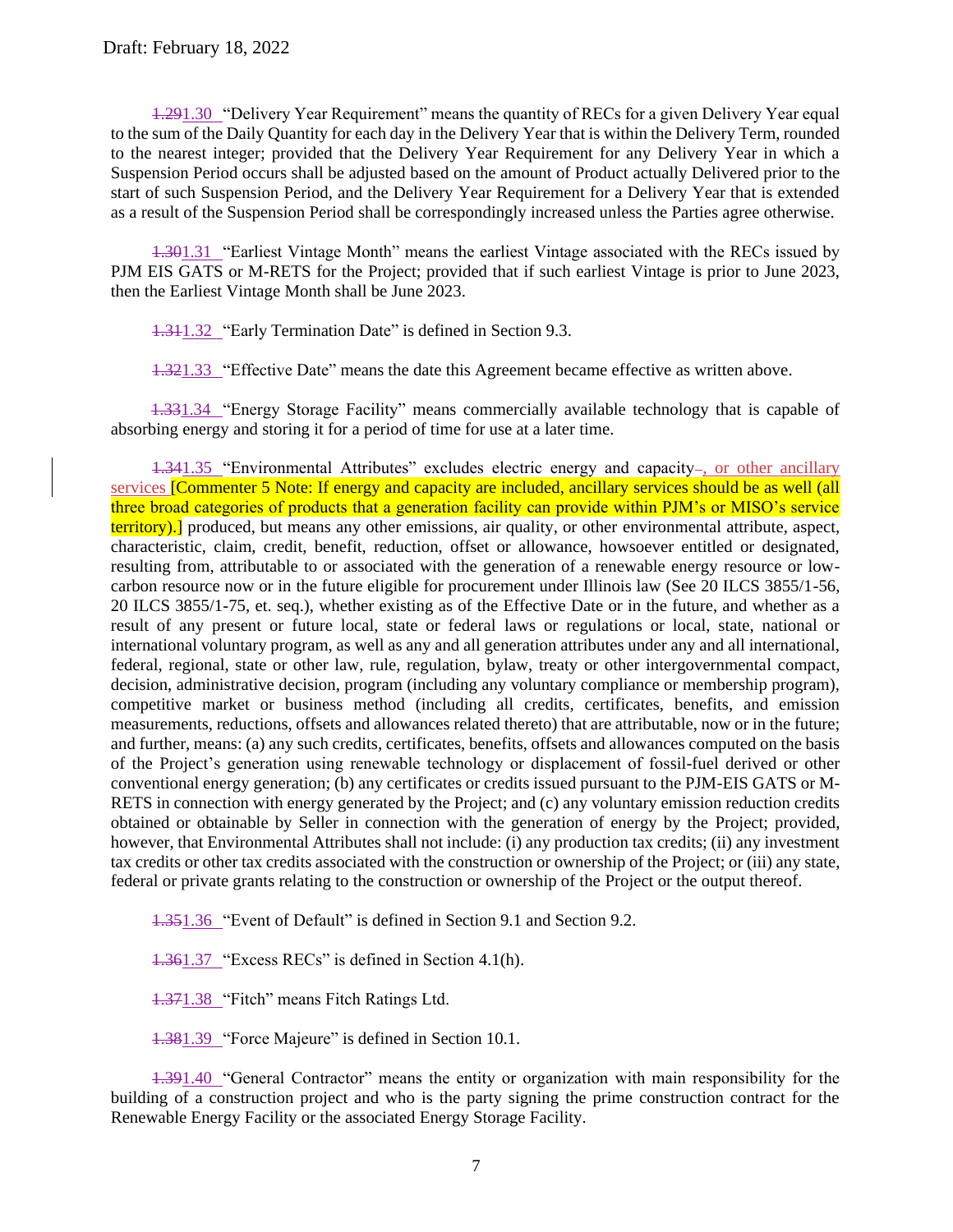Draft: February 18, 2022

~~1.29~~1.30 "Delivery Year Requirement" means the quantity of RECs for a given Delivery Year equal to the sum of the Daily Quantity for each day in the Delivery Year that is within the Delivery Term, rounded to the nearest integer; provided that the Delivery Year Requirement for any Delivery Year in which a Suspension Period occurs shall be adjusted based on the amount of Product actually Delivered prior to the start of such Suspension Period, and the Delivery Year Requirement for a Delivery Year that is extended as a result of the Suspension Period shall be correspondingly increased unless the Parties agree otherwise.

~~1.30~~1.31 "Earliest Vintage Month" means the earliest Vintage associated with the RECs issued by PJM EIS GATS or M-RETS for the Project; provided that if such earliest Vintage is prior to June 2023, then the Earliest Vintage Month shall be June 2023.

~~1.31~~1.32 "Early Termination Date" is defined in Section 9.3.

~~1.32~~1.33 "Effective Date" means the date this Agreement became effective as written above.

~~1.33~~1.34 "Energy Storage Facility" means commercially available technology that is capable of absorbing energy and storing it for a period of time for use at a later time.

~~1.34~~1.35 "Environmental Attributes" excludes electric energy and capacity~~-~~, or other ancillary services [Commenter 5 Note: If energy and capacity are included, ancillary services should be as well (all three broad categories of products that a generation facility can provide within PJM's or MISO's service territory).] produced, but means any other emissions, air quality, or other environmental attribute, aspect, characteristic, claim, credit, benefit, reduction, offset or allowance, howsoever entitled or designated, resulting from, attributable to or associated with the generation of a renewable energy resource or low-carbon resource now or in the future eligible for procurement under Illinois law (See 20 ILCS 3855/1-56, 20 ILCS 3855/1-75, et. seq.), whether existing as of the Effective Date or in the future, and whether as a result of any present or future local, state or federal laws or regulations or local, state, national or international voluntary program, as well as any and all generation attributes under any and all international, federal, regional, state or other law, rule, regulation, bylaw, treaty or other intergovernmental compact, decision, administrative decision, program (including any voluntary compliance or membership program), competitive market or business method (including all credits, certificates, benefits, and emission measurements, reductions, offsets and allowances related thereto) that are attributable, now or in the future; and further, means: (a) any such credits, certificates, benefits, offsets and allowances computed on the basis of the Project's generation using renewable technology or displacement of fossil-fuel derived or other conventional energy generation; (b) any certificates or credits issued pursuant to the PJM-EIS GATS or M-RETS in connection with energy generated by the Project; and (c) any voluntary emission reduction credits obtained or obtainable by Seller in connection with the generation of energy by the Project; provided, however, that Environmental Attributes shall not include: (i) any production tax credits; (ii) any investment tax credits or other tax credits associated with the construction or ownership of the Project; or (iii) any state, federal or private grants relating to the construction or ownership of the Project or the output thereof.

~~1.35~~1.36 "Event of Default" is defined in Section 9.1 and Section 9.2.

~~1.36~~1.37 "Excess RECs" is defined in Section 4.1(h).

~~1.37~~1.38 "Fitch" means Fitch Ratings Ltd.

~~1.38~~1.39 "Force Majeure" is defined in Section 10.1.

~~1.39~~1.40 "General Contractor" means the entity or organization with main responsibility for the building of a construction project and who is the party signing the prime construction contract for the Renewable Energy Facility or the associated Energy Storage Facility.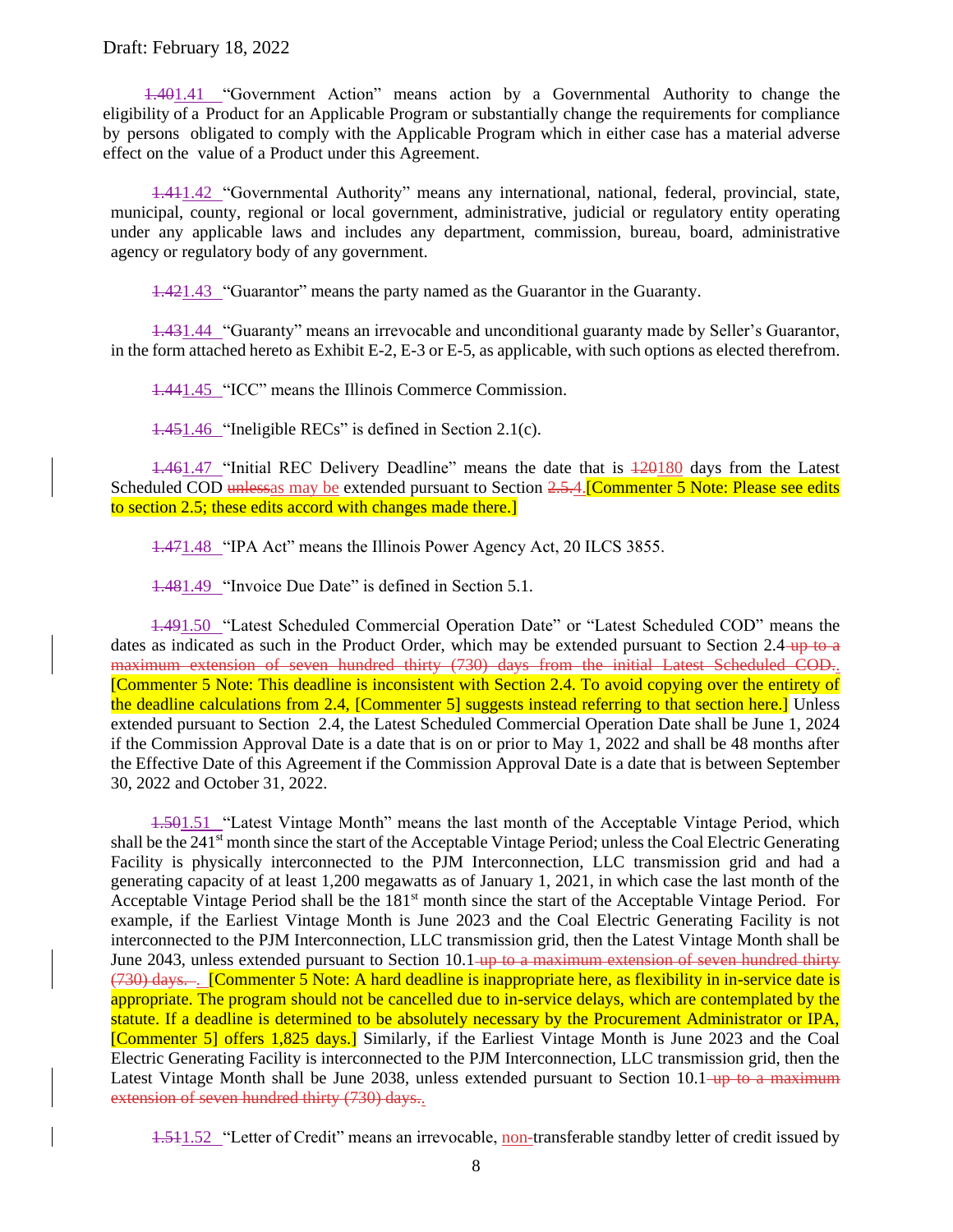Draft: February 18, 2022

~~1.40~~1.41 "Government Action" means action by a Governmental Authority to change the eligibility of a Product for an Applicable Program or substantially change the requirements for compliance by persons obligated to comply with the Applicable Program which in either case has a material adverse effect on the value of a Product under this Agreement.

~~1.41~~1.42 "Governmental Authority" means any international, national, federal, provincial, state, municipal, county, regional or local government, administrative, judicial or regulatory entity operating under any applicable laws and includes any department, commission, bureau, board, administrative agency or regulatory body of any government.

~~1.42~~1.43 "Guarantor" means the party named as the Guarantor in the Guaranty.

~~1.43~~1.44 "Guaranty" means an irrevocable and unconditional guaranty made by Seller's Guarantor, in the form attached hereto as Exhibit E-2, E-3 or E-5, as applicable, with such options as elected therefrom.

~~1.44~~1.45 "ICC" means the Illinois Commerce Commission.

~~1.45~~1.46 "Ineligible RECs" is defined in Section 2.1(c).

~~1.46~~1.47 "Initial REC Delivery Deadline" means the date that is ~~120~~180 days from the Latest Scheduled COD ~~unless~~as may be extended pursuant to Section ~~2.5.~~4.[Commenter 5 Note: Please see edits to section 2.5; these edits accord with changes made there.]

~~1.47~~1.48 "IPA Act" means the Illinois Power Agency Act, 20 ILCS 3855.

~~1.48~~1.49 "Invoice Due Date" is defined in Section 5.1.

~~1.49~~1.50 "Latest Scheduled Commercial Operation Date" or "Latest Scheduled COD" means the dates as indicated as such in the Product Order, which may be extended pursuant to Section 2.4 ~~up to a maximum extension of seven hundred thirty (730) days from the initial Latest Scheduled COD.~~. [Commenter 5 Note: This deadline is inconsistent with Section 2.4. To avoid copying over the entirety of the deadline calculations from 2.4, [Commenter 5] suggests instead referring to that section here.] Unless extended pursuant to Section 2.4, the Latest Scheduled Commercial Operation Date shall be June 1, 2024 if the Commission Approval Date is a date that is on or prior to May 1, 2022 and shall be 48 months after the Effective Date of this Agreement if the Commission Approval Date is a date that is between September 30, 2022 and October 31, 2022.

~~1.50~~1.51 "Latest Vintage Month" means the last month of the Acceptable Vintage Period, which shall be the 241st month since the start of the Acceptable Vintage Period; unless the Coal Electric Generating Facility is physically interconnected to the PJM Interconnection, LLC transmission grid and had a generating capacity of at least 1,200 megawatts as of January 1, 2021, in which case the last month of the Acceptable Vintage Period shall be the 181st month since the start of the Acceptable Vintage Period. For example, if the Earliest Vintage Month is June 2023 and the Coal Electric Generating Facility is not interconnected to the PJM Interconnection, LLC transmission grid, then the Latest Vintage Month shall be June 2043, unless extended pursuant to Section 10.1 ~~up to a maximum extension of seven hundred thirty (730) days.~~. [Commenter 5 Note: A hard deadline is inappropriate here, as flexibility in in-service date is appropriate. The program should not be cancelled due to in-service delays, which are contemplated by the statute. If a deadline is determined to be absolutely necessary by the Procurement Administrator or IPA, [Commenter 5] offers 1,825 days.] Similarly, if the Earliest Vintage Month is June 2023 and the Coal Electric Generating Facility is interconnected to the PJM Interconnection, LLC transmission grid, then the Latest Vintage Month shall be June 2038, unless extended pursuant to Section 10.1 ~~up to a maximum extension of seven hundred thirty (730) days.~~.

~~1.51~~1.52 "Letter of Credit" means an irrevocable, non-transferable standby letter of credit issued by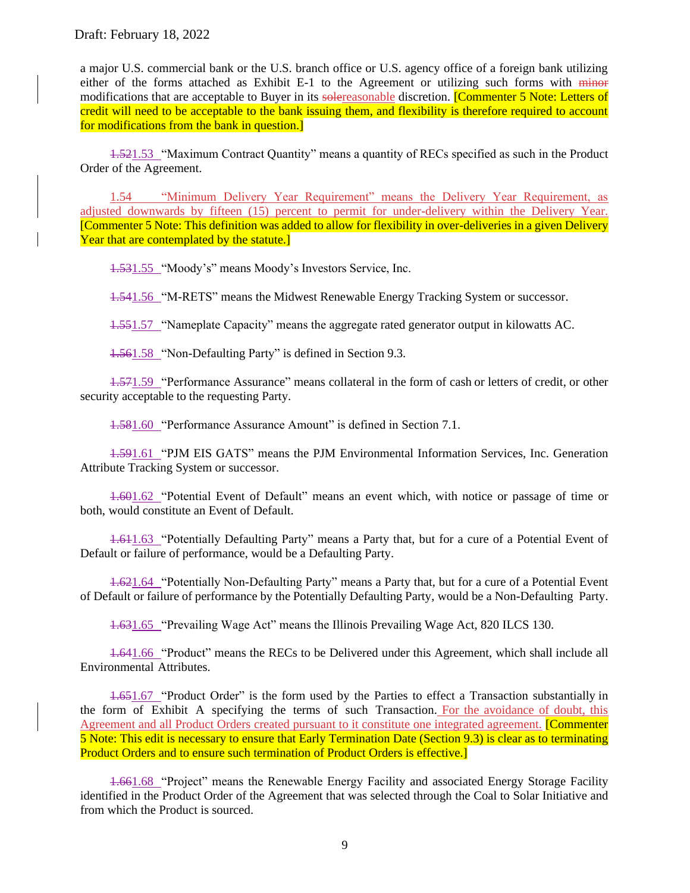a major U.S. commercial bank or the U.S. branch office or U.S. agency office of a foreign bank utilizing either of the forms attached as Exhibit E-1 to the Agreement or utilizing such forms with ~~minor~~ modifications that are acceptable to Buyer in its ~~sole~~reasonable discretion. [Commenter 5 Note: Letters of credit will need to be acceptable to the bank issuing them, and flexibility is therefore required to account for modifications from the bank in question.]

~~1.52~~1.53 "Maximum Contract Quantity" means a quantity of RECs specified as such in the Product Order of the Agreement.

1.54 "Minimum Delivery Year Requirement" means the Delivery Year Requirement, as adjusted downwards by fifteen (15) percent to permit for under-delivery within the Delivery Year. [Commenter 5 Note: This definition was added to allow for flexibility in over-deliveries in a given Delivery Year that are contemplated by the statute.]

~~1.53~~1.55 "Moody's" means Moody's Investors Service, Inc.

~~1.54~~1.56 "M-RETS" means the Midwest Renewable Energy Tracking System or successor.

~~1.55~~1.57 "Nameplate Capacity" means the aggregate rated generator output in kilowatts AC.

~~1.56~~1.58 "Non-Defaulting Party" is defined in Section 9.3.

~~1.57~~1.59 "Performance Assurance" means collateral in the form of cash or letters of credit, or other security acceptable to the requesting Party.

~~1.58~~1.60 "Performance Assurance Amount" is defined in Section 7.1.

~~1.59~~1.61 "PJM EIS GATS" means the PJM Environmental Information Services, Inc. Generation Attribute Tracking System or successor.

~~1.60~~1.62 "Potential Event of Default" means an event which, with notice or passage of time or both, would constitute an Event of Default.

~~1.61~~1.63 "Potentially Defaulting Party" means a Party that, but for a cure of a Potential Event of Default or failure of performance, would be a Defaulting Party.

~~1.62~~1.64 "Potentially Non-Defaulting Party" means a Party that, but for a cure of a Potential Event of Default or failure of performance by the Potentially Defaulting Party, would be a Non-Defaulting Party.

~~1.63~~1.65 "Prevailing Wage Act" means the Illinois Prevailing Wage Act, 820 ILCS 130.

~~1.64~~1.66 "Product" means the RECs to be Delivered under this Agreement, which shall include all Environmental Attributes.

~~1.65~~1.67 "Product Order" is the form used by the Parties to effect a Transaction substantially in the form of Exhibit A specifying the terms of such Transaction. For the avoidance of doubt, this Agreement and all Product Orders created pursuant to it constitute one integrated agreement. [Commenter 5 Note: This edit is necessary to ensure that Early Termination Date (Section 9.3) is clear as to terminating Product Orders and to ensure such termination of Product Orders is effective.]

~~1.66~~1.68 "Project" means the Renewable Energy Facility and associated Energy Storage Facility identified in the Product Order of the Agreement that was selected through the Coal to Solar Initiative and from which the Product is sourced.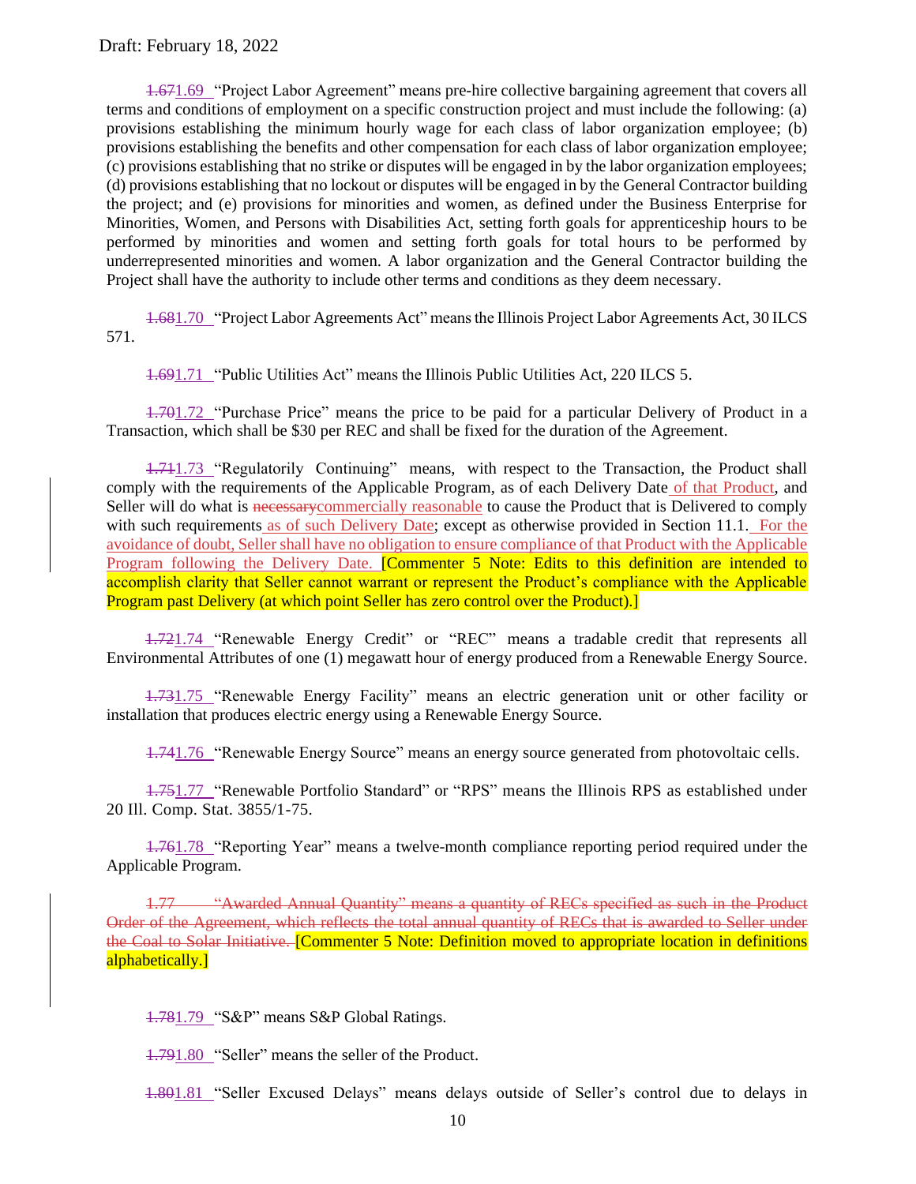Draft: February 18, 2022

~~1.67~~1.69 "Project Labor Agreement" means pre-hire collective bargaining agreement that covers all terms and conditions of employment on a specific construction project and must include the following: (a) provisions establishing the minimum hourly wage for each class of labor organization employee; (b) provisions establishing the benefits and other compensation for each class of labor organization employee; (c) provisions establishing that no strike or disputes will be engaged in by the labor organization employees; (d) provisions establishing that no lockout or disputes will be engaged in by the General Contractor building the project; and (e) provisions for minorities and women, as defined under the Business Enterprise for Minorities, Women, and Persons with Disabilities Act, setting forth goals for apprenticeship hours to be performed by minorities and women and setting forth goals for total hours to be performed by underrepresented minorities and women. A labor organization and the General Contractor building the Project shall have the authority to include other terms and conditions as they deem necessary.

~~1.68~~1.70 "Project Labor Agreements Act" means the Illinois Project Labor Agreements Act, 30 ILCS 571.

~~1.69~~1.71 "Public Utilities Act" means the Illinois Public Utilities Act, 220 ILCS 5.

~~1.70~~1.72 "Purchase Price" means the price to be paid for a particular Delivery of Product in a Transaction, which shall be $30 per REC and shall be fixed for the duration of the Agreement.

~~1.71~~1.73 "Regulatorily Continuing" means, with respect to the Transaction, the Product shall comply with the requirements of the Applicable Program, as of each Delivery Date of that Product, and Seller will do what is ~~necessary~~commercially reasonable to cause the Product that is Delivered to comply with such requirements as of such Delivery Date; except as otherwise provided in Section 11.1. For the avoidance of doubt, Seller shall have no obligation to ensure compliance of that Product with the Applicable Program following the Delivery Date. [Commenter 5 Note: Edits to this definition are intended to accomplish clarity that Seller cannot warrant or represent the Product's compliance with the Applicable Program past Delivery (at which point Seller has zero control over the Product).]

~~1.72~~1.74 "Renewable Energy Credit" or "REC" means a tradable credit that represents all Environmental Attributes of one (1) megawatt hour of energy produced from a Renewable Energy Source.

~~1.73~~1.75 "Renewable Energy Facility" means an electric generation unit or other facility or installation that produces electric energy using a Renewable Energy Source.

~~1.74~~1.76 "Renewable Energy Source" means an energy source generated from photovoltaic cells.

~~1.75~~1.77 "Renewable Portfolio Standard" or "RPS" means the Illinois RPS as established under 20 Ill. Comp. Stat. 3855/1-75.

~~1.76~~1.78 "Reporting Year" means a twelve-month compliance reporting period required under the Applicable Program.

~~1.77 "Awarded Annual Quantity" means a quantity of RECs specified as such in the Product Order of the Agreement, which reflects the total annual quantity of RECs that is awarded to Seller under the Coal to Solar Initiative.~~ [Commenter 5 Note: Definition moved to appropriate location in definitions alphabetically.]

~~1.78~~1.79 "S&P" means S&P Global Ratings.

~~1.79~~1.80 "Seller" means the seller of the Product.

~~1.80~~1.81 "Seller Excused Delays" means delays outside of Seller's control due to delays in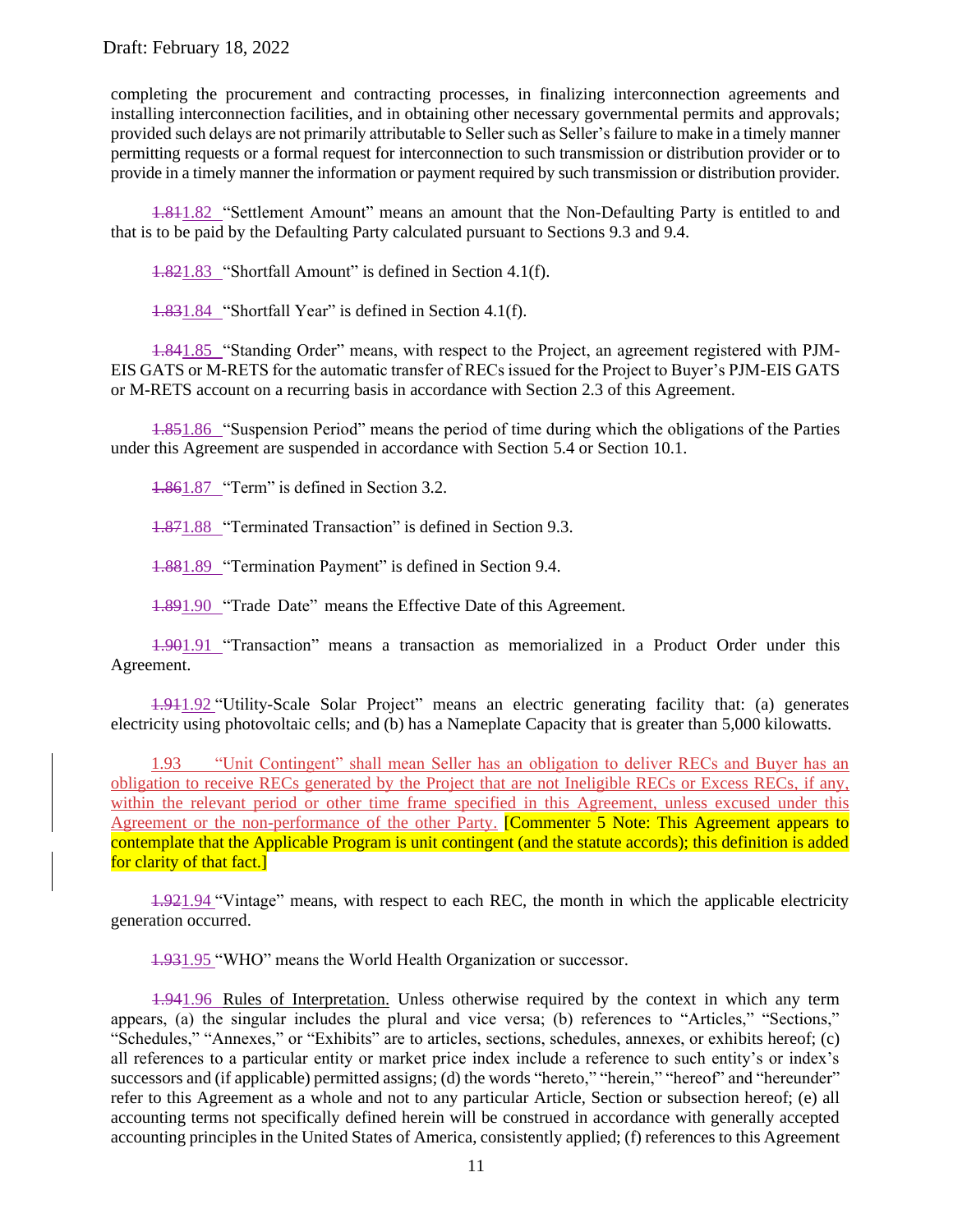completing the procurement and contracting processes, in finalizing interconnection agreements and installing interconnection facilities, and in obtaining other necessary governmental permits and approvals; provided such delays are not primarily attributable to Seller such as Seller's failure to make in a timely manner permitting requests or a formal request for interconnection to such transmission or distribution provider or to provide in a timely manner the information or payment required by such transmission or distribution provider.

~~1.81~~1.82 "Settlement Amount" means an amount that the Non-Defaulting Party is entitled to and that is to be paid by the Defaulting Party calculated pursuant to Sections 9.3 and 9.4.

~~1.82~~1.83 "Shortfall Amount" is defined in Section 4.1(f).

~~1.83~~1.84 "Shortfall Year" is defined in Section 4.1(f).

~~1.84~~1.85 "Standing Order" means, with respect to the Project, an agreement registered with PJM-EIS GATS or M-RETS for the automatic transfer of RECs issued for the Project to Buyer's PJM-EIS GATS or M-RETS account on a recurring basis in accordance with Section 2.3 of this Agreement.

~~1.85~~1.86 "Suspension Period" means the period of time during which the obligations of the Parties under this Agreement are suspended in accordance with Section 5.4 or Section 10.1.

~~1.86~~1.87 "Term" is defined in Section 3.2.

~~1.87~~1.88 "Terminated Transaction" is defined in Section 9.3.

~~1.88~~1.89 "Termination Payment" is defined in Section 9.4.

~~1.89~~1.90 "Trade Date" means the Effective Date of this Agreement.

~~1.90~~1.91 "Transaction" means a transaction as memorialized in a Product Order under this Agreement.

~~1.91~~1.92 "Utility-Scale Solar Project" means an electric generating facility that: (a) generates electricity using photovoltaic cells; and (b) has a Nameplate Capacity that is greater than 5,000 kilowatts.

1.93 "Unit Contingent" shall mean Seller has an obligation to deliver RECs and Buyer has an obligation to receive RECs generated by the Project that are not Ineligible RECs or Excess RECs, if any, within the relevant period or other time frame specified in this Agreement, unless excused under this Agreement or the non-performance of the other Party. [Commenter 5 Note: This Agreement appears to contemplate that the Applicable Program is unit contingent (and the statute accords); this definition is added for clarity of that fact.]

~~1.92~~1.94 "Vintage" means, with respect to each REC, the month in which the applicable electricity generation occurred.

~~1.93~~1.95 "WHO" means the World Health Organization or successor.

~~1.94~~1.96 Rules of Interpretation. Unless otherwise required by the context in which any term appears, (a) the singular includes the plural and vice versa; (b) references to "Articles," "Sections," "Schedules," "Annexes," or "Exhibits" are to articles, sections, schedules, annexes, or exhibits hereof; (c) all references to a particular entity or market price index include a reference to such entity's or index's successors and (if applicable) permitted assigns; (d) the words "hereto," "herein," "hereof" and "hereunder" refer to this Agreement as a whole and not to any particular Article, Section or subsection hereof; (e) all accounting terms not specifically defined herein will be construed in accordance with generally accepted accounting principles in the United States of America, consistently applied; (f) references to this Agreement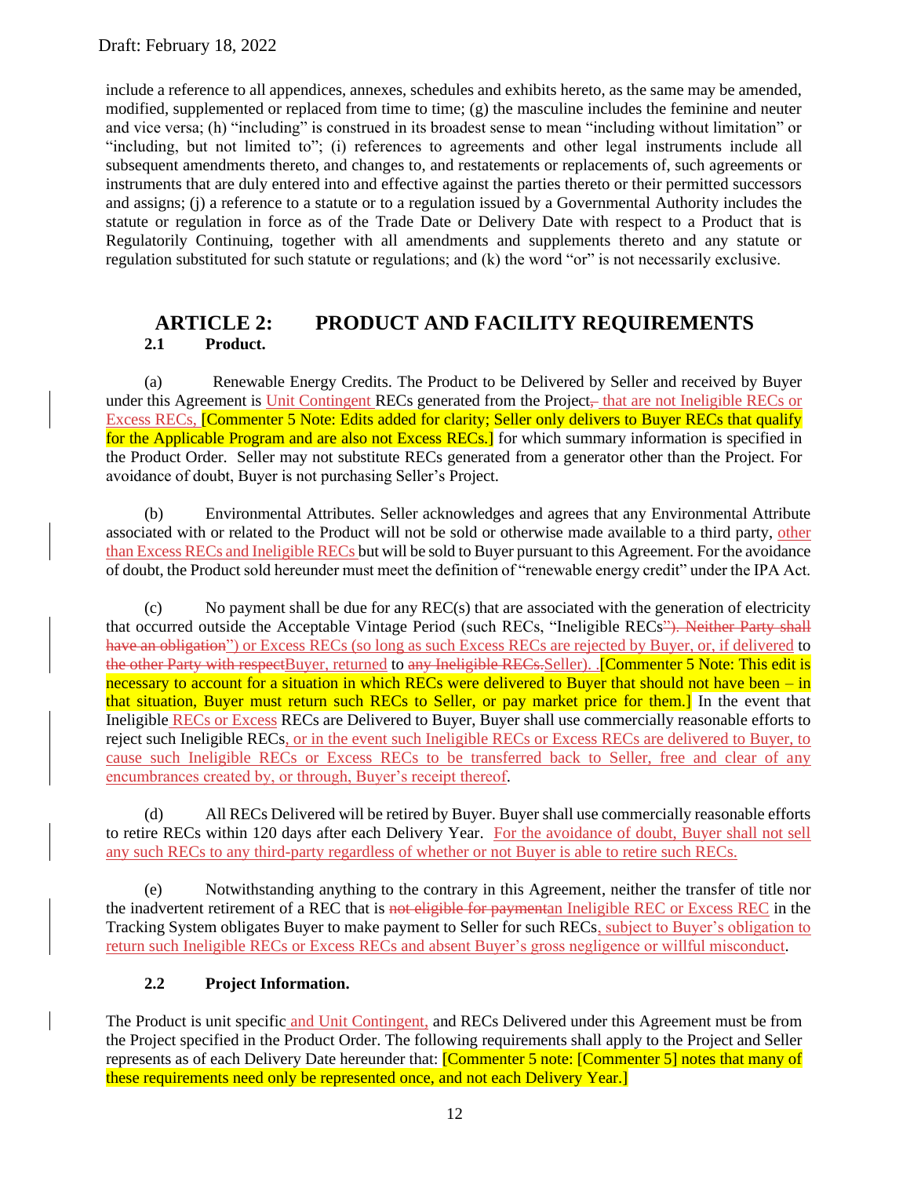include a reference to all appendices, annexes, schedules and exhibits hereto, as the same may be amended, modified, supplemented or replaced from time to time; (g) the masculine includes the feminine and neuter and vice versa; (h) "including" is construed in its broadest sense to mean "including without limitation" or "including, but not limited to"; (i) references to agreements and other legal instruments include all subsequent amendments thereto, and changes to, and restatements or replacements of, such agreements or instruments that are duly entered into and effective against the parties thereto or their permitted successors and assigns; (j) a reference to a statute or to a regulation issued by a Governmental Authority includes the statute or regulation in force as of the Trade Date or Delivery Date with respect to a Product that is Regulatorily Continuing, together with all amendments and supplements thereto and any statute or regulation substituted for such statute or regulations; and (k) the word "or" is not necessarily exclusive.

# ARTICLE 2: PRODUCT AND FACILITY REQUIREMENTS

## 2.1 Product.

(a) Renewable Energy Credits. The Product to be Delivered by Seller and received by Buyer under this Agreement is Unit Contingent RECs generated from the Project, that are not Ineligible RECs or Excess RECs, [Commenter 5 Note: Edits added for clarity; Seller only delivers to Buyer RECs that qualify for the Applicable Program and are also not Excess RECs.] for which summary information is specified in the Product Order. Seller may not substitute RECs generated from a generator other than the Project. For avoidance of doubt, Buyer is not purchasing Seller's Project.

(b) Environmental Attributes. Seller acknowledges and agrees that any Environmental Attribute associated with or related to the Product will not be sold or otherwise made available to a third party, other than Excess RECs and Ineligible RECs but will be sold to Buyer pursuant to this Agreement. For the avoidance of doubt, the Product sold hereunder must meet the definition of "renewable energy credit" under the IPA Act.

(c) No payment shall be due for any REC(s) that are associated with the generation of electricity that occurred outside the Acceptable Vintage Period (such RECs, "Ineligible RECs"). Neither Party shall have an obligation") or Excess RECs (so long as such Excess RECs are rejected by Buyer, or, if delivered to the other Party with respectBuyer, returned to any Ineligible RECs.Seller). .[Commenter 5 Note: This edit is necessary to account for a situation in which RECs were delivered to Buyer that should not have been – in that situation, Buyer must return such RECs to Seller, or pay market price for them.] In the event that Ineligible RECs or Excess RECs are Delivered to Buyer, Buyer shall use commercially reasonable efforts to reject such Ineligible RECs, or in the event such Ineligible RECs or Excess RECs are delivered to Buyer, to cause such Ineligible RECs or Excess RECs to be transferred back to Seller, free and clear of any encumbrances created by, or through, Buyer's receipt thereof.

(d) All RECs Delivered will be retired by Buyer. Buyer shall use commercially reasonable efforts to retire RECs within 120 days after each Delivery Year. For the avoidance of doubt, Buyer shall not sell any such RECs to any third-party regardless of whether or not Buyer is able to retire such RECs.

(e) Notwithstanding anything to the contrary in this Agreement, neither the transfer of title nor the inadvertent retirement of a REC that is not eligible for paymentan Ineligible REC or Excess REC in the Tracking System obligates Buyer to make payment to Seller for such RECs, subject to Buyer's obligation to return such Ineligible RECs or Excess RECs and absent Buyer's gross negligence or willful misconduct.

## 2.2 Project Information.

The Product is unit specific and Unit Contingent, and RECs Delivered under this Agreement must be from the Project specified in the Product Order. The following requirements shall apply to the Project and Seller represents as of each Delivery Date hereunder that: [Commenter 5 note: [Commenter 5] notes that many of these requirements need only be represented once, and not each Delivery Year.]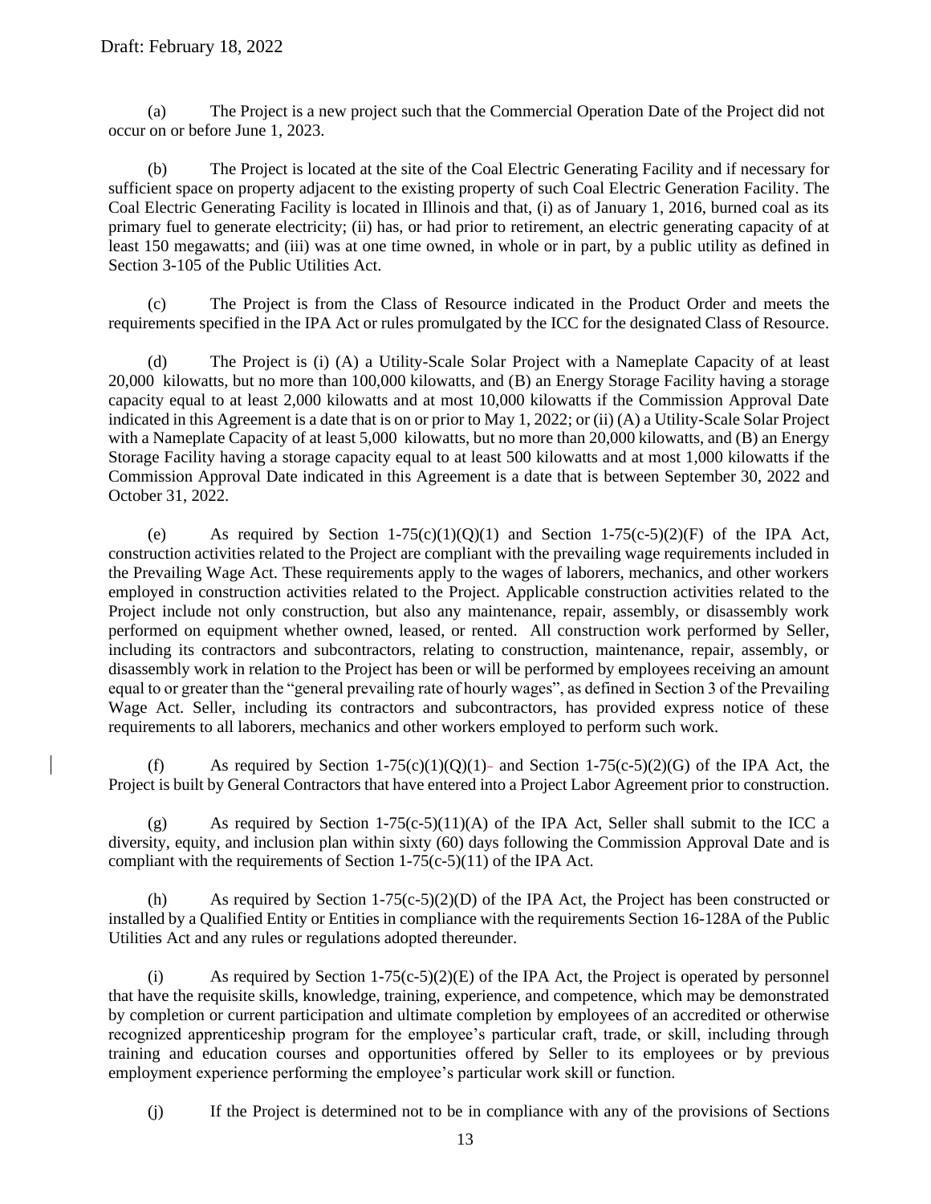Draft: February 18, 2022

(a) The Project is a new project such that the Commercial Operation Date of the Project did not occur on or before June 1, 2023.

(b) The Project is located at the site of the Coal Electric Generating Facility and if necessary for sufficient space on property adjacent to the existing property of such Coal Electric Generation Facility. The Coal Electric Generating Facility is located in Illinois and that, (i) as of January 1, 2016, burned coal as its primary fuel to generate electricity; (ii) has, or had prior to retirement, an electric generating capacity of at least 150 megawatts; and (iii) was at one time owned, in whole or in part, by a public utility as defined in Section 3-105 of the Public Utilities Act.

(c) The Project is from the Class of Resource indicated in the Product Order and meets the requirements specified in the IPA Act or rules promulgated by the ICC for the designated Class of Resource.

(d) The Project is (i) (A) a Utility-Scale Solar Project with a Nameplate Capacity of at least 20,000 kilowatts, but no more than 100,000 kilowatts, and (B) an Energy Storage Facility having a storage capacity equal to at least 2,000 kilowatts and at most 10,000 kilowatts if the Commission Approval Date indicated in this Agreement is a date that is on or prior to May 1, 2022; or (ii) (A) a Utility-Scale Solar Project with a Nameplate Capacity of at least 5,000 kilowatts, but no more than 20,000 kilowatts, and (B) an Energy Storage Facility having a storage capacity equal to at least 500 kilowatts and at most 1,000 kilowatts if the Commission Approval Date indicated in this Agreement is a date that is between September 30, 2022 and October 31, 2022.

(e) As required by Section 1-75(c)(1)(Q)(1) and Section 1-75(c-5)(2)(F) of the IPA Act, construction activities related to the Project are compliant with the prevailing wage requirements included in the Prevailing Wage Act. These requirements apply to the wages of laborers, mechanics, and other workers employed in construction activities related to the Project. Applicable construction activities related to the Project include not only construction, but also any maintenance, repair, assembly, or disassembly work performed on equipment whether owned, leased, or rented. All construction work performed by Seller, including its contractors and subcontractors, relating to construction, maintenance, repair, assembly, or disassembly work in relation to the Project has been or will be performed by employees receiving an amount equal to or greater than the "general prevailing rate of hourly wages", as defined in Section 3 of the Prevailing Wage Act. Seller, including its contractors and subcontractors, has provided express notice of these requirements to all laborers, mechanics and other workers employed to perform such work.

(f) As required by Section 1-75(c)(1)(Q)(1) and Section 1-75(c-5)(2)(G) of the IPA Act, the Project is built by General Contractors that have entered into a Project Labor Agreement prior to construction.

(g) As required by Section 1-75(c-5)(11)(A) of the IPA Act, Seller shall submit to the ICC a diversity, equity, and inclusion plan within sixty (60) days following the Commission Approval Date and is compliant with the requirements of Section 1-75(c-5)(11) of the IPA Act.

(h) As required by Section 1-75(c-5)(2)(D) of the IPA Act, the Project has been constructed or installed by a Qualified Entity or Entities in compliance with the requirements Section 16-128A of the Public Utilities Act and any rules or regulations adopted thereunder.

(i) As required by Section 1-75(c-5)(2)(E) of the IPA Act, the Project is operated by personnel that have the requisite skills, knowledge, training, experience, and competence, which may be demonstrated by completion or current participation and ultimate completion by employees of an accredited or otherwise recognized apprenticeship program for the employee's particular craft, trade, or skill, including through training and education courses and opportunities offered by Seller to its employees or by previous employment experience performing the employee's particular work skill or function.

(j) If the Project is determined not to be in compliance with any of the provisions of Sections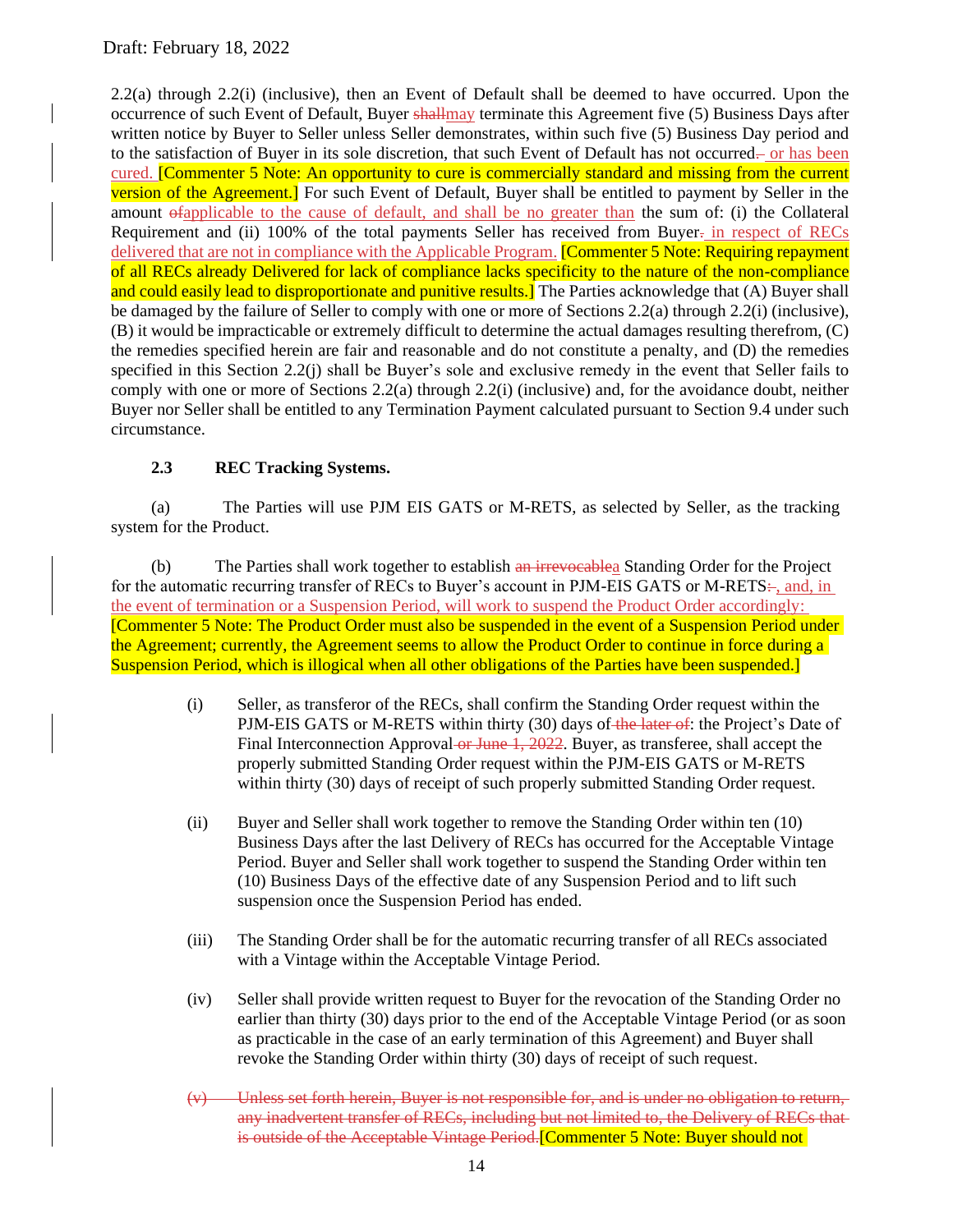2.2(a) through 2.2(i) (inclusive), then an Event of Default shall be deemed to have occurred. Upon the occurrence of such Event of Default, Buyer ~~shall~~may terminate this Agreement five (5) Business Days after written notice by Buyer to Seller unless Seller demonstrates, within such five (5) Business Day period and to the satisfaction of Buyer in its sole discretion, that such Event of Default has not occurred~~.~~ or has been cured. [Commenter 5 Note: An opportunity to cure is commercially standard and missing from the current version of the Agreement.] For such Event of Default, Buyer shall be entitled to payment by Seller in the amount ~~of~~applicable to the cause of default, and shall be no greater than the sum of: (i) the Collateral Requirement and (ii) 100% of the total payments Seller has received from Buyer~~.~~ in respect of RECs delivered that are not in compliance with the Applicable Program. [Commenter 5 Note: Requiring repayment of all RECs already Delivered for lack of compliance lacks specificity to the nature of the non-compliance and could easily lead to disproportionate and punitive results.] The Parties acknowledge that (A) Buyer shall be damaged by the failure of Seller to comply with one or more of Sections 2.2(a) through 2.2(i) (inclusive), (B) it would be impracticable or extremely difficult to determine the actual damages resulting therefrom, (C) the remedies specified herein are fair and reasonable and do not constitute a penalty, and (D) the remedies specified in this Section 2.2(j) shall be Buyer's sole and exclusive remedy in the event that Seller fails to comply with one or more of Sections 2.2(a) through 2.2(i) (inclusive) and, for the avoidance doubt, neither Buyer nor Seller shall be entitled to any Termination Payment calculated pursuant to Section 9.4 under such circumstance.

**2.3 REC Tracking Systems.**

(a) The Parties will use PJM EIS GATS or M-RETS, as selected by Seller, as the tracking system for the Product.

(b) The Parties shall work together to establish ~~an irrevocable~~a Standing Order for the Project for the automatic recurring transfer of RECs to Buyer's account in PJM-EIS GATS or M-RETS~~:~~, and, in the event of termination or a Suspension Period, will work to suspend the Product Order accordingly: [Commenter 5 Note: The Product Order must also be suspended in the event of a Suspension Period under the Agreement; currently, the Agreement seems to allow the Product Order to continue in force during a Suspension Period, which is illogical when all other obligations of the Parties have been suspended.]

(i) Seller, as transferor of the RECs, shall confirm the Standing Order request within the PJM-EIS GATS or M-RETS within thirty (30) days of ~~the later of~~: the Project's Date of Final Interconnection Approval ~~or June 1, 2022~~. Buyer, as transferee, shall accept the properly submitted Standing Order request within the PJM-EIS GATS or M-RETS within thirty (30) days of receipt of such properly submitted Standing Order request.

(ii) Buyer and Seller shall work together to remove the Standing Order within ten (10) Business Days after the last Delivery of RECs has occurred for the Acceptable Vintage Period. Buyer and Seller shall work together to suspend the Standing Order within ten (10) Business Days of the effective date of any Suspension Period and to lift such suspension once the Suspension Period has ended.

(iii) The Standing Order shall be for the automatic recurring transfer of all RECs associated with a Vintage within the Acceptable Vintage Period.

(iv) Seller shall provide written request to Buyer for the revocation of the Standing Order no earlier than thirty (30) days prior to the end of the Acceptable Vintage Period (or as soon as practicable in the case of an early termination of this Agreement) and Buyer shall revoke the Standing Order within thirty (30) days of receipt of such request.

~~(v) Unless set forth herein, Buyer is not responsible for, and is under no obligation to return, any inadvertent transfer of RECs, including but not limited to, the Delivery of RECs that is outside of the Acceptable Vintage Period.~~[Commenter 5 Note: Buyer should not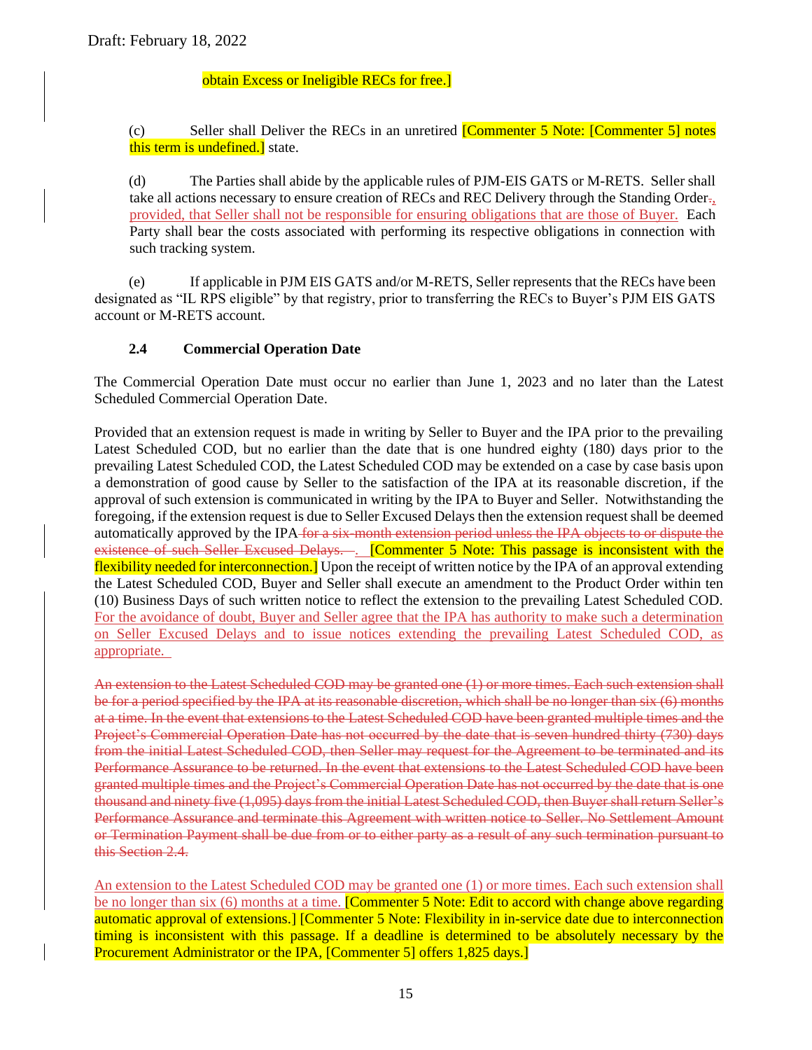obtain Excess or Ineligible RECs for free.]

(c) Seller shall Deliver the RECs in an unretired [Commenter 5 Note: [Commenter 5] notes this term is undefined.] state.

(d) The Parties shall abide by the applicable rules of PJM-EIS GATS or M-RETS. Seller shall take all actions necessary to ensure creation of RECs and REC Delivery through the Standing Order., provided, that Seller shall not be responsible for ensuring obligations that are those of Buyer. Each Party shall bear the costs associated with performing its respective obligations in connection with such tracking system.

(e) If applicable in PJM EIS GATS and/or M-RETS, Seller represents that the RECs have been designated as "IL RPS eligible" by that registry, prior to transferring the RECs to Buyer's PJM EIS GATS account or M-RETS account.

### 2.4 Commercial Operation Date

The Commercial Operation Date must occur no earlier than June 1, 2023 and no later than the Latest Scheduled Commercial Operation Date.

Provided that an extension request is made in writing by Seller to Buyer and the IPA prior to the prevailing Latest Scheduled COD, but no earlier than the date that is one hundred eighty (180) days prior to the prevailing Latest Scheduled COD, the Latest Scheduled COD may be extended on a case by case basis upon a demonstration of good cause by Seller to the satisfaction of the IPA at its reasonable discretion, if the approval of such extension is communicated in writing by the IPA to Buyer and Seller. Notwithstanding the foregoing, if the extension request is due to Seller Excused Delays then the extension request shall be deemed automatically approved by the IPA for a six-month extension period unless the IPA objects to or dispute the existence of such Seller Excused Delays. . [Commenter 5 Note: This passage is inconsistent with the flexibility needed for interconnection.] Upon the receipt of written notice by the IPA of an approval extending the Latest Scheduled COD, Buyer and Seller shall execute an amendment to the Product Order within ten (10) Business Days of such written notice to reflect the extension to the prevailing Latest Scheduled COD. For the avoidance of doubt, Buyer and Seller agree that the IPA has authority to make such a determination on Seller Excused Delays and to issue notices extending the prevailing Latest Scheduled COD, as appropriate.

~~An extension to the Latest Scheduled COD may be granted one (1) or more times. Each such extension shall be for a period specified by the IPA at its reasonable discretion, which shall be no longer than six (6) months at a time. In the event that extensions to the Latest Scheduled COD have been granted multiple times and the Project's Commercial Operation Date has not occurred by the date that is seven hundred thirty (730) days from the initial Latest Scheduled COD, then Seller may request for the Agreement to be terminated and its Performance Assurance to be returned. In the event that extensions to the Latest Scheduled COD have been granted multiple times and the Project's Commercial Operation Date has not occurred by the date that is one thousand and ninety five (1,095) days from the initial Latest Scheduled COD, then Buyer shall return Seller's Performance Assurance and terminate this Agreement with written notice to Seller. No Settlement Amount or Termination Payment shall be due from or to either party as a result of any such termination pursuant to this Section 2.4.~~

An extension to the Latest Scheduled COD may be granted one (1) or more times. Each such extension shall be no longer than six (6) months at a time. [Commenter 5 Note: Edit to accord with change above regarding automatic approval of extensions.] [Commenter 5 Note: Flexibility in in-service date due to interconnection timing is inconsistent with this passage. If a deadline is determined to be absolutely necessary by the Procurement Administrator or the IPA, [Commenter 5] offers 1,825 days.]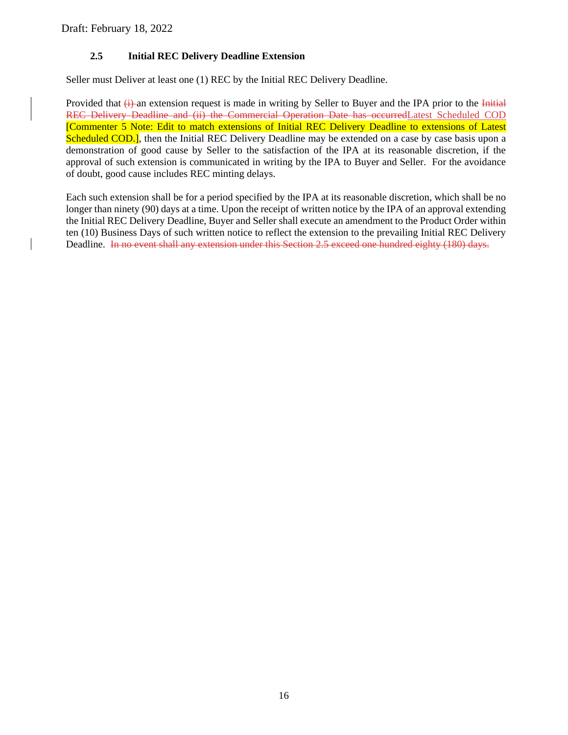Draft: February 18, 2022

### 2.5 Initial REC Delivery Deadline Extension

Seller must Deliver at least one (1) REC by the Initial REC Delivery Deadline.

Provided that ~~(i)~~ an extension request is made in writing by Seller to Buyer and the IPA prior to the ~~Initial REC Delivery Deadline and (ii) the Commercial Operation Date has occurred~~Latest Scheduled COD [Commenter 5 Note: Edit to match extensions of Initial REC Delivery Deadline to extensions of Latest Scheduled COD.], then the Initial REC Delivery Deadline may be extended on a case by case basis upon a demonstration of good cause by Seller to the satisfaction of the IPA at its reasonable discretion, if the approval of such extension is communicated in writing by the IPA to Buyer and Seller. For the avoidance of doubt, good cause includes REC minting delays.

Each such extension shall be for a period specified by the IPA at its reasonable discretion, which shall be no longer than ninety (90) days at a time. Upon the receipt of written notice by the IPA of an approval extending the Initial REC Delivery Deadline, Buyer and Seller shall execute an amendment to the Product Order within ten (10) Business Days of such written notice to reflect the extension to the prevailing Initial REC Delivery Deadline. ~~In no event shall any extension under this Section 2.5 exceed one hundred eighty (180) days.~~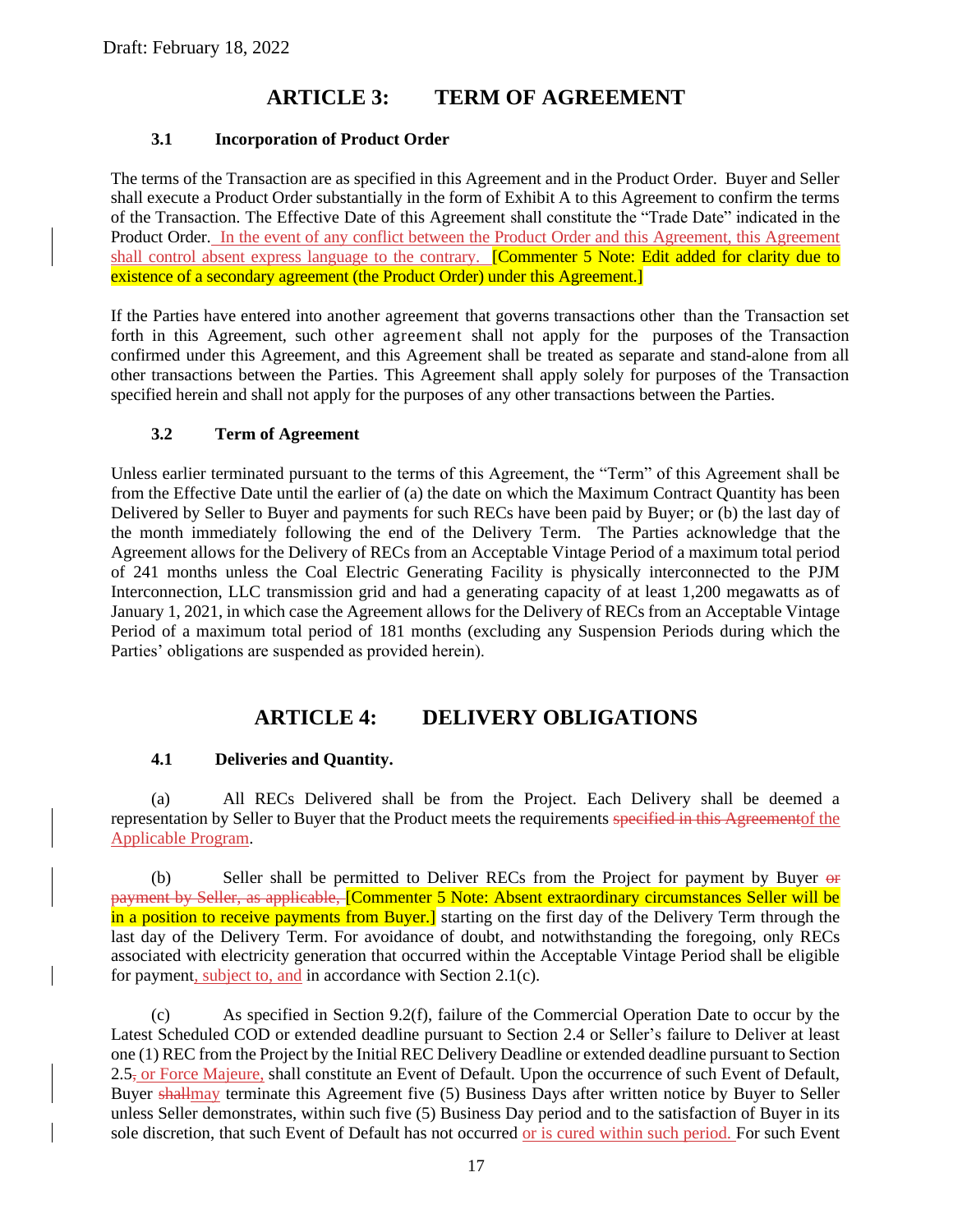Draft: February 18, 2022

## ARTICLE 3: TERM OF AGREEMENT

### 3.1 Incorporation of Product Order

The terms of the Transaction are as specified in this Agreement and in the Product Order. Buyer and Seller shall execute a Product Order substantially in the form of Exhibit A to this Agreement to confirm the terms of the Transaction. The Effective Date of this Agreement shall constitute the "Trade Date" indicated in the Product Order. In the event of any conflict between the Product Order and this Agreement, this Agreement shall control absent express language to the contrary. [Commenter 5 Note: Edit added for clarity due to existence of a secondary agreement (the Product Order) under this Agreement.]

If the Parties have entered into another agreement that governs transactions other than the Transaction set forth in this Agreement, such other agreement shall not apply for the purposes of the Transaction confirmed under this Agreement, and this Agreement shall be treated as separate and stand-alone from all other transactions between the Parties. This Agreement shall apply solely for purposes of the Transaction specified herein and shall not apply for the purposes of any other transactions between the Parties.

### 3.2 Term of Agreement

Unless earlier terminated pursuant to the terms of this Agreement, the "Term" of this Agreement shall be from the Effective Date until the earlier of (a) the date on which the Maximum Contract Quantity has been Delivered by Seller to Buyer and payments for such RECs have been paid by Buyer; or (b) the last day of the month immediately following the end of the Delivery Term. The Parties acknowledge that the Agreement allows for the Delivery of RECs from an Acceptable Vintage Period of a maximum total period of 241 months unless the Coal Electric Generating Facility is physically interconnected to the PJM Interconnection, LLC transmission grid and had a generating capacity of at least 1,200 megawatts as of January 1, 2021, in which case the Agreement allows for the Delivery of RECs from an Acceptable Vintage Period of a maximum total period of 181 months (excluding any Suspension Periods during which the Parties' obligations are suspended as provided herein).

## ARTICLE 4: DELIVERY OBLIGATIONS

### 4.1 Deliveries and Quantity.

(a) All RECs Delivered shall be from the Project. Each Delivery shall be deemed a representation by Seller to Buyer that the Product meets the requirements ~~specified in this Agreement~~of the Applicable Program.

(b) Seller shall be permitted to Deliver RECs from the Project for payment by Buyer ~~or payment by Seller, as applicable,~~ [Commenter 5 Note: Absent extraordinary circumstances Seller will be in a position to receive payments from Buyer.] starting on the first day of the Delivery Term through the last day of the Delivery Term. For avoidance of doubt, and notwithstanding the foregoing, only RECs associated with electricity generation that occurred within the Acceptable Vintage Period shall be eligible for payment, subject to, and in accordance with Section 2.1(c).

(c) As specified in Section 9.2(f), failure of the Commercial Operation Date to occur by the Latest Scheduled COD or extended deadline pursuant to Section 2.4 or Seller's failure to Deliver at least one (1) REC from the Project by the Initial REC Delivery Deadline or extended deadline pursuant to Section 2.5~~,~~ or Force Majeure, shall constitute an Event of Default. Upon the occurrence of such Event of Default, Buyer ~~shall~~may terminate this Agreement five (5) Business Days after written notice by Buyer to Seller unless Seller demonstrates, within such five (5) Business Day period and to the satisfaction of Buyer in its sole discretion, that such Event of Default has not occurred or is cured within such period. For such Event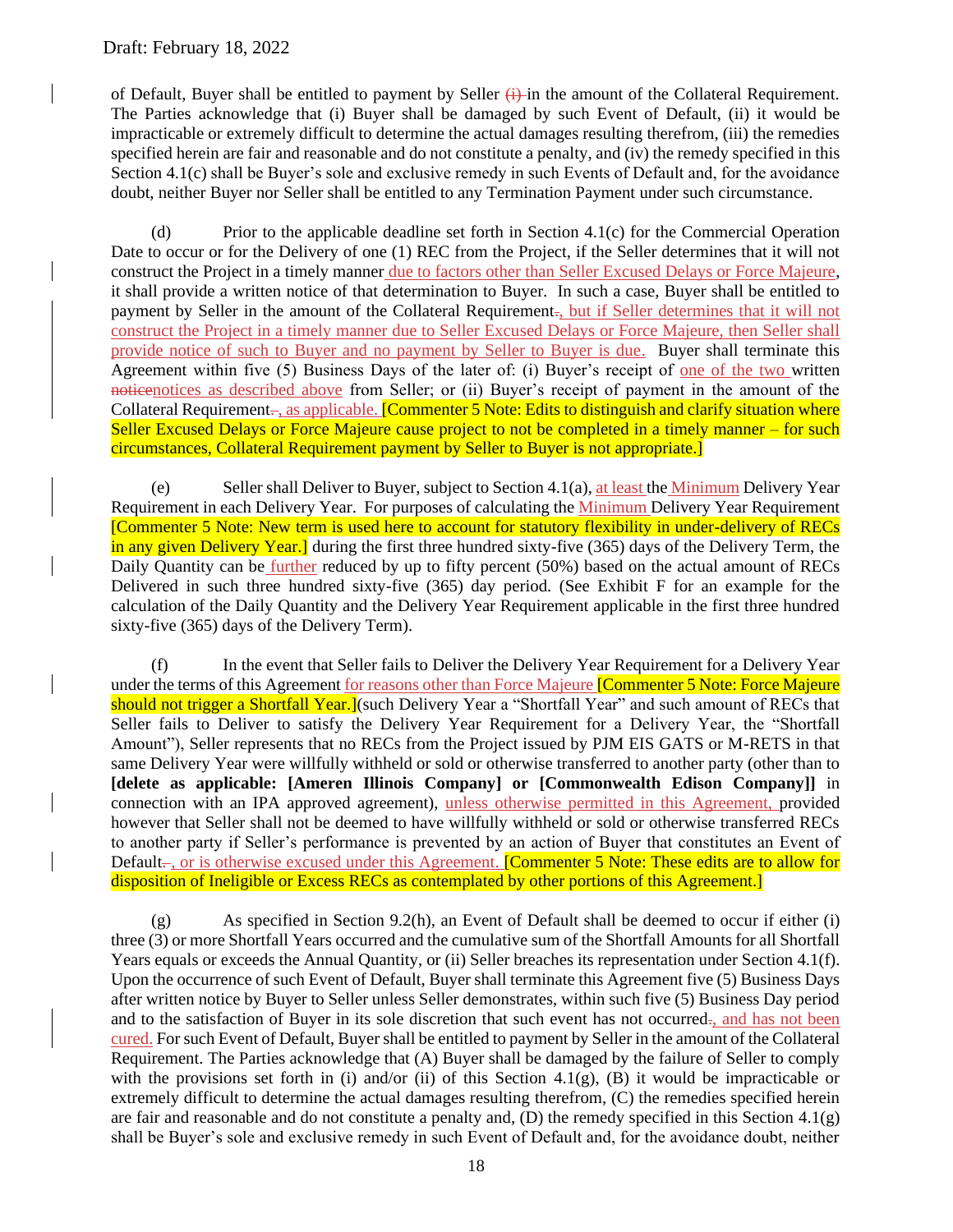of Default, Buyer shall be entitled to payment by Seller (i) in the amount of the Collateral Requirement. The Parties acknowledge that (i) Buyer shall be damaged by such Event of Default, (ii) it would be impracticable or extremely difficult to determine the actual damages resulting therefrom, (iii) the remedies specified herein are fair and reasonable and do not constitute a penalty, and (iv) the remedy specified in this Section 4.1(c) shall be Buyer's sole and exclusive remedy in such Events of Default and, for the avoidance doubt, neither Buyer nor Seller shall be entitled to any Termination Payment under such circumstance.

(d) Prior to the applicable deadline set forth in Section 4.1(c) for the Commercial Operation Date to occur or for the Delivery of one (1) REC from the Project, if the Seller determines that it will not construct the Project in a timely manner due to factors other than Seller Excused Delays or Force Majeure, it shall provide a written notice of that determination to Buyer. In such a case, Buyer shall be entitled to payment by Seller in the amount of the Collateral Requirement., but if Seller determines that it will not construct the Project in a timely manner due to Seller Excused Delays or Force Majeure, then Seller shall provide notice of such to Buyer and no payment by Seller to Buyer is due. Buyer shall terminate this Agreement within five (5) Business Days of the later of: (i) Buyer's receipt of one of the two written noticenotices as described above from Seller; or (ii) Buyer's receipt of payment in the amount of the Collateral Requirement., as applicable. **[Commenter 5 Note: Edits to distinguish and clarify situation where Seller Excused Delays or Force Majeure cause project to not be completed in a timely manner – for such circumstances, Collateral Requirement payment by Seller to Buyer is not appropriate.]**

(e) Seller shall Deliver to Buyer, subject to Section 4.1(a), at least the Minimum Delivery Year Requirement in each Delivery Year. For purposes of calculating the Minimum Delivery Year Requirement [Commenter 5 Note: New term is used here to account for statutory flexibility in under-delivery of RECs in any given Delivery Year.] during the first three hundred sixty-five (365) days of the Delivery Term, the Daily Quantity can be further reduced by up to fifty percent (50%) based on the actual amount of RECs Delivered in such three hundred sixty-five (365) day period. (See Exhibit F for an example for the calculation of the Daily Quantity and the Delivery Year Requirement applicable in the first three hundred sixty-five (365) days of the Delivery Term).

(f) In the event that Seller fails to Deliver the Delivery Year Requirement for a Delivery Year under the terms of this Agreement for reasons other than Force Majeure **[Commenter 5 Note: Force Majeure should not trigger a Shortfall Year.]**(such Delivery Year a "Shortfall Year" and such amount of RECs that Seller fails to Deliver to satisfy the Delivery Year Requirement for a Delivery Year, the "Shortfall Amount"), Seller represents that no RECs from the Project issued by PJM EIS GATS or M-RETS in that same Delivery Year were willfully withheld or sold or otherwise transferred to another party (other than to **[delete as applicable: [Ameren Illinois Company] or [Commonwealth Edison Company]]** in connection with an IPA approved agreement), unless otherwise permitted in this Agreement, provided however that Seller shall not be deemed to have willfully withheld or sold or otherwise transferred RECs to another party if Seller's performance is prevented by an action of Buyer that constitutes an Event of Default., or is otherwise excused under this Agreement. **[Commenter 5 Note: These edits are to allow for disposition of Ineligible or Excess RECs as contemplated by other portions of this Agreement.]**

(g) As specified in Section 9.2(h), an Event of Default shall be deemed to occur if either (i) three (3) or more Shortfall Years occurred and the cumulative sum of the Shortfall Amounts for all Shortfall Years equals or exceeds the Annual Quantity, or (ii) Seller breaches its representation under Section 4.1(f). Upon the occurrence of such Event of Default, Buyer shall terminate this Agreement five (5) Business Days after written notice by Buyer to Seller unless Seller demonstrates, within such five (5) Business Day period and to the satisfaction of Buyer in its sole discretion that such event has not occurred., and has not been cured. For such Event of Default, Buyer shall be entitled to payment by Seller in the amount of the Collateral Requirement. The Parties acknowledge that (A) Buyer shall be damaged by the failure of Seller to comply with the provisions set forth in (i) and/or (ii) of this Section 4.1(g), (B) it would be impracticable or extremely difficult to determine the actual damages resulting therefrom, (C) the remedies specified herein are fair and reasonable and do not constitute a penalty and, (D) the remedy specified in this Section 4.1(g) shall be Buyer's sole and exclusive remedy in such Event of Default and, for the avoidance doubt, neither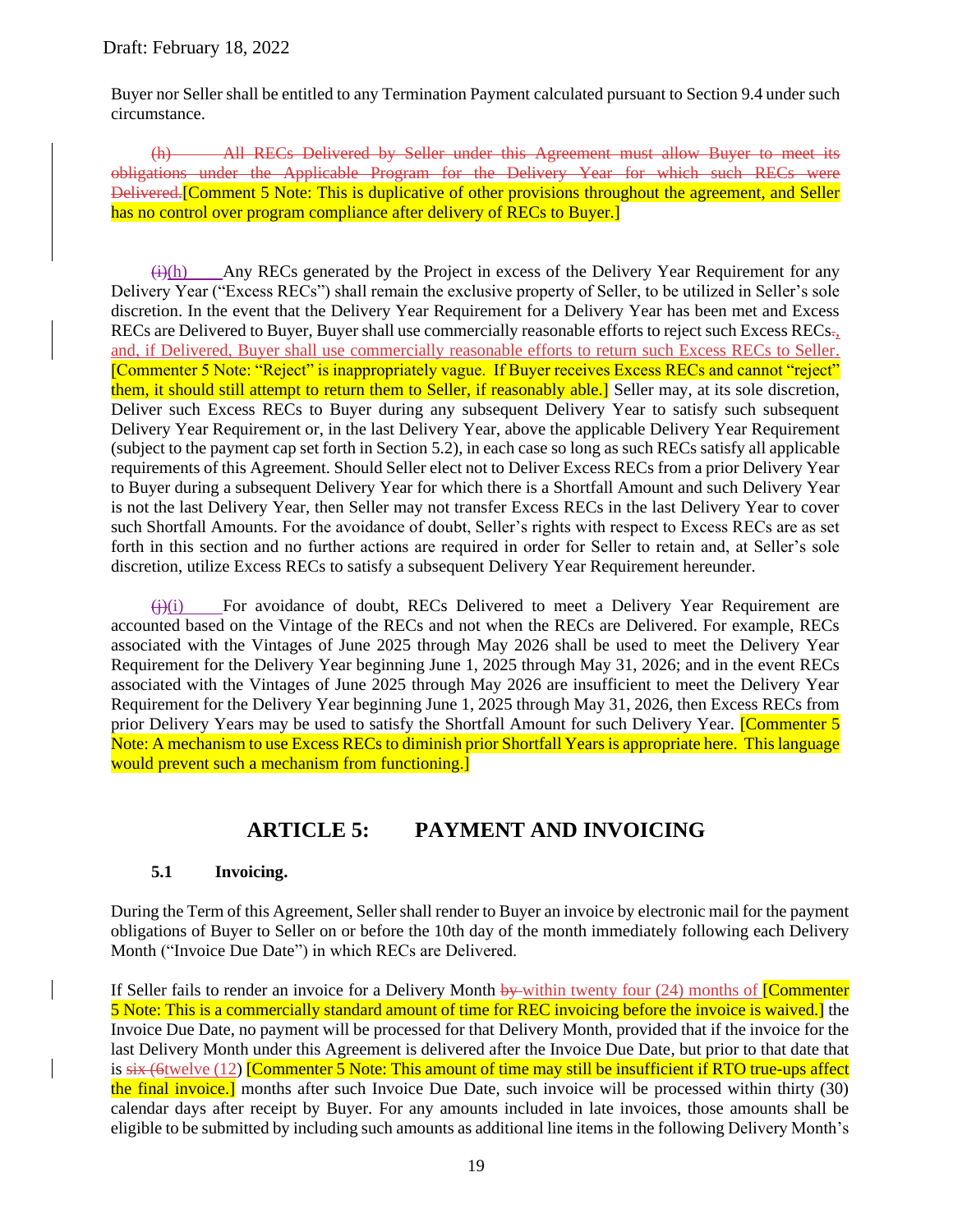Buyer nor Seller shall be entitled to any Termination Payment calculated pursuant to Section 9.4 under such circumstance.

~~(h) All RECs Delivered by Seller under this Agreement must allow Buyer to meet its obligations under the Applicable Program for the Delivery Year for which such RECs were Delivered.~~[Comment 5 Note: This is duplicative of other provisions throughout the agreement, and Seller has no control over program compliance after delivery of RECs to Buyer.]

~~(i)~~(h) Any RECs generated by the Project in excess of the Delivery Year Requirement for any Delivery Year ("Excess RECs") shall remain the exclusive property of Seller, to be utilized in Seller's sole discretion. In the event that the Delivery Year Requirement for a Delivery Year has been met and Excess RECs are Delivered to Buyer, Buyer shall use commercially reasonable efforts to reject such Excess RECs~~.~~, and, if Delivered, Buyer shall use commercially reasonable efforts to return such Excess RECs to Seller. [Commenter 5 Note: "Reject" is inappropriately vague. If Buyer receives Excess RECs and cannot "reject" them, it should still attempt to return them to Seller, if reasonably able.] Seller may, at its sole discretion, Deliver such Excess RECs to Buyer during any subsequent Delivery Year to satisfy such subsequent Delivery Year Requirement or, in the last Delivery Year, above the applicable Delivery Year Requirement (subject to the payment cap set forth in Section 5.2), in each case so long as such RECs satisfy all applicable requirements of this Agreement. Should Seller elect not to Deliver Excess RECs from a prior Delivery Year to Buyer during a subsequent Delivery Year for which there is a Shortfall Amount and such Delivery Year is not the last Delivery Year, then Seller may not transfer Excess RECs in the last Delivery Year to cover such Shortfall Amounts. For the avoidance of doubt, Seller's rights with respect to Excess RECs are as set forth in this section and no further actions are required in order for Seller to retain and, at Seller's sole discretion, utilize Excess RECs to satisfy a subsequent Delivery Year Requirement hereunder.

~~(j)~~(i) For avoidance of doubt, RECs Delivered to meet a Delivery Year Requirement are accounted based on the Vintage of the RECs and not when the RECs are Delivered. For example, RECs associated with the Vintages of June 2025 through May 2026 shall be used to meet the Delivery Year Requirement for the Delivery Year beginning June 1, 2025 through May 31, 2026; and in the event RECs associated with the Vintages of June 2025 through May 2026 are insufficient to meet the Delivery Year Requirement for the Delivery Year beginning June 1, 2025 through May 31, 2026, then Excess RECs from prior Delivery Years may be used to satisfy the Shortfall Amount for such Delivery Year. [Commenter 5 Note: A mechanism to use Excess RECs to diminish prior Shortfall Years is appropriate here. This language would prevent such a mechanism from functioning.]

# ARTICLE 5: PAYMENT AND INVOICING

## 5.1 Invoicing.

During the Term of this Agreement, Seller shall render to Buyer an invoice by electronic mail for the payment obligations of Buyer to Seller on or before the 10th day of the month immediately following each Delivery Month ("Invoice Due Date") in which RECs are Delivered.

If Seller fails to render an invoice for a Delivery Month ~~by~~ within twenty four (24) months of [Commenter 5 Note: This is a commercially standard amount of time for REC invoicing before the invoice is waived.] the Invoice Due Date, no payment will be processed for that Delivery Month, provided that if the invoice for the last Delivery Month under this Agreement is delivered after the Invoice Due Date, but prior to that date that is ~~six (6~~twelve (12) [Commenter 5 Note: This amount of time may still be insufficient if RTO true-ups affect the final invoice.] months after such Invoice Due Date, such invoice will be processed within thirty (30) calendar days after receipt by Buyer. For any amounts included in late invoices, those amounts shall be eligible to be submitted by including such amounts as additional line items in the following Delivery Month's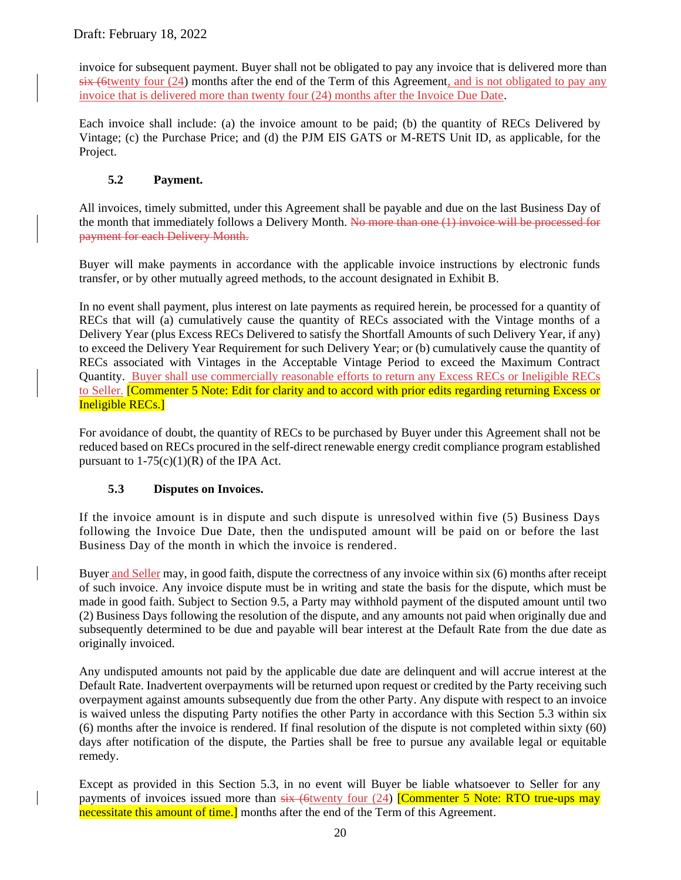invoice for subsequent payment. Buyer shall not be obligated to pay any invoice that is delivered more than ~~six (6~~twenty four (24) months after the end of the Term of this Agreement, and is not obligated to pay any invoice that is delivered more than twenty four (24) months after the Invoice Due Date.

Each invoice shall include: (a) the invoice amount to be paid; (b) the quantity of RECs Delivered by Vintage; (c) the Purchase Price; and (d) the PJM EIS GATS or M-RETS Unit ID, as applicable, for the Project.

### 5.2 Payment.

All invoices, timely submitted, under this Agreement shall be payable and due on the last Business Day of the month that immediately follows a Delivery Month. ~~No more than one (1) invoice will be processed for payment for each Delivery Month.~~

Buyer will make payments in accordance with the applicable invoice instructions by electronic funds transfer, or by other mutually agreed methods, to the account designated in Exhibit B.

In no event shall payment, plus interest on late payments as required herein, be processed for a quantity of RECs that will (a) cumulatively cause the quantity of RECs associated with the Vintage months of a Delivery Year (plus Excess RECs Delivered to satisfy the Shortfall Amounts of such Delivery Year, if any) to exceed the Delivery Year Requirement for such Delivery Year; or (b) cumulatively cause the quantity of RECs associated with Vintages in the Acceptable Vintage Period to exceed the Maximum Contract Quantity. Buyer shall use commercially reasonable efforts to return any Excess RECs or Ineligible RECs to Seller. [Commenter 5 Note: Edit for clarity and to accord with prior edits regarding returning Excess or Ineligible RECs.]

For avoidance of doubt, the quantity of RECs to be purchased by Buyer under this Agreement shall not be reduced based on RECs procured in the self-direct renewable energy credit compliance program established pursuant to 1-75(c)(1)(R) of the IPA Act.

### 5.3 Disputes on Invoices.

If the invoice amount is in dispute and such dispute is unresolved within five (5) Business Days following the Invoice Due Date, then the undisputed amount will be paid on or before the last Business Day of the month in which the invoice is rendered.

Buyer and Seller may, in good faith, dispute the correctness of any invoice within six (6) months after receipt of such invoice. Any invoice dispute must be in writing and state the basis for the dispute, which must be made in good faith. Subject to Section 9.5, a Party may withhold payment of the disputed amount until two (2) Business Days following the resolution of the dispute, and any amounts not paid when originally due and subsequently determined to be due and payable will bear interest at the Default Rate from the due date as originally invoiced.

Any undisputed amounts not paid by the applicable due date are delinquent and will accrue interest at the Default Rate. Inadvertent overpayments will be returned upon request or credited by the Party receiving such overpayment against amounts subsequently due from the other Party. Any dispute with respect to an invoice is waived unless the disputing Party notifies the other Party in accordance with this Section 5.3 within six (6) months after the invoice is rendered. If final resolution of the dispute is not completed within sixty (60) days after notification of the dispute, the Parties shall be free to pursue any available legal or equitable remedy.

Except as provided in this Section 5.3, in no event will Buyer be liable whatsoever to Seller for any payments of invoices issued more than ~~six (6~~twenty four (24) [Commenter 5 Note: RTO true-ups may necessitate this amount of time.] months after the end of the Term of this Agreement.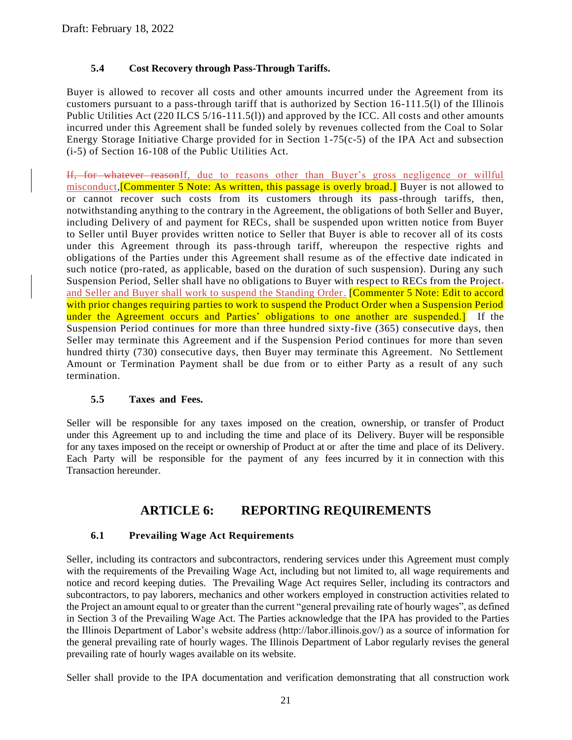### 5.4 Cost Recovery through Pass-Through Tariffs.

Buyer is allowed to recover all costs and other amounts incurred under the Agreement from its customers pursuant to a pass-through tariff that is authorized by Section 16-111.5(l) of the Illinois Public Utilities Act (220 ILCS 5/16-111.5(l)) and approved by the ICC. All costs and other amounts incurred under this Agreement shall be funded solely by revenues collected from the Coal to Solar Energy Storage Initiative Charge provided for in Section 1-75(c-5) of the IPA Act and subsection (i-5) of Section 16-108 of the Public Utilities Act.

~~If, for whatever reason~~If, due to reasons other than Buyer's gross negligence or willful misconduct,[Commenter 5 Note: As written, this passage is overly broad.] Buyer is not allowed to or cannot recover such costs from its customers through its pass-through tariffs, then, notwithstanding anything to the contrary in the Agreement, the obligations of both Seller and Buyer, including Delivery of and payment for RECs, shall be suspended upon written notice from Buyer to Seller until Buyer provides written notice to Seller that Buyer is able to recover all of its costs under this Agreement through its pass-through tariff, whereupon the respective rights and obligations of the Parties under this Agreement shall resume as of the effective date indicated in such notice (pro-rated, as applicable, based on the duration of such suspension). During any such Suspension Period, Seller shall have no obligations to Buyer with respect to RECs from the Project~~.~~ and Seller and Buyer shall work to suspend the Standing Order. [Commenter 5 Note: Edit to accord with prior changes requiring parties to work to suspend the Product Order when a Suspension Period under the Agreement occurs and Parties' obligations to one another are suspended.] If the Suspension Period continues for more than three hundred sixty-five (365) consecutive days, then Seller may terminate this Agreement and if the Suspension Period continues for more than seven hundred thirty (730) consecutive days, then Buyer may terminate this Agreement. No Settlement Amount or Termination Payment shall be due from or to either Party as a result of any such termination.

### 5.5 Taxes and Fees.

Seller will be responsible for any taxes imposed on the creation, ownership, or transfer of Product under this Agreement up to and including the time and place of its Delivery. Buyer will be responsible for any taxes imposed on the receipt or ownership of Product at or after the time and place of its Delivery. Each Party will be responsible for the payment of any fees incurred by it in connection with this Transaction hereunder.

## ARTICLE 6: REPORTING REQUIREMENTS

### 6.1 Prevailing Wage Act Requirements

Seller, including its contractors and subcontractors, rendering services under this Agreement must comply with the requirements of the Prevailing Wage Act, including but not limited to, all wage requirements and notice and record keeping duties. The Prevailing Wage Act requires Seller, including its contractors and subcontractors, to pay laborers, mechanics and other workers employed in construction activities related to the Project an amount equal to or greater than the current "general prevailing rate of hourly wages", as defined in Section 3 of the Prevailing Wage Act. The Parties acknowledge that the IPA has provided to the Parties the Illinois Department of Labor's website address (http://labor.illinois.gov/) as a source of information for the general prevailing rate of hourly wages. The Illinois Department of Labor regularly revises the general prevailing rate of hourly wages available on its website.

Seller shall provide to the IPA documentation and verification demonstrating that all construction work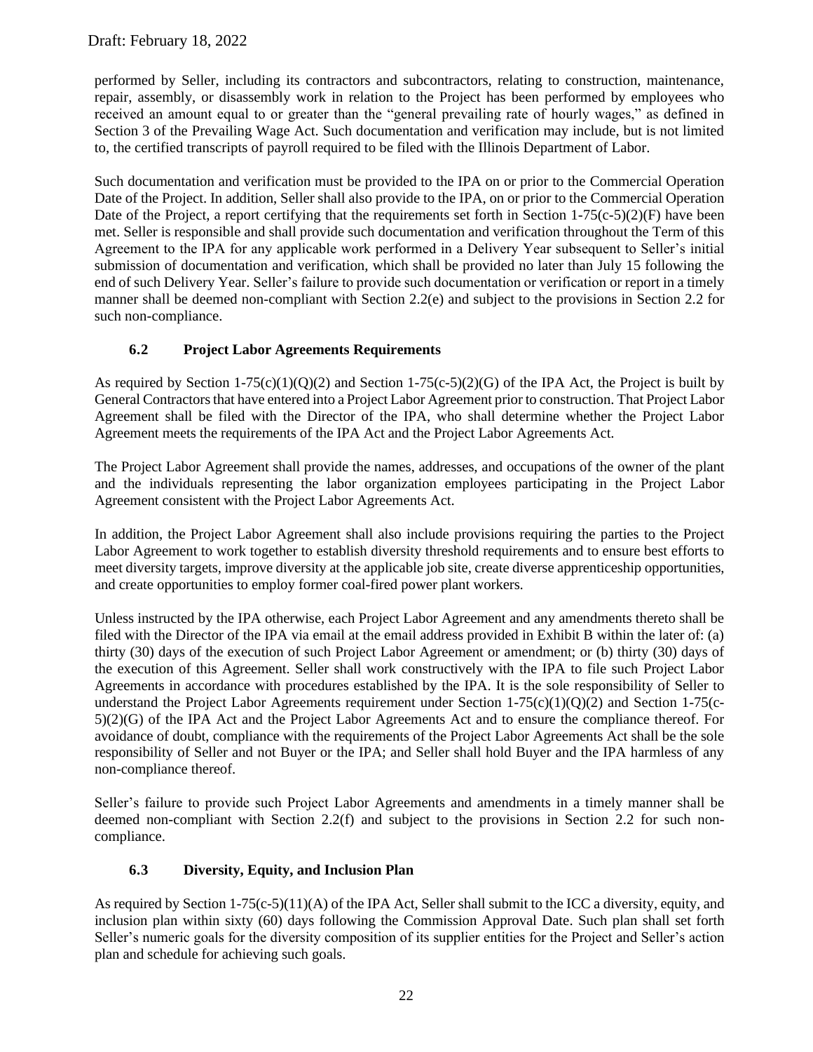performed by Seller, including its contractors and subcontractors, relating to construction, maintenance, repair, assembly, or disassembly work in relation to the Project has been performed by employees who received an amount equal to or greater than the "general prevailing rate of hourly wages," as defined in Section 3 of the Prevailing Wage Act. Such documentation and verification may include, but is not limited to, the certified transcripts of payroll required to be filed with the Illinois Department of Labor.

Such documentation and verification must be provided to the IPA on or prior to the Commercial Operation Date of the Project. In addition, Seller shall also provide to the IPA, on or prior to the Commercial Operation Date of the Project, a report certifying that the requirements set forth in Section 1-75(c-5)(2)(F) have been met. Seller is responsible and shall provide such documentation and verification throughout the Term of this Agreement to the IPA for any applicable work performed in a Delivery Year subsequent to Seller's initial submission of documentation and verification, which shall be provided no later than July 15 following the end of such Delivery Year. Seller's failure to provide such documentation or verification or report in a timely manner shall be deemed non-compliant with Section 2.2(e) and subject to the provisions in Section 2.2 for such non-compliance.

### 6.2 Project Labor Agreements Requirements

As required by Section 1-75(c)(1)(Q)(2) and Section 1-75(c-5)(2)(G) of the IPA Act, the Project is built by General Contractors that have entered into a Project Labor Agreement prior to construction. That Project Labor Agreement shall be filed with the Director of the IPA, who shall determine whether the Project Labor Agreement meets the requirements of the IPA Act and the Project Labor Agreements Act.

The Project Labor Agreement shall provide the names, addresses, and occupations of the owner of the plant and the individuals representing the labor organization employees participating in the Project Labor Agreement consistent with the Project Labor Agreements Act.

In addition, the Project Labor Agreement shall also include provisions requiring the parties to the Project Labor Agreement to work together to establish diversity threshold requirements and to ensure best efforts to meet diversity targets, improve diversity at the applicable job site, create diverse apprenticeship opportunities, and create opportunities to employ former coal-fired power plant workers.

Unless instructed by the IPA otherwise, each Project Labor Agreement and any amendments thereto shall be filed with the Director of the IPA via email at the email address provided in Exhibit B within the later of: (a) thirty (30) days of the execution of such Project Labor Agreement or amendment; or (b) thirty (30) days of the execution of this Agreement. Seller shall work constructively with the IPA to file such Project Labor Agreements in accordance with procedures established by the IPA. It is the sole responsibility of Seller to understand the Project Labor Agreements requirement under Section 1-75(c)(1)(Q)(2) and Section 1-75(c-5)(2)(G) of the IPA Act and the Project Labor Agreements Act and to ensure the compliance thereof. For avoidance of doubt, compliance with the requirements of the Project Labor Agreements Act shall be the sole responsibility of Seller and not Buyer or the IPA; and Seller shall hold Buyer and the IPA harmless of any non-compliance thereof.

Seller's failure to provide such Project Labor Agreements and amendments in a timely manner shall be deemed non-compliant with Section 2.2(f) and subject to the provisions in Section 2.2 for such non-compliance.

### 6.3 Diversity, Equity, and Inclusion Plan

As required by Section 1-75(c-5)(11)(A) of the IPA Act, Seller shall submit to the ICC a diversity, equity, and inclusion plan within sixty (60) days following the Commission Approval Date. Such plan shall set forth Seller's numeric goals for the diversity composition of its supplier entities for the Project and Seller's action plan and schedule for achieving such goals.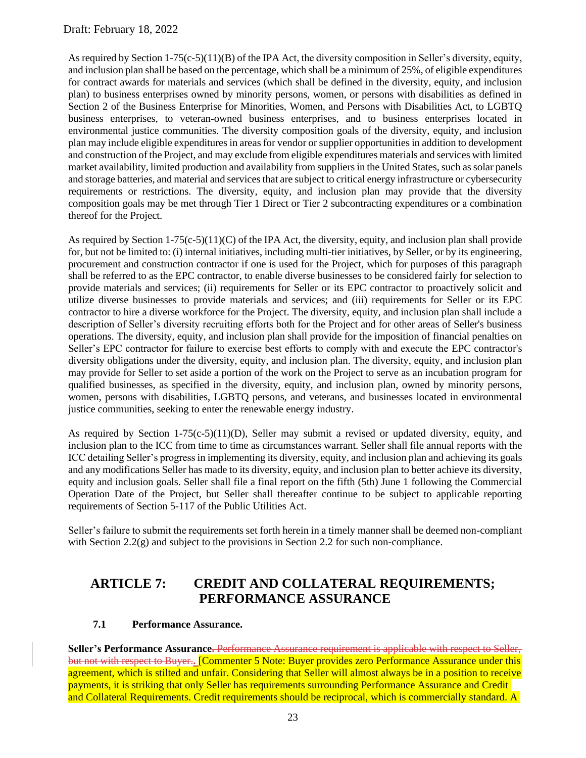As required by Section 1-75(c-5)(11)(B) of the IPA Act, the diversity composition in Seller's diversity, equity, and inclusion plan shall be based on the percentage, which shall be a minimum of 25%, of eligible expenditures for contract awards for materials and services (which shall be defined in the diversity, equity, and inclusion plan) to business enterprises owned by minority persons, women, or persons with disabilities as defined in Section 2 of the Business Enterprise for Minorities, Women, and Persons with Disabilities Act, to LGBTQ business enterprises, to veteran-owned business enterprises, and to business enterprises located in environmental justice communities. The diversity composition goals of the diversity, equity, and inclusion plan may include eligible expenditures in areas for vendor or supplier opportunities in addition to development and construction of the Project, and may exclude from eligible expenditures materials and services with limited market availability, limited production and availability from suppliers in the United States, such as solar panels and storage batteries, and material and services that are subject to critical energy infrastructure or cybersecurity requirements or restrictions. The diversity, equity, and inclusion plan may provide that the diversity composition goals may be met through Tier 1 Direct or Tier 2 subcontracting expenditures or a combination thereof for the Project.

As required by Section 1-75(c-5)(11)(C) of the IPA Act, the diversity, equity, and inclusion plan shall provide for, but not be limited to: (i) internal initiatives, including multi-tier initiatives, by Seller, or by its engineering, procurement and construction contractor if one is used for the Project, which for purposes of this paragraph shall be referred to as the EPC contractor, to enable diverse businesses to be considered fairly for selection to provide materials and services; (ii) requirements for Seller or its EPC contractor to proactively solicit and utilize diverse businesses to provide materials and services; and (iii) requirements for Seller or its EPC contractor to hire a diverse workforce for the Project. The diversity, equity, and inclusion plan shall include a description of Seller's diversity recruiting efforts both for the Project and for other areas of Seller's business operations. The diversity, equity, and inclusion plan shall provide for the imposition of financial penalties on Seller's EPC contractor for failure to exercise best efforts to comply with and execute the EPC contractor's diversity obligations under the diversity, equity, and inclusion plan. The diversity, equity, and inclusion plan may provide for Seller to set aside a portion of the work on the Project to serve as an incubation program for qualified businesses, as specified in the diversity, equity, and inclusion plan, owned by minority persons, women, persons with disabilities, LGBTQ persons, and veterans, and businesses located in environmental justice communities, seeking to enter the renewable energy industry.

As required by Section 1-75(c-5)(11)(D), Seller may submit a revised or updated diversity, equity, and inclusion plan to the ICC from time to time as circumstances warrant. Seller shall file annual reports with the ICC detailing Seller's progress in implementing its diversity, equity, and inclusion plan and achieving its goals and any modifications Seller has made to its diversity, equity, and inclusion plan to better achieve its diversity, equity and inclusion goals. Seller shall file a final report on the fifth (5th) June 1 following the Commercial Operation Date of the Project, but Seller shall thereafter continue to be subject to applicable reporting requirements of Section 5-117 of the Public Utilities Act.

Seller's failure to submit the requirements set forth herein in a timely manner shall be deemed non-compliant with Section 2.2(g) and subject to the provisions in Section 2.2 for such non-compliance.

## ARTICLE 7: CREDIT AND COLLATERAL REQUIREMENTS; PERFORMANCE ASSURANCE

### 7.1 Performance Assurance.

**Seller's Performance Assurance**~~. Performance Assurance requirement is applicable with respect to Seller, but not with respect to Buyer.~~. [Commenter 5 Note: Buyer provides zero Performance Assurance under this agreement, which is stilted and unfair. Considering that Seller will almost always be in a position to receive payments, it is striking that only Seller has requirements surrounding Performance Assurance and Credit and Collateral Requirements. Credit requirements should be reciprocal, which is commercially standard. A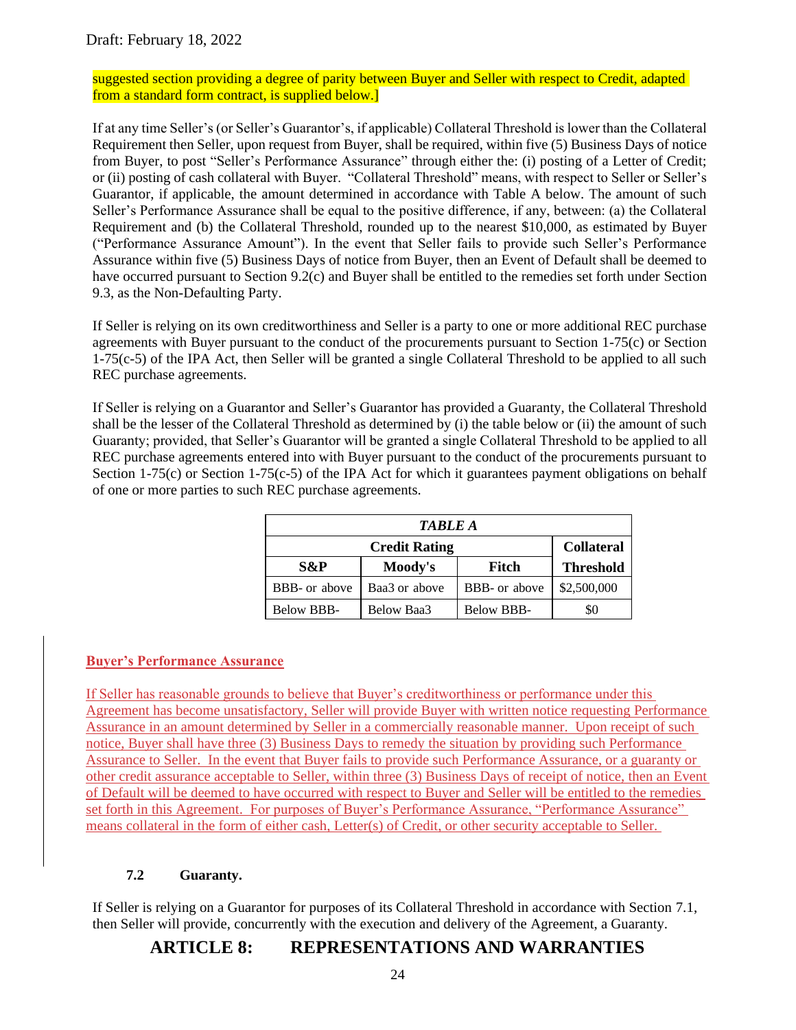suggested section providing a degree of parity between Buyer and Seller with respect to Credit, adapted from a standard form contract, is supplied below.]

If at any time Seller's (or Seller's Guarantor's, if applicable) Collateral Threshold is lower than the Collateral Requirement then Seller, upon request from Buyer, shall be required, within five (5) Business Days of notice from Buyer, to post "Seller's Performance Assurance" through either the: (i) posting of a Letter of Credit; or (ii) posting of cash collateral with Buyer. "Collateral Threshold" means, with respect to Seller or Seller's Guarantor, if applicable, the amount determined in accordance with Table A below. The amount of such Seller's Performance Assurance shall be equal to the positive difference, if any, between: (a) the Collateral Requirement and (b) the Collateral Threshold, rounded up to the nearest $10,000, as estimated by Buyer ("Performance Assurance Amount"). In the event that Seller fails to provide such Seller's Performance Assurance within five (5) Business Days of notice from Buyer, then an Event of Default shall be deemed to have occurred pursuant to Section 9.2(c) and Buyer shall be entitled to the remedies set forth under Section 9.3, as the Non-Defaulting Party.

If Seller is relying on its own creditworthiness and Seller is a party to one or more additional REC purchase agreements with Buyer pursuant to the conduct of the procurements pursuant to Section 1-75(c) or Section 1-75(c-5) of the IPA Act, then Seller will be granted a single Collateral Threshold to be applied to all such REC purchase agreements.

If Seller is relying on a Guarantor and Seller's Guarantor has provided a Guaranty, the Collateral Threshold shall be the lesser of the Collateral Threshold as determined by (i) the table below or (ii) the amount of such Guaranty; provided, that Seller's Guarantor will be granted a single Collateral Threshold to be applied to all REC purchase agreements entered into with Buyer pursuant to the conduct of the procurements pursuant to Section 1-75(c) or Section 1-75(c-5) of the IPA Act for which it guarantees payment obligations on behalf of one or more parties to such REC purchase agreements.

| ***TABLE A*** | | | |
|---|---|---|---|
| **Credit Rating** | | | **Collateral Threshold** |
| **S&P** | **Moody's** | **Fitch** | |
| BBB- or above | Baa3 or above | BBB- or above | $2,500,000 |
| Below BBB- | Below Baa3 | Below BBB- | $0 |

**Buyer's Performance Assurance**

If Seller has reasonable grounds to believe that Buyer's creditworthiness or performance under this Agreement has become unsatisfactory, Seller will provide Buyer with written notice requesting Performance Assurance in an amount determined by Seller in a commercially reasonable manner. Upon receipt of such notice, Buyer shall have three (3) Business Days to remedy the situation by providing such Performance Assurance to Seller. In the event that Buyer fails to provide such Performance Assurance, or a guaranty or other credit assurance acceptable to Seller, within three (3) Business Days of receipt of notice, then an Event of Default will be deemed to have occurred with respect to Buyer and Seller will be entitled to the remedies set forth in this Agreement. For purposes of Buyer's Performance Assurance, "Performance Assurance" means collateral in the form of either cash, Letter(s) of Credit, or other security acceptable to Seller.

### 7.2 Guaranty.

If Seller is relying on a Guarantor for purposes of its Collateral Threshold in accordance with Section 7.1, then Seller will provide, concurrently with the execution and delivery of the Agreement, a Guaranty.

## ARTICLE 8: REPRESENTATIONS AND WARRANTIES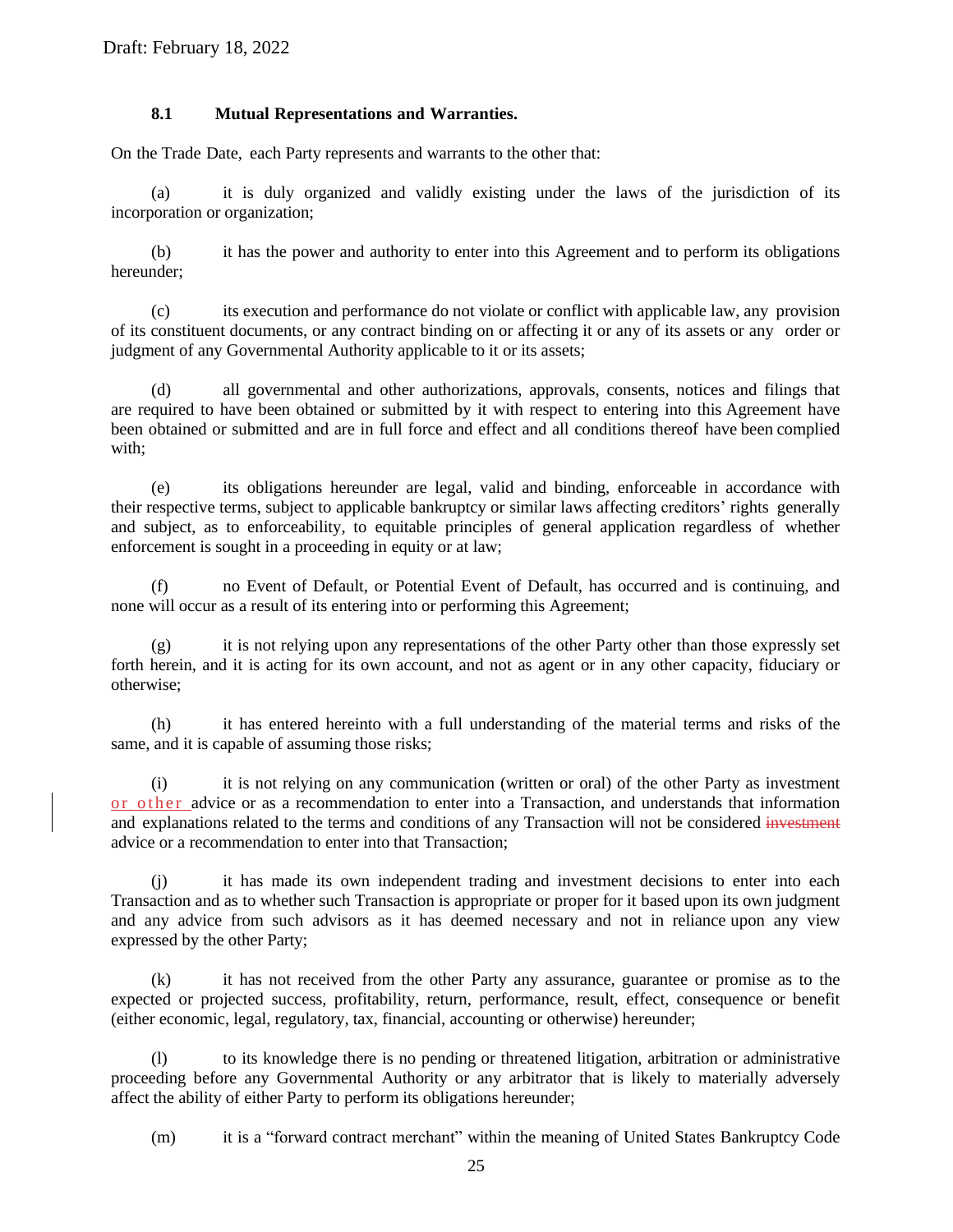Draft: February 18, 2022

### 8.1 Mutual Representations and Warranties.

On the Trade Date, each Party represents and warrants to the other that:

(a) it is duly organized and validly existing under the laws of the jurisdiction of its incorporation or organization;

(b) it has the power and authority to enter into this Agreement and to perform its obligations hereunder;

(c) its execution and performance do not violate or conflict with applicable law, any provision of its constituent documents, or any contract binding on or affecting it or any of its assets or any order or judgment of any Governmental Authority applicable to it or its assets;

(d) all governmental and other authorizations, approvals, consents, notices and filings that are required to have been obtained or submitted by it with respect to entering into this Agreement have been obtained or submitted and are in full force and effect and all conditions thereof have been complied with;

(e) its obligations hereunder are legal, valid and binding, enforceable in accordance with their respective terms, subject to applicable bankruptcy or similar laws affecting creditors' rights generally and subject, as to enforceability, to equitable principles of general application regardless of whether enforcement is sought in a proceeding in equity or at law;

(f) no Event of Default, or Potential Event of Default, has occurred and is continuing, and none will occur as a result of its entering into or performing this Agreement;

(g) it is not relying upon any representations of the other Party other than those expressly set forth herein, and it is acting for its own account, and not as agent or in any other capacity, fiduciary or otherwise;

(h) it has entered hereinto with a full understanding of the material terms and risks of the same, and it is capable of assuming those risks;

(i) it is not relying on any communication (written or oral) of the other Party as investment or other advice or as a recommendation to enter into a Transaction, and understands that information and explanations related to the terms and conditions of any Transaction will not be considered ~~investment~~ advice or a recommendation to enter into that Transaction;

(j) it has made its own independent trading and investment decisions to enter into each Transaction and as to whether such Transaction is appropriate or proper for it based upon its own judgment and any advice from such advisors as it has deemed necessary and not in reliance upon any view expressed by the other Party;

(k) it has not received from the other Party any assurance, guarantee or promise as to the expected or projected success, profitability, return, performance, result, effect, consequence or benefit (either economic, legal, regulatory, tax, financial, accounting or otherwise) hereunder;

(l) to its knowledge there is no pending or threatened litigation, arbitration or administrative proceeding before any Governmental Authority or any arbitrator that is likely to materially adversely affect the ability of either Party to perform its obligations hereunder;

(m) it is a "forward contract merchant" within the meaning of United States Bankruptcy Code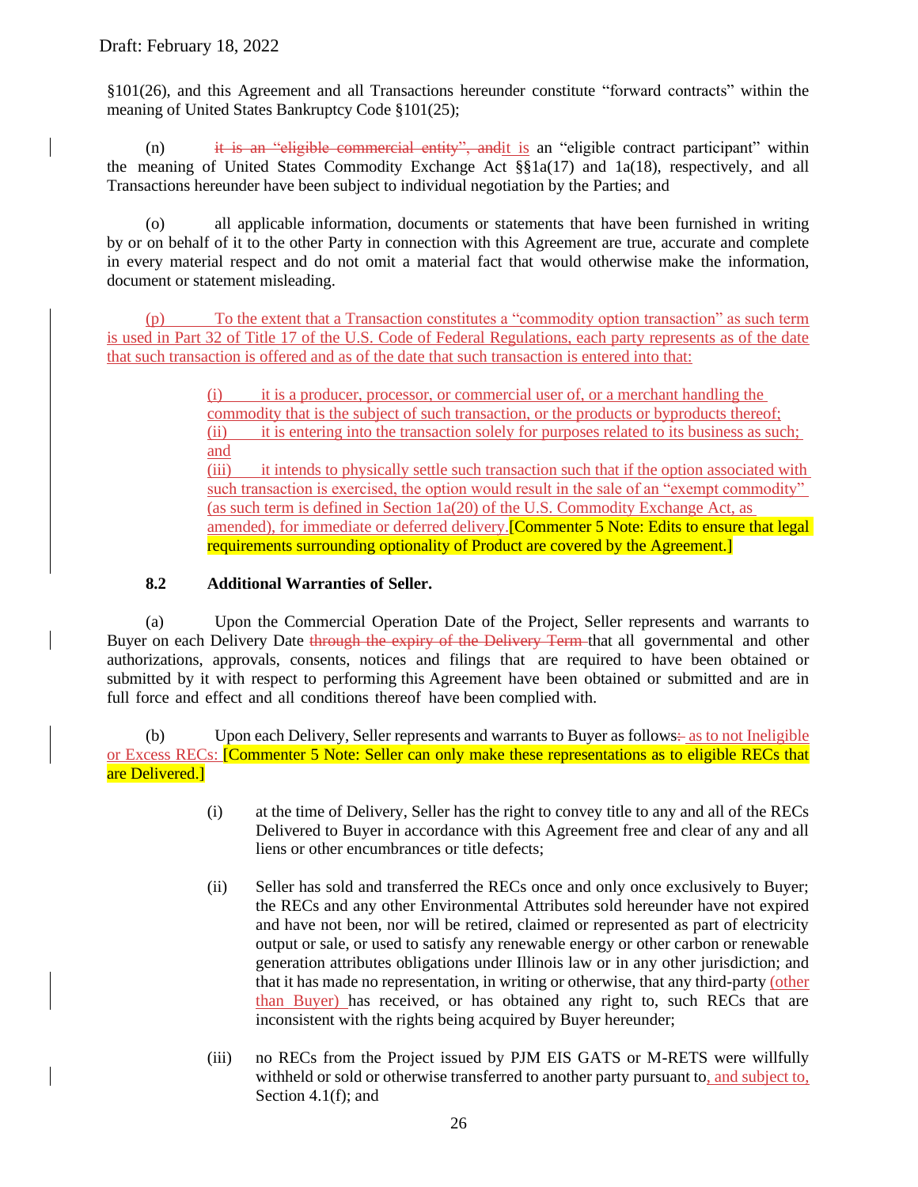Draft: February 18, 2022

§101(26), and this Agreement and all Transactions hereunder constitute "forward contracts" within the meaning of United States Bankruptcy Code §101(25);

(n) ~~it is an "eligible commercial entity", and~~it is an "eligible contract participant" within the meaning of United States Commodity Exchange Act §§1a(17) and 1a(18), respectively, and all Transactions hereunder have been subject to individual negotiation by the Parties; and

(o) all applicable information, documents or statements that have been furnished in writing by or on behalf of it to the other Party in connection with this Agreement are true, accurate and complete in every material respect and do not omit a material fact that would otherwise make the information, document or statement misleading.

(p) To the extent that a Transaction constitutes a "commodity option transaction" as such term is used in Part 32 of Title 17 of the U.S. Code of Federal Regulations, each party represents as of the date that such transaction is offered and as of the date that such transaction is entered into that:

> (i) it is a producer, processor, or commercial user of, or a merchant handling the commodity that is the subject of such transaction, or the products or byproducts thereof;
> (ii) it is entering into the transaction solely for purposes related to its business as such; and
> (iii) it intends to physically settle such transaction such that if the option associated with such transaction is exercised, the option would result in the sale of an "exempt commodity" (as such term is defined in Section 1a(20) of the U.S. Commodity Exchange Act, as amended), for immediate or deferred delivery.[Commenter 5 Note: Edits to ensure that legal requirements surrounding optionality of Product are covered by the Agreement.]

**8.2 Additional Warranties of Seller.**

(a) Upon the Commercial Operation Date of the Project, Seller represents and warrants to Buyer on each Delivery Date ~~through the expiry of the Delivery Term~~ that all governmental and other authorizations, approvals, consents, notices and filings that are required to have been obtained or submitted by it with respect to performing this Agreement have been obtained or submitted and are in full force and effect and all conditions thereof have been complied with.

(b) Upon each Delivery, Seller represents and warrants to Buyer as follows~~:~~ as to not Ineligible or Excess RECs: [Commenter 5 Note: Seller can only make these representations as to eligible RECs that are Delivered.]

> (i) at the time of Delivery, Seller has the right to convey title to any and all of the RECs Delivered to Buyer in accordance with this Agreement free and clear of any and all liens or other encumbrances or title defects;
>
> (ii) Seller has sold and transferred the RECs once and only once exclusively to Buyer; the RECs and any other Environmental Attributes sold hereunder have not expired and have not been, nor will be retired, claimed or represented as part of electricity output or sale, or used to satisfy any renewable energy or other carbon or renewable generation attributes obligations under Illinois law or in any other jurisdiction; and that it has made no representation, in writing or otherwise, that any third-party (other than Buyer) has received, or has obtained any right to, such RECs that are inconsistent with the rights being acquired by Buyer hereunder;
>
> (iii) no RECs from the Project issued by PJM EIS GATS or M-RETS were willfully withheld or sold or otherwise transferred to another party pursuant to, and subject to, Section 4.1(f); and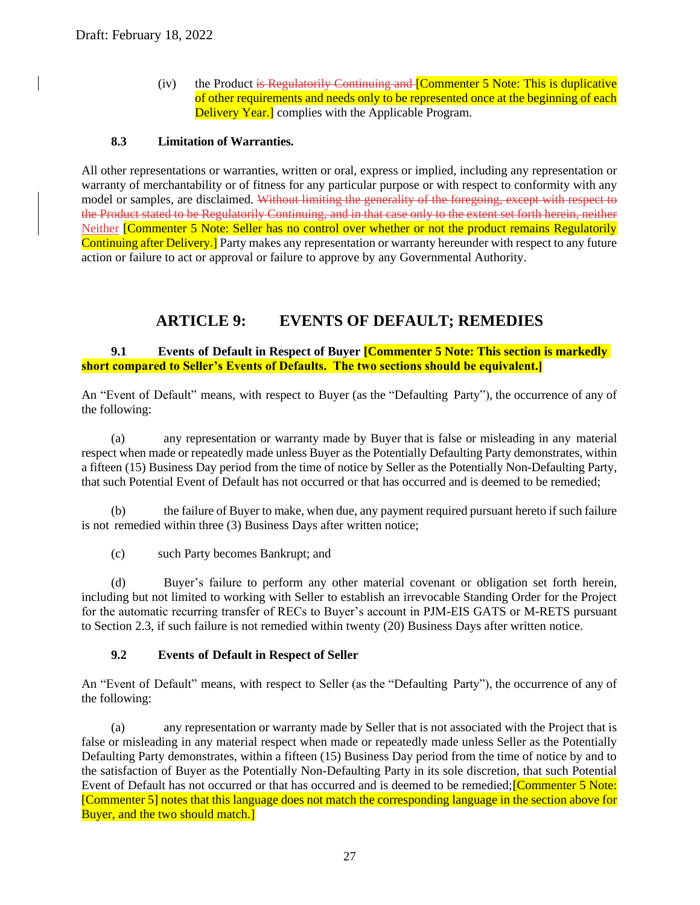Draft: February 18, 2022

(iv) the Product ~~is Regulatorily Continuing and~~ [Commenter 5 Note: This is duplicative of other requirements and needs only to be represented once at the beginning of each Delivery Year.] complies with the Applicable Program.

### 8.3 Limitation of Warranties.

All other representations or warranties, written or oral, express or implied, including any representation or warranty of merchantability or of fitness for any particular purpose or with respect to conformity with any model or samples, are disclaimed. ~~Without limiting the generality of the foregoing, except with respect to the Product stated to be Regulatorily Continuing, and in that case only to the extent set forth herein, neither~~ Neither [Commenter 5 Note: Seller has no control over whether or not the product remains Regulatorily Continuing after Delivery.] Party makes any representation or warranty hereunder with respect to any future action or failure to act or approval or failure to approve by any Governmental Authority.

## ARTICLE 9: EVENTS OF DEFAULT; REMEDIES

### 9.1 Events of Default in Respect of Buyer [Commenter 5 Note: This section is markedly short compared to Seller's Events of Defaults. The two sections should be equivalent.]

An "Event of Default" means, with respect to Buyer (as the "Defaulting Party"), the occurrence of any of the following:

(a) any representation or warranty made by Buyer that is false or misleading in any material respect when made or repeatedly made unless Buyer as the Potentially Defaulting Party demonstrates, within a fifteen (15) Business Day period from the time of notice by Seller as the Potentially Non-Defaulting Party, that such Potential Event of Default has not occurred or that has occurred and is deemed to be remedied;

(b) the failure of Buyer to make, when due, any payment required pursuant hereto if such failure is not remedied within three (3) Business Days after written notice;

(c) such Party becomes Bankrupt; and

(d) Buyer's failure to perform any other material covenant or obligation set forth herein, including but not limited to working with Seller to establish an irrevocable Standing Order for the Project for the automatic recurring transfer of RECs to Buyer's account in PJM-EIS GATS or M-RETS pursuant to Section 2.3, if such failure is not remedied within twenty (20) Business Days after written notice.

### 9.2 Events of Default in Respect of Seller

An "Event of Default" means, with respect to Seller (as the "Defaulting Party"), the occurrence of any of the following:

(a) any representation or warranty made by Seller that is not associated with the Project that is false or misleading in any material respect when made or repeatedly made unless Seller as the Potentially Defaulting Party demonstrates, within a fifteen (15) Business Day period from the time of notice by and to the satisfaction of Buyer as the Potentially Non-Defaulting Party in its sole discretion, that such Potential Event of Default has not occurred or that has occurred and is deemed to be remedied;[Commenter 5 Note: [Commenter 5] notes that this language does not match the corresponding language in the section above for Buyer, and the two should match.]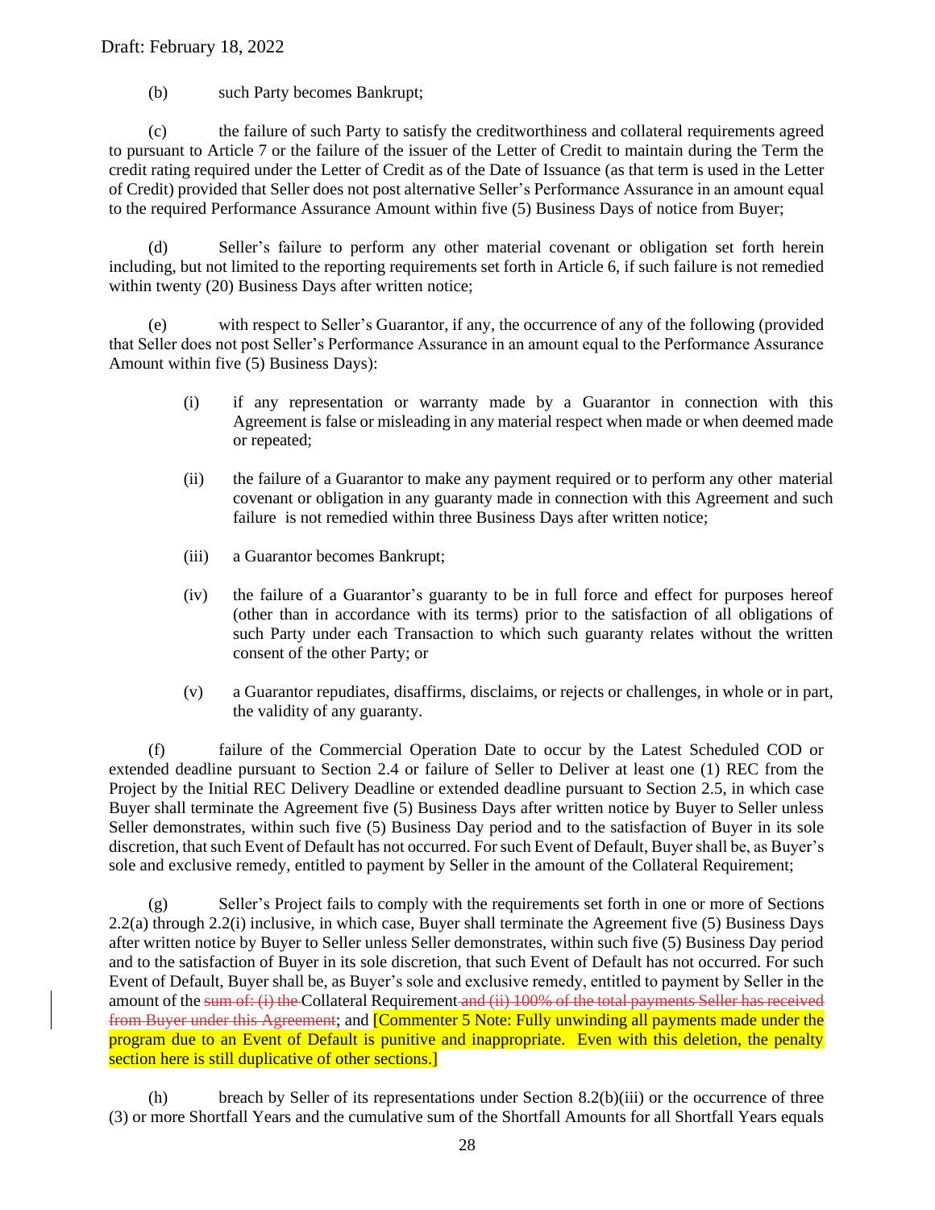Draft: February 18, 2022

(b) such Party becomes Bankrupt;

(c) the failure of such Party to satisfy the creditworthiness and collateral requirements agreed to pursuant to Article 7 or the failure of the issuer of the Letter of Credit to maintain during the Term the credit rating required under the Letter of Credit as of the Date of Issuance (as that term is used in the Letter of Credit) provided that Seller does not post alternative Seller's Performance Assurance in an amount equal to the required Performance Assurance Amount within five (5) Business Days of notice from Buyer;

(d) Seller's failure to perform any other material covenant or obligation set forth herein including, but not limited to the reporting requirements set forth in Article 6, if such failure is not remedied within twenty (20) Business Days after written notice;

(e) with respect to Seller's Guarantor, if any, the occurrence of any of the following (provided that Seller does not post Seller's Performance Assurance in an amount equal to the Performance Assurance Amount within five (5) Business Days):

> (i) if any representation or warranty made by a Guarantor in connection with this Agreement is false or misleading in any material respect when made or when deemed made or repeated;
>
> (ii) the failure of a Guarantor to make any payment required or to perform any other material covenant or obligation in any guaranty made in connection with this Agreement and such failure is not remedied within three Business Days after written notice;
>
> (iii) a Guarantor becomes Bankrupt;
>
> (iv) the failure of a Guarantor's guaranty to be in full force and effect for purposes hereof (other than in accordance with its terms) prior to the satisfaction of all obligations of such Party under each Transaction to which such guaranty relates without the written consent of the other Party; or
>
> (v) a Guarantor repudiates, disaffirms, disclaims, or rejects or challenges, in whole or in part, the validity of any guaranty.

(f) failure of the Commercial Operation Date to occur by the Latest Scheduled COD or extended deadline pursuant to Section 2.4 or failure of Seller to Deliver at least one (1) REC from the Project by the Initial REC Delivery Deadline or extended deadline pursuant to Section 2.5, in which case Buyer shall terminate the Agreement five (5) Business Days after written notice by Buyer to Seller unless Seller demonstrates, within such five (5) Business Day period and to the satisfaction of Buyer in its sole discretion, that such Event of Default has not occurred. For such Event of Default, Buyer shall be, as Buyer's sole and exclusive remedy, entitled to payment by Seller in the amount of the Collateral Requirement;

(g) Seller's Project fails to comply with the requirements set forth in one or more of Sections 2.2(a) through 2.2(i) inclusive, in which case, Buyer shall terminate the Agreement five (5) Business Days after written notice by Buyer to Seller unless Seller demonstrates, within such five (5) Business Day period and to the satisfaction of Buyer in its sole discretion, that such Event of Default has not occurred. For such Event of Default, Buyer shall be, as Buyer's sole and exclusive remedy, entitled to payment by Seller in the amount of the ~~sum of: (i) the~~ Collateral Requirement ~~and (ii) 100% of the total payments Seller has received from Buyer under this Agreement~~; and [Commenter 5 Note: Fully unwinding all payments made under the program due to an Event of Default is punitive and inappropriate. Even with this deletion, the penalty section here is still duplicative of other sections.]

(h) breach by Seller of its representations under Section 8.2(b)(iii) or the occurrence of three (3) or more Shortfall Years and the cumulative sum of the Shortfall Amounts for all Shortfall Years equals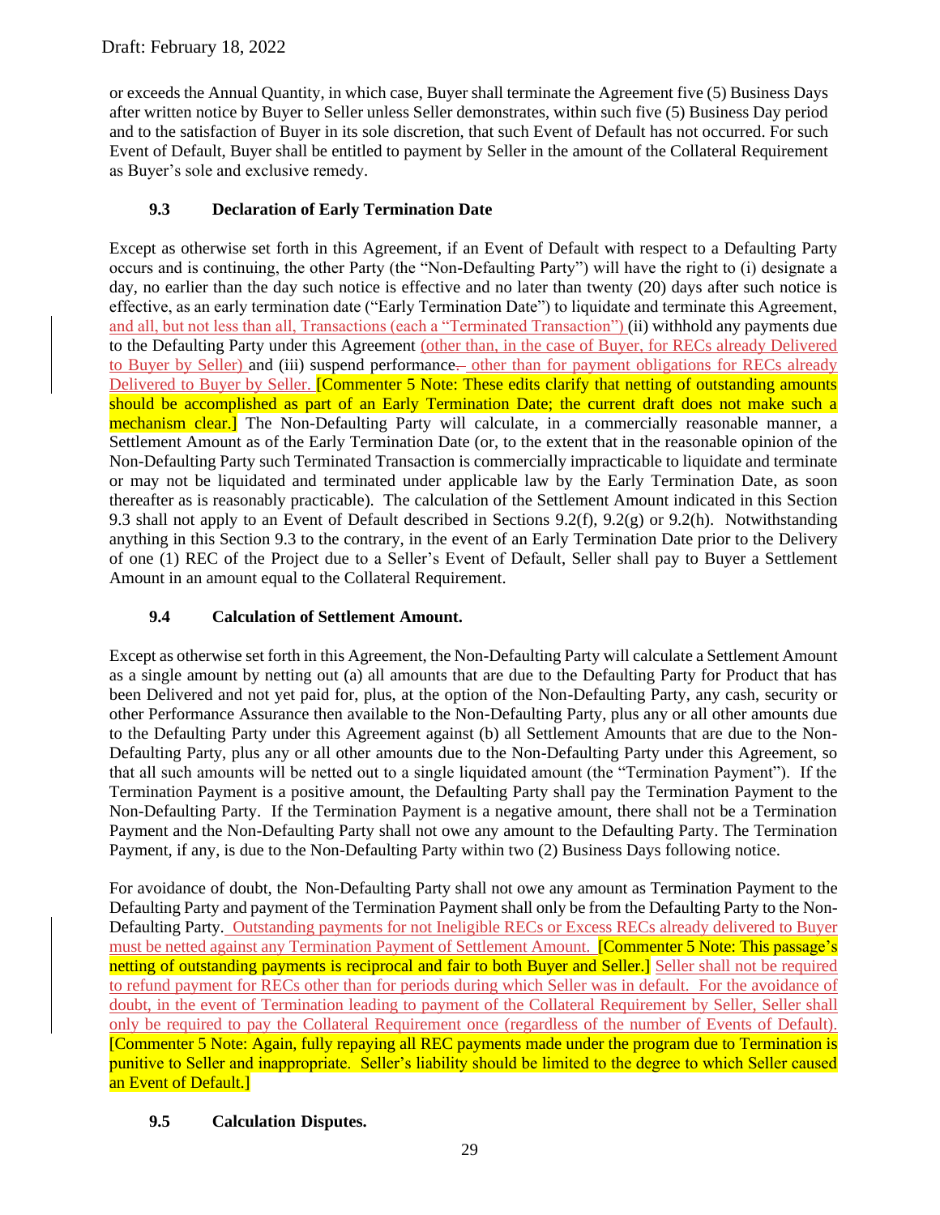Draft: February 18, 2022

or exceeds the Annual Quantity, in which case, Buyer shall terminate the Agreement five (5) Business Days after written notice by Buyer to Seller unless Seller demonstrates, within such five (5) Business Day period and to the satisfaction of Buyer in its sole discretion, that such Event of Default has not occurred. For such Event of Default, Buyer shall be entitled to payment by Seller in the amount of the Collateral Requirement as Buyer's sole and exclusive remedy.

### 9.3 Declaration of Early Termination Date

Except as otherwise set forth in this Agreement, if an Event of Default with respect to a Defaulting Party occurs and is continuing, the other Party (the "Non-Defaulting Party") will have the right to (i) designate a day, no earlier than the day such notice is effective and no later than twenty (20) days after such notice is effective, as an early termination date ("Early Termination Date") to liquidate and terminate this Agreement, and all, but not less than all, Transactions (each a "Terminated Transaction") (ii) withhold any payments due to the Defaulting Party under this Agreement (other than, in the case of Buyer, for RECs already Delivered to Buyer by Seller) and (iii) suspend performance. other than for payment obligations for RECs already Delivered to Buyer by Seller. [Commenter 5 Note: These edits clarify that netting of outstanding amounts should be accomplished as part of an Early Termination Date; the current draft does not make such a mechanism clear.] The Non-Defaulting Party will calculate, in a commercially reasonable manner, a Settlement Amount as of the Early Termination Date (or, to the extent that in the reasonable opinion of the Non-Defaulting Party such Terminated Transaction is commercially impracticable to liquidate and terminate or may not be liquidated and terminated under applicable law by the Early Termination Date, as soon thereafter as is reasonably practicable). The calculation of the Settlement Amount indicated in this Section 9.3 shall not apply to an Event of Default described in Sections 9.2(f), 9.2(g) or 9.2(h). Notwithstanding anything in this Section 9.3 to the contrary, in the event of an Early Termination Date prior to the Delivery of one (1) REC of the Project due to a Seller's Event of Default, Seller shall pay to Buyer a Settlement Amount in an amount equal to the Collateral Requirement.

### 9.4 Calculation of Settlement Amount.

Except as otherwise set forth in this Agreement, the Non-Defaulting Party will calculate a Settlement Amount as a single amount by netting out (a) all amounts that are due to the Defaulting Party for Product that has been Delivered and not yet paid for, plus, at the option of the Non-Defaulting Party, any cash, security or other Performance Assurance then available to the Non-Defaulting Party, plus any or all other amounts due to the Defaulting Party under this Agreement against (b) all Settlement Amounts that are due to the Non-Defaulting Party, plus any or all other amounts due to the Non-Defaulting Party under this Agreement, so that all such amounts will be netted out to a single liquidated amount (the "Termination Payment"). If the Termination Payment is a positive amount, the Defaulting Party shall pay the Termination Payment to the Non-Defaulting Party. If the Termination Payment is a negative amount, there shall not be a Termination Payment and the Non-Defaulting Party shall not owe any amount to the Defaulting Party. The Termination Payment, if any, is due to the Non-Defaulting Party within two (2) Business Days following notice.

For avoidance of doubt, the Non-Defaulting Party shall not owe any amount as Termination Payment to the Defaulting Party and payment of the Termination Payment shall only be from the Defaulting Party to the Non-Defaulting Party. Outstanding payments for not Ineligible RECs or Excess RECs already delivered to Buyer must be netted against any Termination Payment of Settlement Amount. [Commenter 5 Note: This passage's netting of outstanding payments is reciprocal and fair to both Buyer and Seller.] Seller shall not be required to refund payment for RECs other than for periods during which Seller was in default. For the avoidance of doubt, in the event of Termination leading to payment of the Collateral Requirement by Seller, Seller shall only be required to pay the Collateral Requirement once (regardless of the number of Events of Default). [Commenter 5 Note: Again, fully repaying all REC payments made under the program due to Termination is punitive to Seller and inappropriate. Seller's liability should be limited to the degree to which Seller caused an Event of Default.]

### 9.5 Calculation Disputes.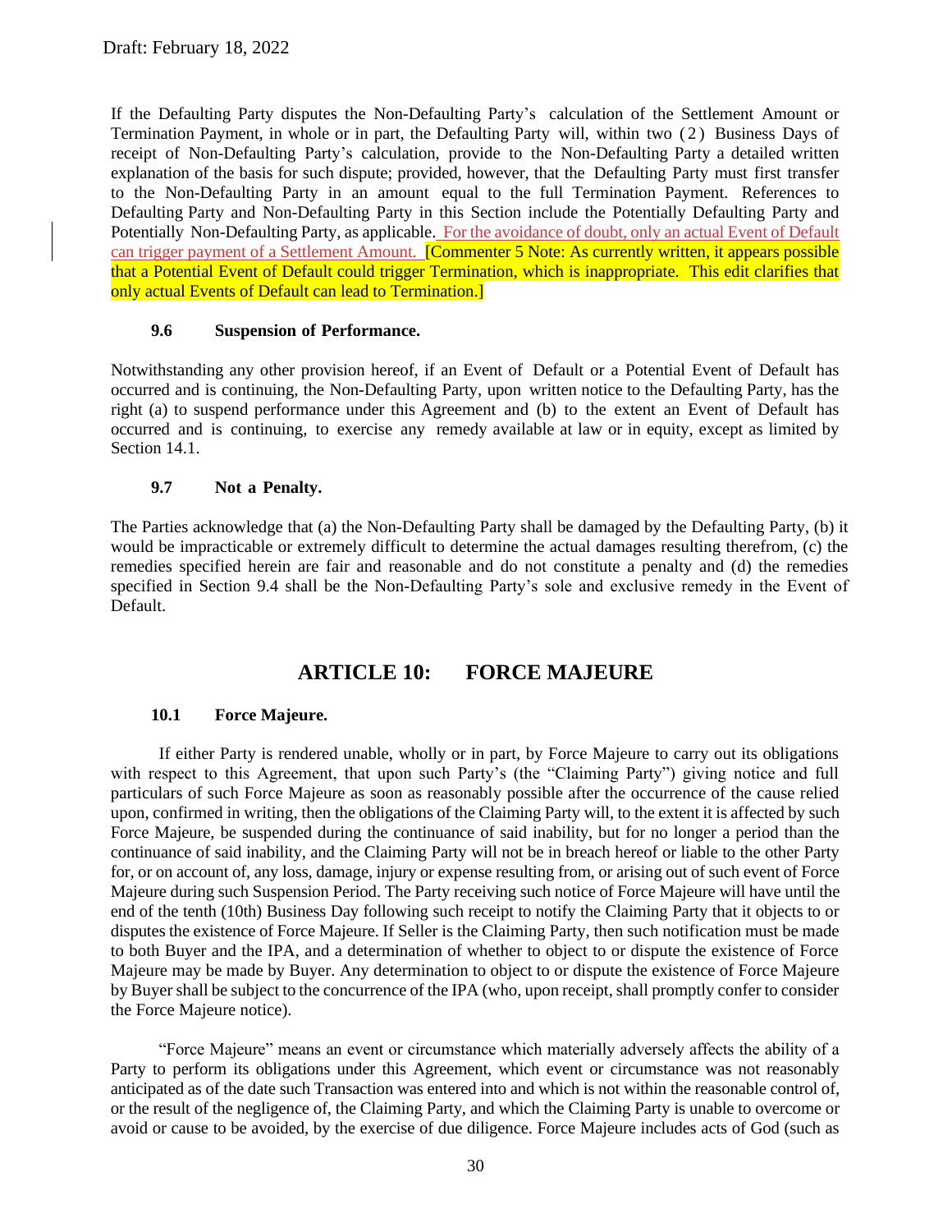If the Defaulting Party disputes the Non-Defaulting Party's calculation of the Settlement Amount or Termination Payment, in whole or in part, the Defaulting Party will, within two (2) Business Days of receipt of Non-Defaulting Party's calculation, provide to the Non-Defaulting Party a detailed written explanation of the basis for such dispute; provided, however, that the Defaulting Party must first transfer to the Non-Defaulting Party in an amount equal to the full Termination Payment. References to Defaulting Party and Non-Defaulting Party in this Section include the Potentially Defaulting Party and Potentially Non-Defaulting Party, as applicable. For the avoidance of doubt, only an actual Event of Default can trigger payment of a Settlement Amount. [Commenter 5 Note: As currently written, it appears possible that a Potential Event of Default could trigger Termination, which is inappropriate. This edit clarifies that only actual Events of Default can lead to Termination.]

### 9.6 Suspension of Performance.

Notwithstanding any other provision hereof, if an Event of Default or a Potential Event of Default has occurred and is continuing, the Non-Defaulting Party, upon written notice to the Defaulting Party, has the right (a) to suspend performance under this Agreement and (b) to the extent an Event of Default has occurred and is continuing, to exercise any remedy available at law or in equity, except as limited by Section 14.1.

### 9.7 Not a Penalty.

The Parties acknowledge that (a) the Non-Defaulting Party shall be damaged by the Defaulting Party, (b) it would be impracticable or extremely difficult to determine the actual damages resulting therefrom, (c) the remedies specified herein are fair and reasonable and do not constitute a penalty and (d) the remedies specified in Section 9.4 shall be the Non-Defaulting Party's sole and exclusive remedy in the Event of Default.

## ARTICLE 10: FORCE MAJEURE

### 10.1 Force Majeure.

If either Party is rendered unable, wholly or in part, by Force Majeure to carry out its obligations with respect to this Agreement, that upon such Party's (the "Claiming Party") giving notice and full particulars of such Force Majeure as soon as reasonably possible after the occurrence of the cause relied upon, confirmed in writing, then the obligations of the Claiming Party will, to the extent it is affected by such Force Majeure, be suspended during the continuance of said inability, but for no longer a period than the continuance of said inability, and the Claiming Party will not be in breach hereof or liable to the other Party for, or on account of, any loss, damage, injury or expense resulting from, or arising out of such event of Force Majeure during such Suspension Period. The Party receiving such notice of Force Majeure will have until the end of the tenth (10th) Business Day following such receipt to notify the Claiming Party that it objects to or disputes the existence of Force Majeure. If Seller is the Claiming Party, then such notification must be made to both Buyer and the IPA, and a determination of whether to object to or dispute the existence of Force Majeure may be made by Buyer. Any determination to object to or dispute the existence of Force Majeure by Buyer shall be subject to the concurrence of the IPA (who, upon receipt, shall promptly confer to consider the Force Majeure notice).

"Force Majeure" means an event or circumstance which materially adversely affects the ability of a Party to perform its obligations under this Agreement, which event or circumstance was not reasonably anticipated as of the date such Transaction was entered into and which is not within the reasonable control of, or the result of the negligence of, the Claiming Party, and which the Claiming Party is unable to overcome or avoid or cause to be avoided, by the exercise of due diligence. Force Majeure includes acts of God (such as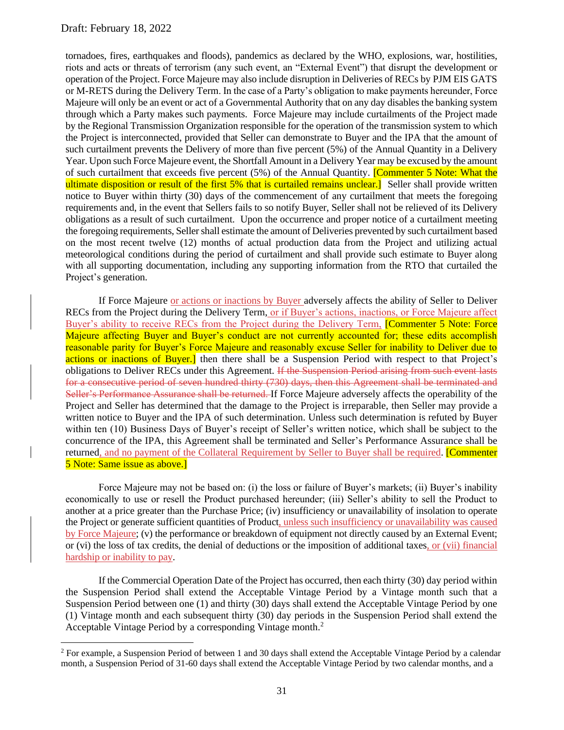tornadoes, fires, earthquakes and floods), pandemics as declared by the WHO, explosions, war, hostilities, riots and acts or threats of terrorism (any such event, an "External Event") that disrupt the development or operation of the Project. Force Majeure may also include disruption in Deliveries of RECs by PJM EIS GATS or M-RETS during the Delivery Term. In the case of a Party's obligation to make payments hereunder, Force Majeure will only be an event or act of a Governmental Authority that on any day disables the banking system through which a Party makes such payments. Force Majeure may include curtailments of the Project made by the Regional Transmission Organization responsible for the operation of the transmission system to which the Project is interconnected, provided that Seller can demonstrate to Buyer and the IPA that the amount of such curtailment prevents the Delivery of more than five percent (5%) of the Annual Quantity in a Delivery Year. Upon such Force Majeure event, the Shortfall Amount in a Delivery Year may be excused by the amount of such curtailment that exceeds five percent (5%) of the Annual Quantity. [Commenter 5 Note: What the ultimate disposition or result of the first 5% that is curtailed remains unclear.] Seller shall provide written notice to Buyer within thirty (30) days of the commencement of any curtailment that meets the foregoing requirements and, in the event that Sellers fails to so notify Buyer, Seller shall not be relieved of its Delivery obligations as a result of such curtailment. Upon the occurrence and proper notice of a curtailment meeting the foregoing requirements, Seller shall estimate the amount of Deliveries prevented by such curtailment based on the most recent twelve (12) months of actual production data from the Project and utilizing actual meteorological conditions during the period of curtailment and shall provide such estimate to Buyer along with all supporting documentation, including any supporting information from the RTO that curtailed the Project's generation.

If Force Majeure or actions or inactions by Buyer adversely affects the ability of Seller to Deliver RECs from the Project during the Delivery Term, or if Buyer's actions, inactions, or Force Majeure affect Buyer's ability to receive RECs from the Project during the Delivery Term, [Commenter 5 Note: Force Majeure affecting Buyer and Buyer's conduct are not currently accounted for; these edits accomplish reasonable parity for Buyer's Force Majeure and reasonably excuse Seller for inability to Deliver due to actions or inactions of Buyer.] then there shall be a Suspension Period with respect to that Project's obligations to Deliver RECs under this Agreement. ~~If the Suspension Period arising from such event lasts for a consecutive period of seven hundred thirty (730) days, then this Agreement shall be terminated and Seller's Performance Assurance shall be returned.~~ If Force Majeure adversely affects the operability of the Project and Seller has determined that the damage to the Project is irreparable, then Seller may provide a written notice to Buyer and the IPA of such determination. Unless such determination is refuted by Buyer within ten (10) Business Days of Buyer's receipt of Seller's written notice, which shall be subject to the concurrence of the IPA, this Agreement shall be terminated and Seller's Performance Assurance shall be returned, and no payment of the Collateral Requirement by Seller to Buyer shall be required. [Commenter 5 Note: Same issue as above.]

Force Majeure may not be based on: (i) the loss or failure of Buyer's markets; (ii) Buyer's inability economically to use or resell the Product purchased hereunder; (iii) Seller's ability to sell the Product to another at a price greater than the Purchase Price; (iv) insufficiency or unavailability of insolation to operate the Project or generate sufficient quantities of Product, unless such insufficiency or unavailability was caused by Force Majeure; (v) the performance or breakdown of equipment not directly caused by an External Event; or (vi) the loss of tax credits, the denial of deductions or the imposition of additional taxes, or (vii) financial hardship or inability to pay.

If the Commercial Operation Date of the Project has occurred, then each thirty (30) day period within the Suspension Period shall extend the Acceptable Vintage Period by a Vintage month such that a Suspension Period between one (1) and thirty (30) days shall extend the Acceptable Vintage Period by one (1) Vintage month and each subsequent thirty (30) day periods in the Suspension Period shall extend the Acceptable Vintage Period by a corresponding Vintage month.[2]

[2] For example, a Suspension Period of between 1 and 30 days shall extend the Acceptable Vintage Period by a calendar month, a Suspension Period of 31-60 days shall extend the Acceptable Vintage Period by two calendar months, and a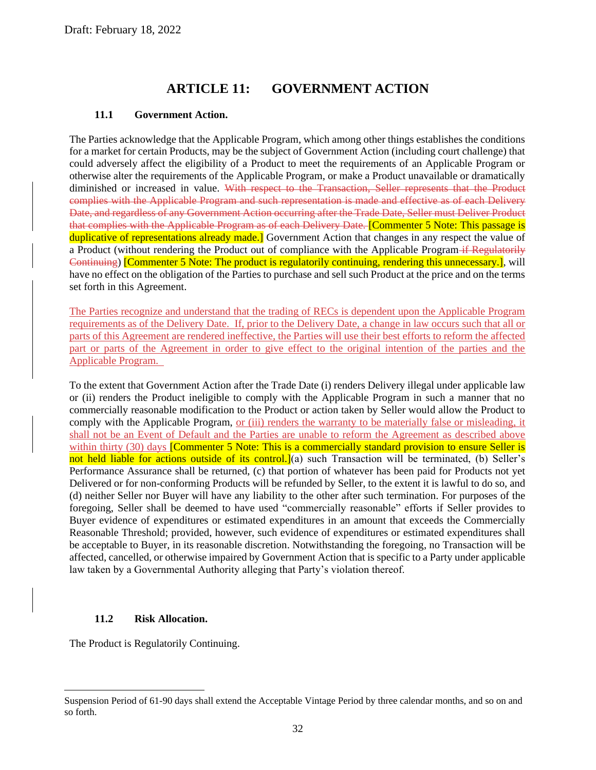Draft: February 18, 2022

# ARTICLE 11: GOVERNMENT ACTION

### 11.1 Government Action.

The Parties acknowledge that the Applicable Program, which among other things establishes the conditions for a market for certain Products, may be the subject of Government Action (including court challenge) that could adversely affect the eligibility of a Product to meet the requirements of an Applicable Program or otherwise alter the requirements of the Applicable Program, or make a Product unavailable or dramatically diminished or increased in value. ~~With respect to the Transaction, Seller represents that the Product complies with the Applicable Program and such representation is made and effective as of each Delivery Date, and regardless of any Government Action occurring after the Trade Date, Seller must Deliver Product that complies with the Applicable Program as of each Delivery Date.~~ [Commenter 5 Note: This passage is duplicative of representations already made.] Government Action that changes in any respect the value of a Product (without rendering the Product out of compliance with the Applicable Program ~~if Regulatorily Continuing~~) [Commenter 5 Note: The product is regulatorily continuing, rendering this unnecessary.], will have no effect on the obligation of the Parties to purchase and sell such Product at the price and on the terms set forth in this Agreement.

<u>The Parties recognize and understand that the trading of RECs is dependent upon the Applicable Program requirements as of the Delivery Date. If, prior to the Delivery Date, a change in law occurs such that all or parts of this Agreement are rendered ineffective, the Parties will use their best efforts to reform the affected part or parts of the Agreement in order to give effect to the original intention of the parties and the Applicable Program.</u>

To the extent that Government Action after the Trade Date (i) renders Delivery illegal under applicable law or (ii) renders the Product ineligible to comply with the Applicable Program in such a manner that no commercially reasonable modification to the Product or action taken by Seller would allow the Product to comply with the Applicable Program, <u>or (iii) renders the warranty to be materially false or misleading, it shall not be an Event of Default and the Parties are unable to reform the Agreement as described above within thirty (30) days</u> [Commenter 5 Note: This is a commercially standard provision to ensure Seller is not held liable for actions outside of its control.](a) such Transaction will be terminated, (b) Seller's Performance Assurance shall be returned, (c) that portion of whatever has been paid for Products not yet Delivered or for non-conforming Products will be refunded by Seller, to the extent it is lawful to do so, and (d) neither Seller nor Buyer will have any liability to the other after such termination. For purposes of the foregoing, Seller shall be deemed to have used "commercially reasonable" efforts if Seller provides to Buyer evidence of expenditures or estimated expenditures in an amount that exceeds the Commercially Reasonable Threshold; provided, however, such evidence of expenditures or estimated expenditures shall be acceptable to Buyer, in its reasonable discretion. Notwithstanding the foregoing, no Transaction will be affected, cancelled, or otherwise impaired by Government Action that is specific to a Party under applicable law taken by a Governmental Authority alleging that Party's violation thereof.

### 11.2 Risk Allocation.

The Product is Regulatorily Continuing.

---

Suspension Period of 61-90 days shall extend the Acceptable Vintage Period by three calendar months, and so on and so forth.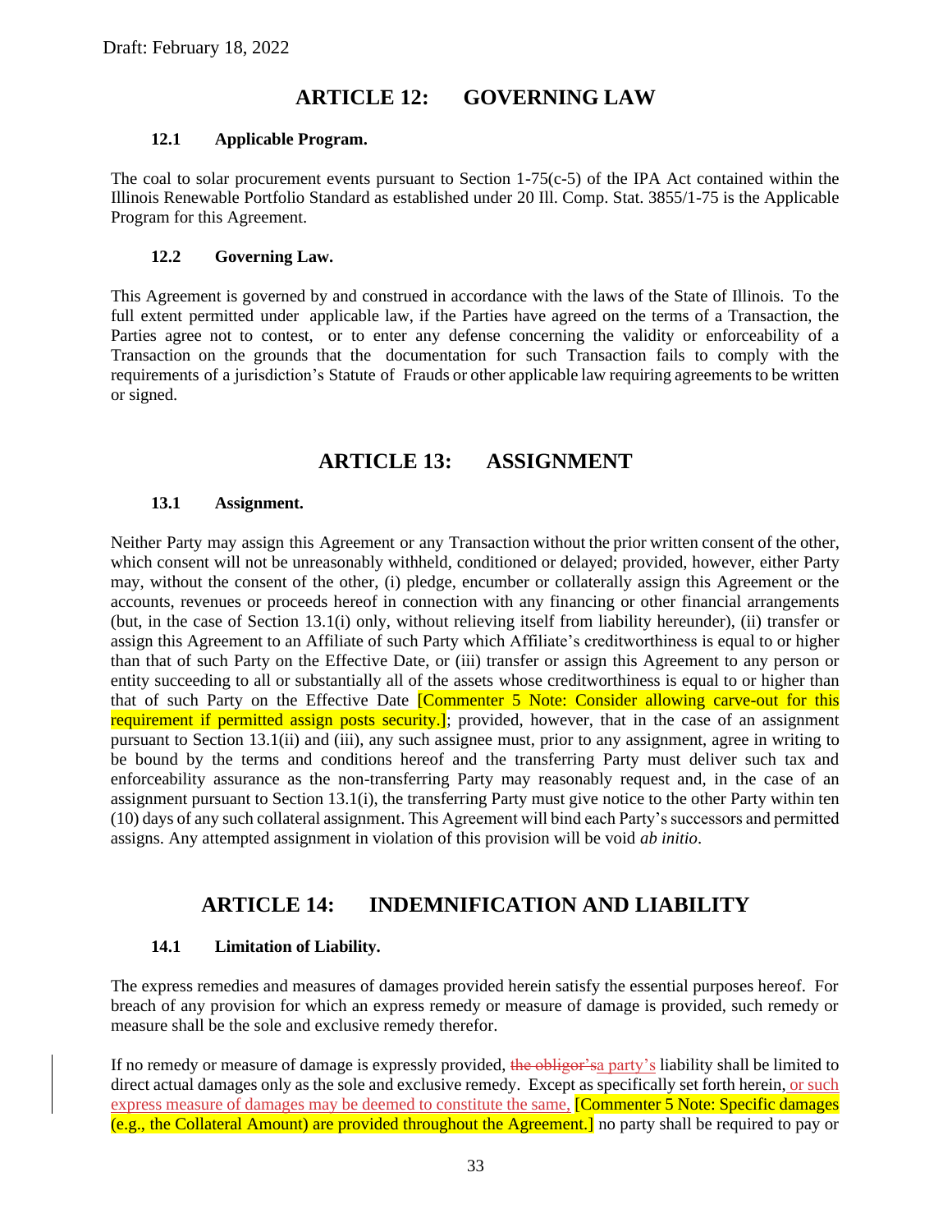Draft: February 18, 2022

# ARTICLE 12: GOVERNING LAW

### 12.1 Applicable Program.

The coal to solar procurement events pursuant to Section 1-75(c-5) of the IPA Act contained within the Illinois Renewable Portfolio Standard as established under 20 Ill. Comp. Stat. 3855/1-75 is the Applicable Program for this Agreement.

### 12.2 Governing Law.

This Agreement is governed by and construed in accordance with the laws of the State of Illinois. To the full extent permitted under applicable law, if the Parties have agreed on the terms of a Transaction, the Parties agree not to contest, or to enter any defense concerning the validity or enforceability of a Transaction on the grounds that the documentation for such Transaction fails to comply with the requirements of a jurisdiction's Statute of Frauds or other applicable law requiring agreements to be written or signed.

# ARTICLE 13: ASSIGNMENT

### 13.1 Assignment.

Neither Party may assign this Agreement or any Transaction without the prior written consent of the other, which consent will not be unreasonably withheld, conditioned or delayed; provided, however, either Party may, without the consent of the other, (i) pledge, encumber or collaterally assign this Agreement or the accounts, revenues or proceeds hereof in connection with any financing or other financial arrangements (but, in the case of Section 13.1(i) only, without relieving itself from liability hereunder), (ii) transfer or assign this Agreement to an Affiliate of such Party which Affiliate's creditworthiness is equal to or higher than that of such Party on the Effective Date, or (iii) transfer or assign this Agreement to any person or entity succeeding to all or substantially all of the assets whose creditworthiness is equal to or higher than that of such Party on the Effective Date [Commenter 5 Note: Consider allowing carve-out for this requirement if permitted assign posts security.]; provided, however, that in the case of an assignment pursuant to Section 13.1(ii) and (iii), any such assignee must, prior to any assignment, agree in writing to be bound by the terms and conditions hereof and the transferring Party must deliver such tax and enforceability assurance as the non-transferring Party may reasonably request and, in the case of an assignment pursuant to Section 13.1(i), the transferring Party must give notice to the other Party within ten (10) days of any such collateral assignment. This Agreement will bind each Party's successors and permitted assigns. Any attempted assignment in violation of this provision will be void *ab initio*.

# ARTICLE 14: INDEMNIFICATION AND LIABILITY

### 14.1 Limitation of Liability.

The express remedies and measures of damages provided herein satisfy the essential purposes hereof. For breach of any provision for which an express remedy or measure of damage is provided, such remedy or measure shall be the sole and exclusive remedy therefor.

If no remedy or measure of damage is expressly provided, ~~the obligor's~~a party's liability shall be limited to direct actual damages only as the sole and exclusive remedy. Except as specifically set forth herein, or such express measure of damages may be deemed to constitute the same, [Commenter 5 Note: Specific damages (e.g., the Collateral Amount) are provided throughout the Agreement.] no party shall be required to pay or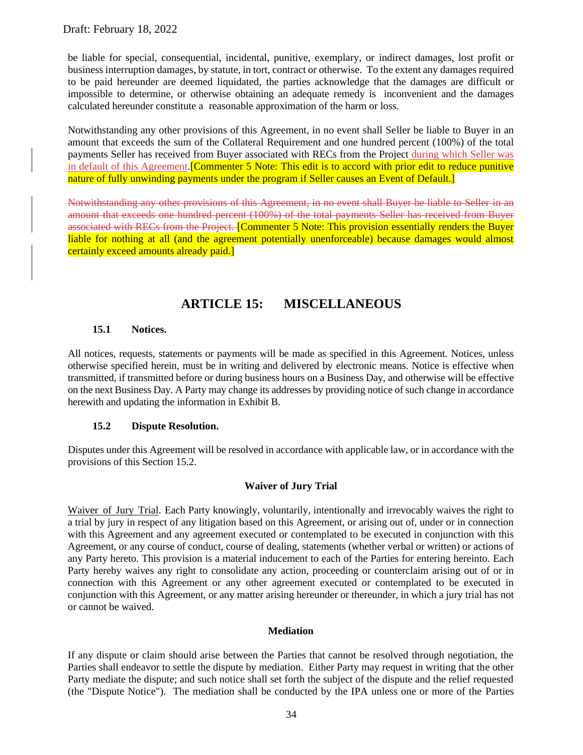be liable for special, consequential, incidental, punitive, exemplary, or indirect damages, lost profit or business interruption damages, by statute, in tort, contract or otherwise. To the extent any damages required to be paid hereunder are deemed liquidated, the parties acknowledge that the damages are difficult or impossible to determine, or otherwise obtaining an adequate remedy is inconvenient and the damages calculated hereunder constitute a reasonable approximation of the harm or loss.

Notwithstanding any other provisions of this Agreement, in no event shall Seller be liable to Buyer in an amount that exceeds the sum of the Collateral Requirement and one hundred percent (100%) of the total payments Seller has received from Buyer associated with RECs from the Project during which Seller was in default of this Agreement.[Commenter 5 Note: This edit is to accord with prior edit to reduce punitive nature of fully unwinding payments under the program if Seller causes an Event of Default.]

~~Notwithstanding any other provisions of this Agreement, in no event shall Buyer be liable to Seller in an amount that exceeds one hundred percent (100%) of the total payments Seller has received from Buyer associated with RECs from the Project.~~ [Commenter 5 Note: This provision essentially renders the Buyer liable for nothing at all (and the agreement potentially unenforceable) because damages would almost certainly exceed amounts already paid.]

# ARTICLE 15: MISCELLANEOUS

### 15.1 Notices.

All notices, requests, statements or payments will be made as specified in this Agreement. Notices, unless otherwise specified herein, must be in writing and delivered by electronic means. Notice is effective when transmitted, if transmitted before or during business hours on a Business Day, and otherwise will be effective on the next Business Day. A Party may change its addresses by providing notice of such change in accordance herewith and updating the information in Exhibit B.

### 15.2 Dispute Resolution.

Disputes under this Agreement will be resolved in accordance with applicable law, or in accordance with the provisions of this Section 15.2.

**Waiver of Jury Trial**

Waiver of Jury Trial. Each Party knowingly, voluntarily, intentionally and irrevocably waives the right to a trial by jury in respect of any litigation based on this Agreement, or arising out of, under or in connection with this Agreement and any agreement executed or contemplated to be executed in conjunction with this Agreement, or any course of conduct, course of dealing, statements (whether verbal or written) or actions of any Party hereto. This provision is a material inducement to each of the Parties for entering hereinto. Each Party hereby waives any right to consolidate any action, proceeding or counterclaim arising out of or in connection with this Agreement or any other agreement executed or contemplated to be executed in conjunction with this Agreement, or any matter arising hereunder or thereunder, in which a jury trial has not or cannot be waived.

**Mediation**

If any dispute or claim should arise between the Parties that cannot be resolved through negotiation, the Parties shall endeavor to settle the dispute by mediation. Either Party may request in writing that the other Party mediate the dispute; and such notice shall set forth the subject of the dispute and the relief requested (the "Dispute Notice"). The mediation shall be conducted by the IPA unless one or more of the Parties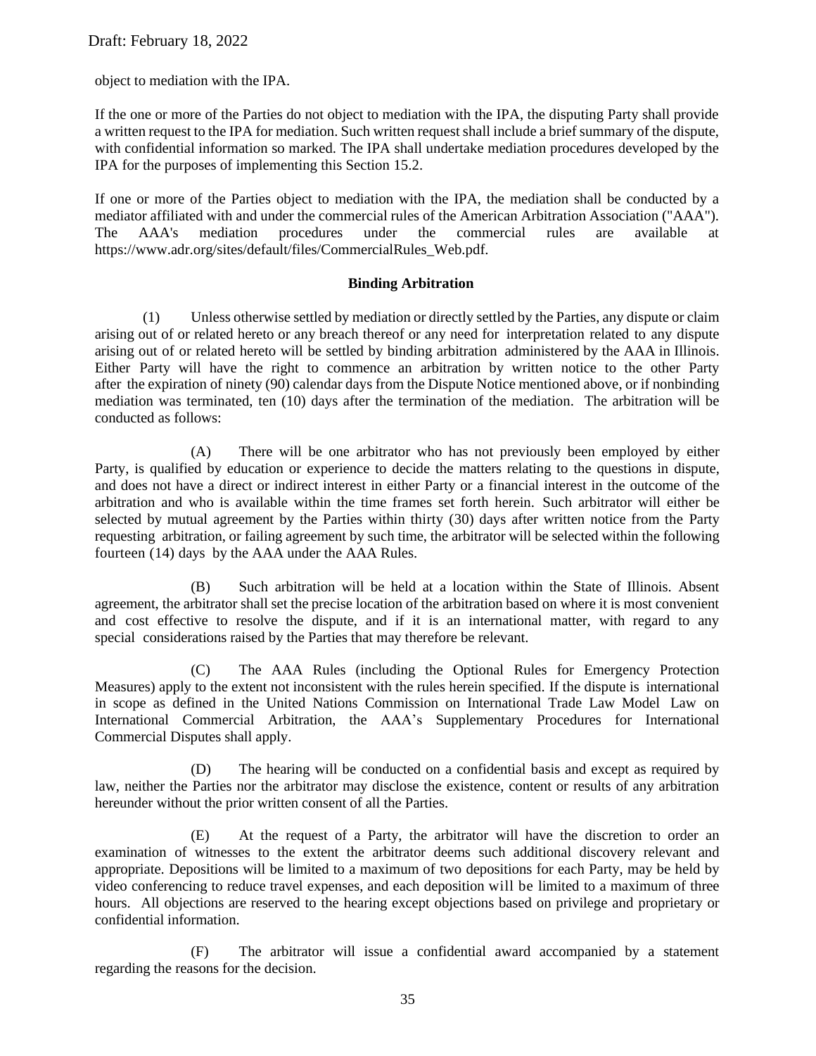object to mediation with the IPA.

If the one or more of the Parties do not object to mediation with the IPA, the disputing Party shall provide a written request to the IPA for mediation. Such written request shall include a brief summary of the dispute, with confidential information so marked. The IPA shall undertake mediation procedures developed by the IPA for the purposes of implementing this Section 15.2.

If one or more of the Parties object to mediation with the IPA, the mediation shall be conducted by a mediator affiliated with and under the commercial rules of the American Arbitration Association ("AAA"). The AAA's mediation procedures under the commercial rules are available at https://www.adr.org/sites/default/files/CommercialRules_Web.pdf.

**Binding Arbitration**

(1) Unless otherwise settled by mediation or directly settled by the Parties, any dispute or claim arising out of or related hereto or any breach thereof or any need for interpretation related to any dispute arising out of or related hereto will be settled by binding arbitration administered by the AAA in Illinois. Either Party will have the right to commence an arbitration by written notice to the other Party after the expiration of ninety (90) calendar days from the Dispute Notice mentioned above, or if nonbinding mediation was terminated, ten (10) days after the termination of the mediation. The arbitration will be conducted as follows:

(A) There will be one arbitrator who has not previously been employed by either Party, is qualified by education or experience to decide the matters relating to the questions in dispute, and does not have a direct or indirect interest in either Party or a financial interest in the outcome of the arbitration and who is available within the time frames set forth herein. Such arbitrator will either be selected by mutual agreement by the Parties within thirty (30) days after written notice from the Party requesting arbitration, or failing agreement by such time, the arbitrator will be selected within the following fourteen (14) days by the AAA under the AAA Rules.

(B) Such arbitration will be held at a location within the State of Illinois. Absent agreement, the arbitrator shall set the precise location of the arbitration based on where it is most convenient and cost effective to resolve the dispute, and if it is an international matter, with regard to any special considerations raised by the Parties that may therefore be relevant.

(C) The AAA Rules (including the Optional Rules for Emergency Protection Measures) apply to the extent not inconsistent with the rules herein specified. If the dispute is international in scope as defined in the United Nations Commission on International Trade Law Model Law on International Commercial Arbitration, the AAA's Supplementary Procedures for International Commercial Disputes shall apply.

(D) The hearing will be conducted on a confidential basis and except as required by law, neither the Parties nor the arbitrator may disclose the existence, content or results of any arbitration hereunder without the prior written consent of all the Parties.

(E) At the request of a Party, the arbitrator will have the discretion to order an examination of witnesses to the extent the arbitrator deems such additional discovery relevant and appropriate. Depositions will be limited to a maximum of two depositions for each Party, may be held by video conferencing to reduce travel expenses, and each deposition will be limited to a maximum of three hours. All objections are reserved to the hearing except objections based on privilege and proprietary or confidential information.

(F) The arbitrator will issue a confidential award accompanied by a statement regarding the reasons for the decision.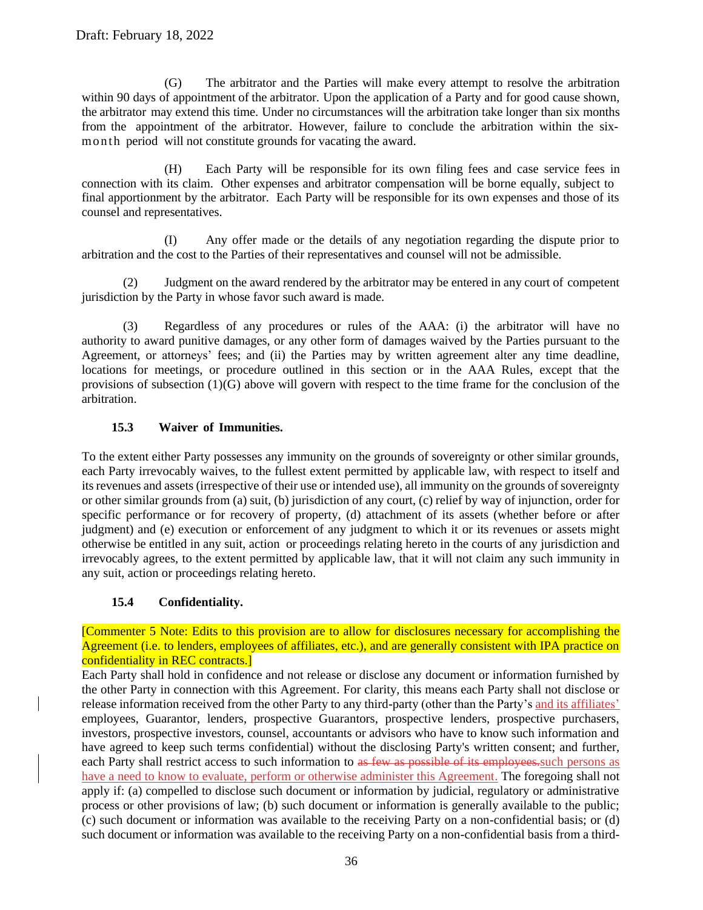Draft: February 18, 2022

(G) The arbitrator and the Parties will make every attempt to resolve the arbitration within 90 days of appointment of the arbitrator. Upon the application of a Party and for good cause shown, the arbitrator may extend this time. Under no circumstances will the arbitration take longer than six months from the appointment of the arbitrator. However, failure to conclude the arbitration within the six-month period will not constitute grounds for vacating the award.

(H) Each Party will be responsible for its own filing fees and case service fees in connection with its claim. Other expenses and arbitrator compensation will be borne equally, subject to final apportionment by the arbitrator. Each Party will be responsible for its own expenses and those of its counsel and representatives.

(I) Any offer made or the details of any negotiation regarding the dispute prior to arbitration and the cost to the Parties of their representatives and counsel will not be admissible.

(2) Judgment on the award rendered by the arbitrator may be entered in any court of competent jurisdiction by the Party in whose favor such award is made.

(3) Regardless of any procedures or rules of the AAA: (i) the arbitrator will have no authority to award punitive damages, or any other form of damages waived by the Parties pursuant to the Agreement, or attorneys' fees; and (ii) the Parties may by written agreement alter any time deadline, locations for meetings, or procedure outlined in this section or in the AAA Rules, except that the provisions of subsection (1)(G) above will govern with respect to the time frame for the conclusion of the arbitration.

### 15.3 Waiver of Immunities.

To the extent either Party possesses any immunity on the grounds of sovereignty or other similar grounds, each Party irrevocably waives, to the fullest extent permitted by applicable law, with respect to itself and its revenues and assets (irrespective of their use or intended use), all immunity on the grounds of sovereignty or other similar grounds from (a) suit, (b) jurisdiction of any court, (c) relief by way of injunction, order for specific performance or for recovery of property, (d) attachment of its assets (whether before or after judgment) and (e) execution or enforcement of any judgment to which it or its revenues or assets might otherwise be entitled in any suit, action or proceedings relating hereto in the courts of any jurisdiction and irrevocably agrees, to the extent permitted by applicable law, that it will not claim any such immunity in any suit, action or proceedings relating hereto.

### 15.4 Confidentiality.

[Commenter 5 Note: Edits to this provision are to allow for disclosures necessary for accomplishing the Agreement (i.e. to lenders, employees of affiliates, etc.), and are generally consistent with IPA practice on confidentiality in REC contracts.]

Each Party shall hold in confidence and not release or disclose any document or information furnished by the other Party in connection with this Agreement. For clarity, this means each Party shall not disclose or release information received from the other Party to any third-party (other than the Party's and its affiliates' employees, Guarantor, lenders, prospective Guarantors, prospective lenders, prospective purchasers, investors, prospective investors, counsel, accountants or advisors who have to know such information and have agreed to keep such terms confidential) without the disclosing Party's written consent; and further, each Party shall restrict access to such information to ~~as few as possible of its employees.~~such persons as have a need to know to evaluate, perform or otherwise administer this Agreement. The foregoing shall not apply if: (a) compelled to disclose such document or information by judicial, regulatory or administrative process or other provisions of law; (b) such document or information is generally available to the public; (c) such document or information was available to the receiving Party on a non-confidential basis; or (d) such document or information was available to the receiving Party on a non-confidential basis from a third-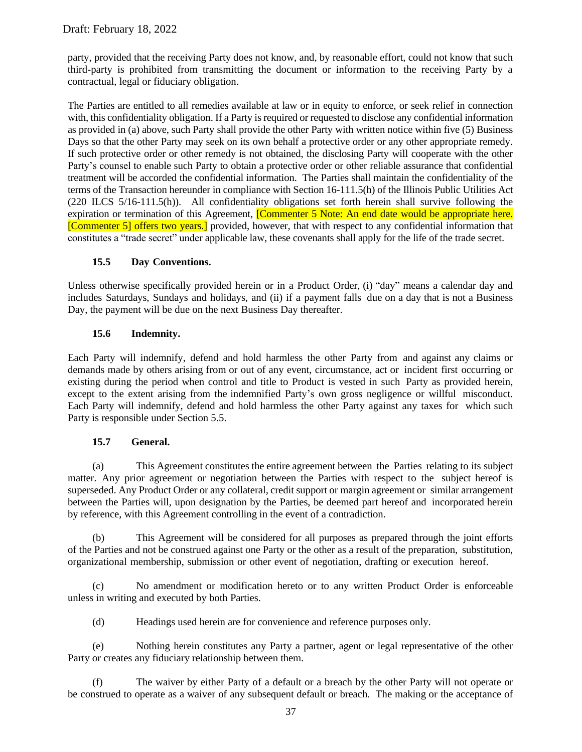party, provided that the receiving Party does not know, and, by reasonable effort, could not know that such third-party is prohibited from transmitting the document or information to the receiving Party by a contractual, legal or fiduciary obligation.

The Parties are entitled to all remedies available at law or in equity to enforce, or seek relief in connection with, this confidentiality obligation. If a Party is required or requested to disclose any confidential information as provided in (a) above, such Party shall provide the other Party with written notice within five (5) Business Days so that the other Party may seek on its own behalf a protective order or any other appropriate remedy. If such protective order or other remedy is not obtained, the disclosing Party will cooperate with the other Party's counsel to enable such Party to obtain a protective order or other reliable assurance that confidential treatment will be accorded the confidential information. The Parties shall maintain the confidentiality of the terms of the Transaction hereunder in compliance with Section 16-111.5(h) of the Illinois Public Utilities Act (220 ILCS 5/16-111.5(h)). All confidentiality obligations set forth herein shall survive following the expiration or termination of this Agreement, [Commenter 5 Note: An end date would be appropriate here. [Commenter 5] offers two years.] provided, however, that with respect to any confidential information that constitutes a "trade secret" under applicable law, these covenants shall apply for the life of the trade secret.

### 15.5 Day Conventions.

Unless otherwise specifically provided herein or in a Product Order, (i) "day" means a calendar day and includes Saturdays, Sundays and holidays, and (ii) if a payment falls due on a day that is not a Business Day, the payment will be due on the next Business Day thereafter.

### 15.6 Indemnity.

Each Party will indemnify, defend and hold harmless the other Party from and against any claims or demands made by others arising from or out of any event, circumstance, act or incident first occurring or existing during the period when control and title to Product is vested in such Party as provided herein, except to the extent arising from the indemnified Party's own gross negligence or willful misconduct. Each Party will indemnify, defend and hold harmless the other Party against any taxes for which such Party is responsible under Section 5.5.

### 15.7 General.

(a) This Agreement constitutes the entire agreement between the Parties relating to its subject matter. Any prior agreement or negotiation between the Parties with respect to the subject hereof is superseded. Any Product Order or any collateral, credit support or margin agreement or similar arrangement between the Parties will, upon designation by the Parties, be deemed part hereof and incorporated herein by reference, with this Agreement controlling in the event of a contradiction.

(b) This Agreement will be considered for all purposes as prepared through the joint efforts of the Parties and not be construed against one Party or the other as a result of the preparation, substitution, organizational membership, submission or other event of negotiation, drafting or execution hereof.

(c) No amendment or modification hereto or to any written Product Order is enforceable unless in writing and executed by both Parties.

(d) Headings used herein are for convenience and reference purposes only.

(e) Nothing herein constitutes any Party a partner, agent or legal representative of the other Party or creates any fiduciary relationship between them.

(f) The waiver by either Party of a default or a breach by the other Party will not operate or be construed to operate as a waiver of any subsequent default or breach. The making or the acceptance of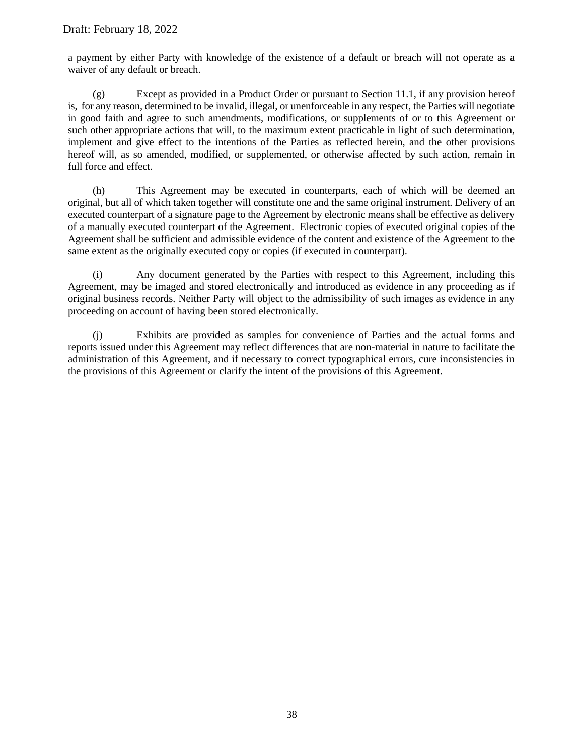a payment by either Party with knowledge of the existence of a default or breach will not operate as a waiver of any default or breach.

(g) Except as provided in a Product Order or pursuant to Section 11.1, if any provision hereof is, for any reason, determined to be invalid, illegal, or unenforceable in any respect, the Parties will negotiate in good faith and agree to such amendments, modifications, or supplements of or to this Agreement or such other appropriate actions that will, to the maximum extent practicable in light of such determination, implement and give effect to the intentions of the Parties as reflected herein, and the other provisions hereof will, as so amended, modified, or supplemented, or otherwise affected by such action, remain in full force and effect.

(h) This Agreement may be executed in counterparts, each of which will be deemed an original, but all of which taken together will constitute one and the same original instrument. Delivery of an executed counterpart of a signature page to the Agreement by electronic means shall be effective as delivery of a manually executed counterpart of the Agreement. Electronic copies of executed original copies of the Agreement shall be sufficient and admissible evidence of the content and existence of the Agreement to the same extent as the originally executed copy or copies (if executed in counterpart).

(i) Any document generated by the Parties with respect to this Agreement, including this Agreement, may be imaged and stored electronically and introduced as evidence in any proceeding as if original business records. Neither Party will object to the admissibility of such images as evidence in any proceeding on account of having been stored electronically.

(j) Exhibits are provided as samples for convenience of Parties and the actual forms and reports issued under this Agreement may reflect differences that are non-material in nature to facilitate the administration of this Agreement, and if necessary to correct typographical errors, cure inconsistencies in the provisions of this Agreement or clarify the intent of the provisions of this Agreement.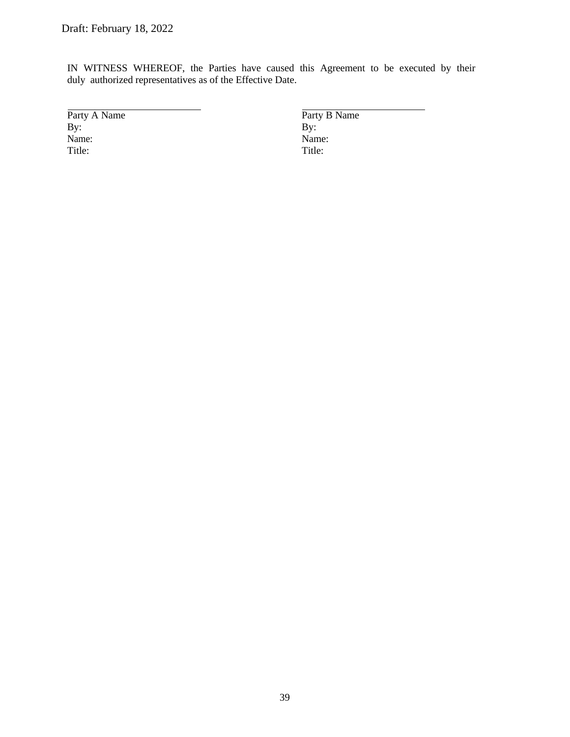Draft: February 18, 2022

IN WITNESS WHEREOF, the Parties have caused this Agreement to be executed by their duly authorized representatives as of the Effective Date.

| \_\_\_\_\_\_\_\_\_\_\_\_\_\_\_\_\_\_\_\_\_\_\_\_\_\_ | \_\_\_\_\_\_\_\_\_\_\_\_\_\_\_\_\_\_\_\_\_\_\_\_\_\_ |
| --- | --- |
| Party A Name | Party B Name |
| By: | By: |
| Name: | Name: |
| Title: | Title: |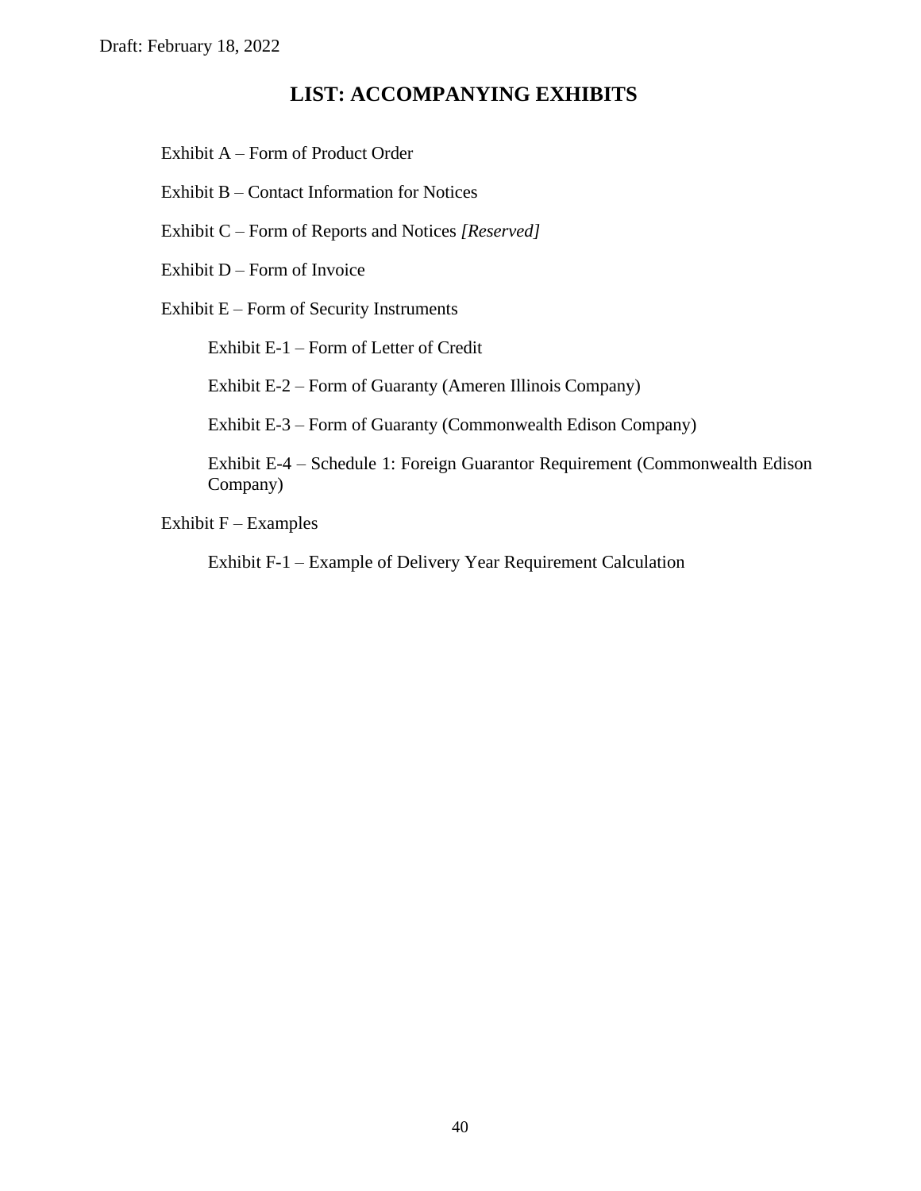Draft: February 18, 2022

# LIST: ACCOMPANYING EXHIBITS

Exhibit A – Form of Product Order

Exhibit B – Contact Information for Notices

Exhibit C – Form of Reports and Notices *[Reserved]*

Exhibit D – Form of Invoice

Exhibit E – Form of Security Instruments

- Exhibit E-1 – Form of Letter of Credit
- Exhibit E-2 – Form of Guaranty (Ameren Illinois Company)
- Exhibit E-3 – Form of Guaranty (Commonwealth Edison Company)
- Exhibit E-4 – Schedule 1: Foreign Guarantor Requirement (Commonwealth Edison Company)

Exhibit F – Examples

- Exhibit F-1 – Example of Delivery Year Requirement Calculation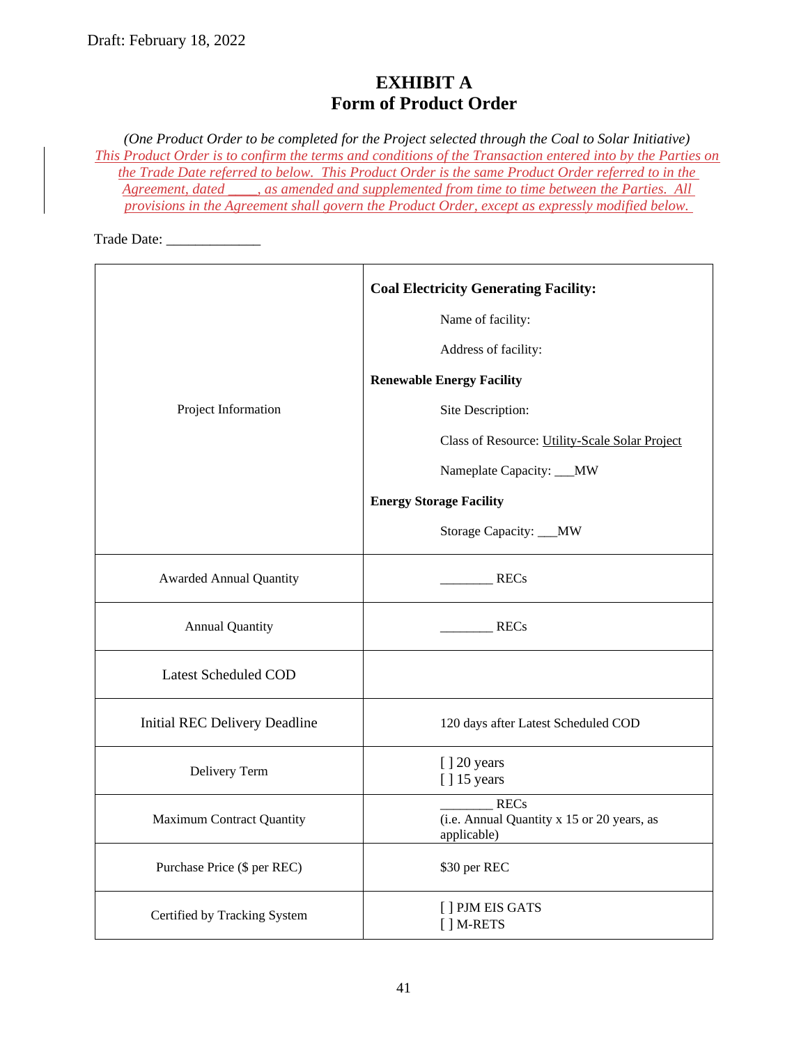Draft: February 18, 2022

# EXHIBIT A
## Form of Product Order

*(One Product Order to be completed for the Project selected through the Coal to Solar Initiative)*

*This Product Order is to confirm the terms and conditions of the Transaction entered into by the Parties on the Trade Date referred to below. This Product Order is the same Product Order referred to in the Agreement, dated ____, as amended and supplemented from time to time between the Parties. All provisions in the Agreement shall govern the Product Order, except as expressly modified below.*

Trade Date: _____________

| | |
|---|---|
| Project Information | **Coal Electricity Generating Facility:**<br>Name of facility:<br>Address of facility:<br>**Renewable Energy Facility**<br>Site Description:<br>Class of Resource: Utility-Scale Solar Project<br>Nameplate Capacity: ___MW<br>**Energy Storage Facility**<br>Storage Capacity: ___MW |
| Awarded Annual Quantity | ________ RECs |
| Annual Quantity | ________ RECs |
| Latest Scheduled COD | |
| Initial REC Delivery Deadline | 120 days after Latest Scheduled COD |
| Delivery Term | [ ] 20 years<br>[ ] 15 years |
| Maximum Contract Quantity | ________ RECs<br>(i.e. Annual Quantity x 15 or 20 years, as applicable) |
| Purchase Price ($ per REC) | $30 per REC |
| Certified by Tracking System | [ ] PJM EIS GATS<br>[ ] M-RETS |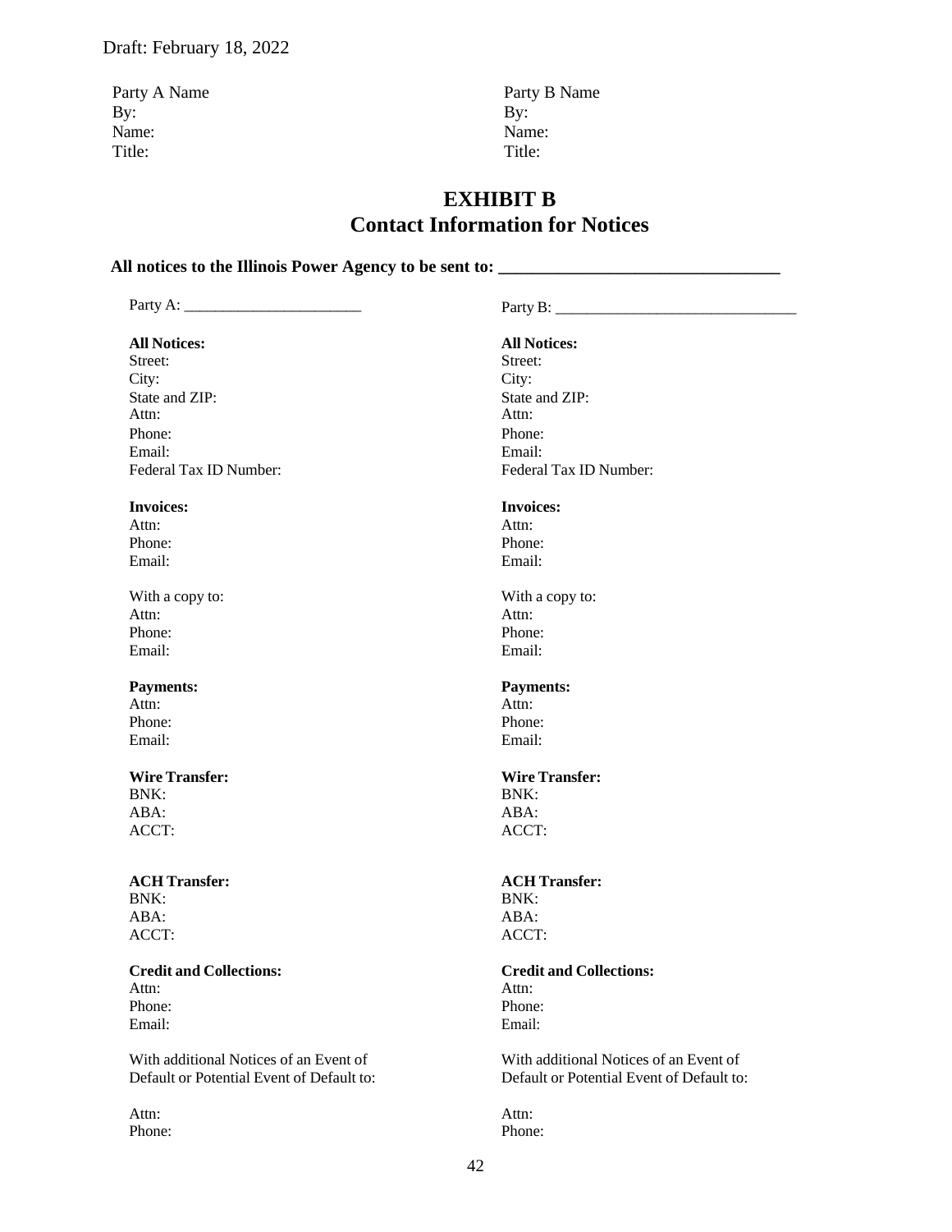Draft: February 18, 2022

| Party A Name | Party B Name |
| --- | --- |
| By: | By: |
| Name: | Name: |
| Title: | Title: |

# EXHIBIT B
## Contact Information for Notices

**All notices to the Illinois Power Agency to be sent to: ________________________________**

Party A: _______________________

**All Notices:**
Street:
City:
State and ZIP:
Attn:
Phone:
Email:
Federal Tax ID Number:

**Invoices:**
Attn:
Phone:
Email:

With a copy to:
Attn:
Phone:
Email:

**Payments:**
Attn:
Phone:
Email:

**Wire Transfer:**
BNK:
ABA:
ACCT:

**ACH Transfer:**
BNK:
ABA:
ACCT:

**Credit and Collections:**
Attn:
Phone:
Email:

With additional Notices of an Event of Default or Potential Event of Default to:

Attn:
Phone:

Party B: _______________________________

**All Notices:**
Street:
City:
State and ZIP:
Attn:
Phone:
Email:
Federal Tax ID Number:

**Invoices:**
Attn:
Phone:
Email:

With a copy to:
Attn:
Phone:
Email:

**Payments:**
Attn:
Phone:
Email:

**Wire Transfer:**
BNK:
ABA:
ACCT:

**ACH Transfer:**
BNK:
ABA:
ACCT:

**Credit and Collections:**
Attn:
Phone:
Email:

With additional Notices of an Event of Default or Potential Event of Default to:

Attn:
Phone: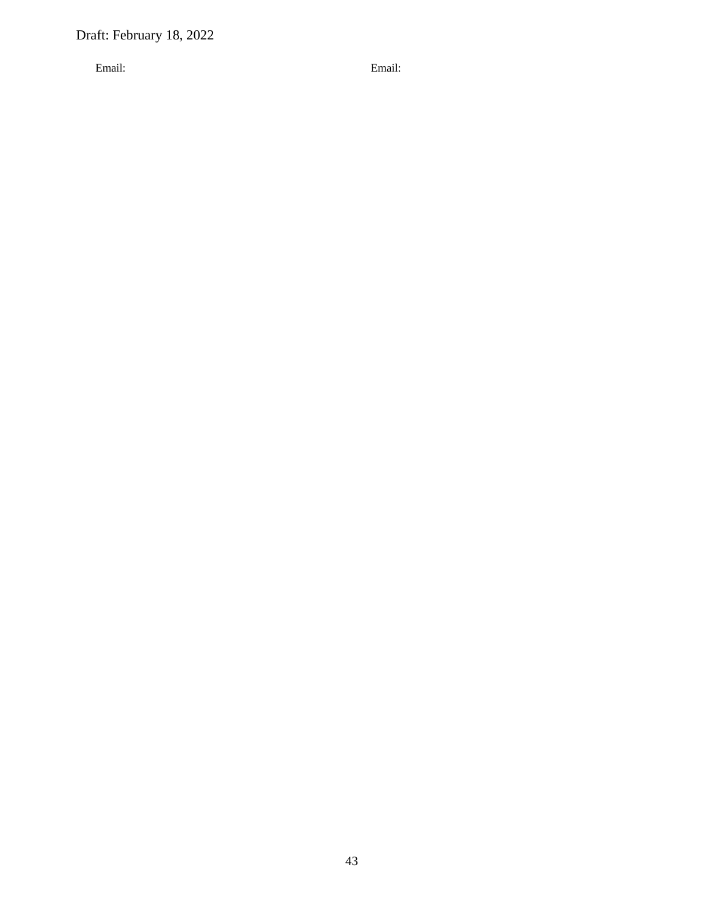Draft: February 18, 2022

| Email: | Email: |
| --- | --- |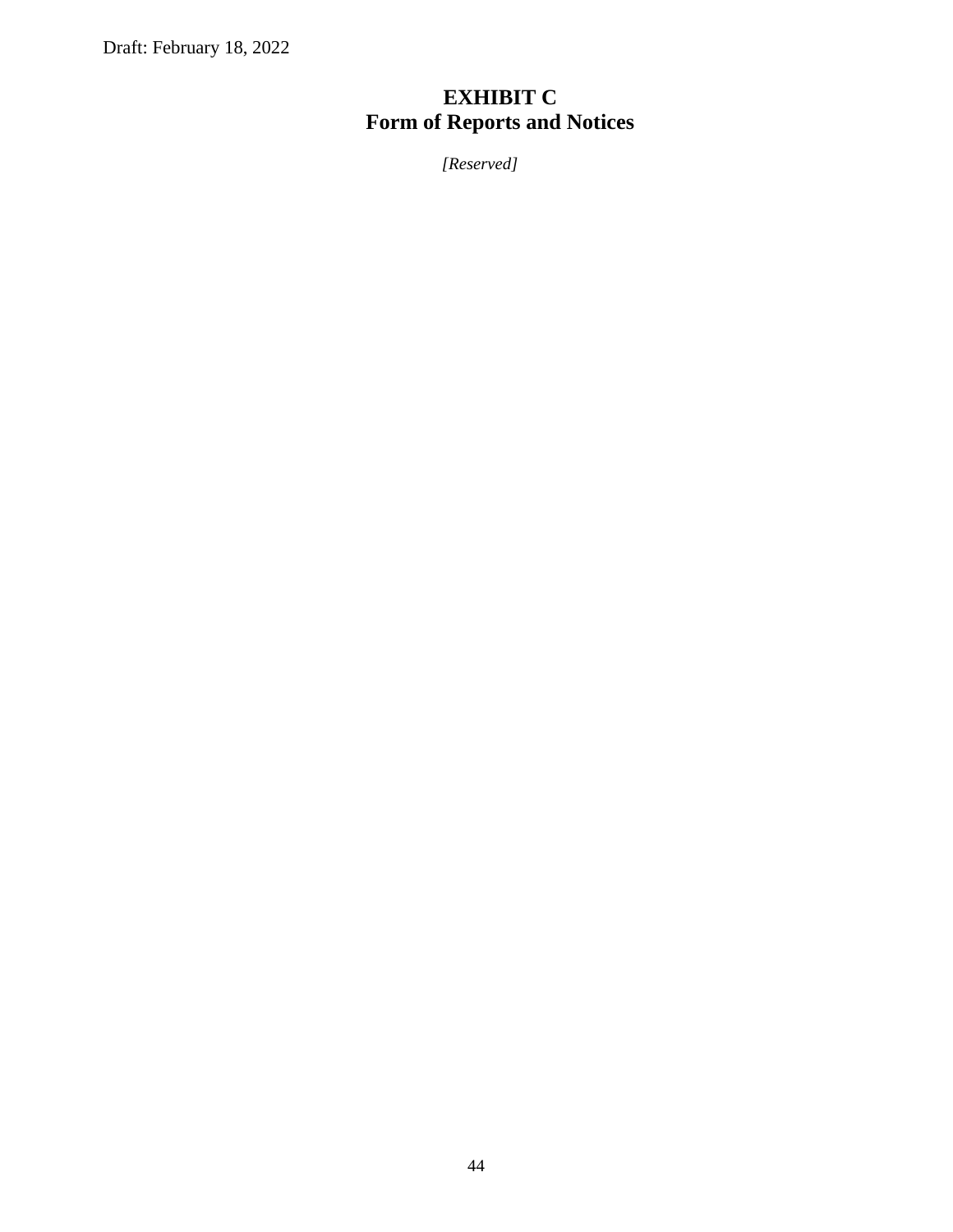Draft: February 18, 2022

# EXHIBIT C
# Form of Reports and Notices

*[Reserved]*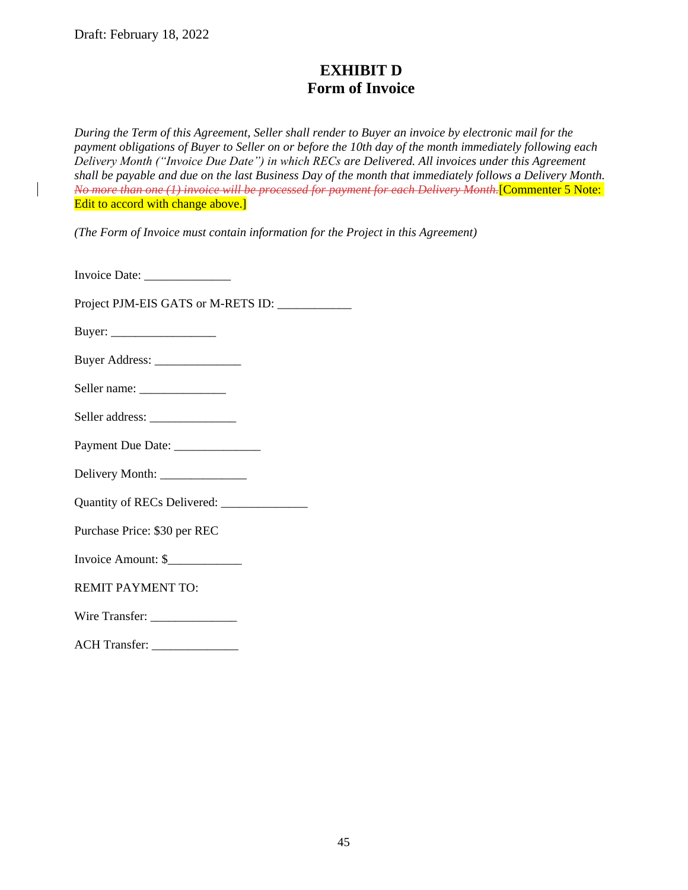Draft: February 18, 2022

# EXHIBIT D
# Form of Invoice

*During the Term of this Agreement, Seller shall render to Buyer an invoice by electronic mail for the payment obligations of Buyer to Seller on or before the 10th day of the month immediately following each Delivery Month ("Invoice Due Date") in which RECs are Delivered. All invoices under this Agreement shall be payable and due on the last Business Day of the month that immediately follows a Delivery Month.* ~~*No more than one (1) invoice will be processed for payment for each Delivery Month.*~~[Commenter 5 Note: Edit to accord with change above.]

*(The Form of Invoice must contain information for the Project in this Agreement)*

Invoice Date: ______________

Project PJM-EIS GATS or M-RETS ID: ____________

Buyer: _________________

Buyer Address: ______________

Seller name: ______________

Seller address: ______________

Payment Due Date: ______________

Delivery Month: ______________

Quantity of RECs Delivered: ______________

Purchase Price: $30 per REC

Invoice Amount: $____________

REMIT PAYMENT TO:

Wire Transfer: ______________

ACH Transfer: ______________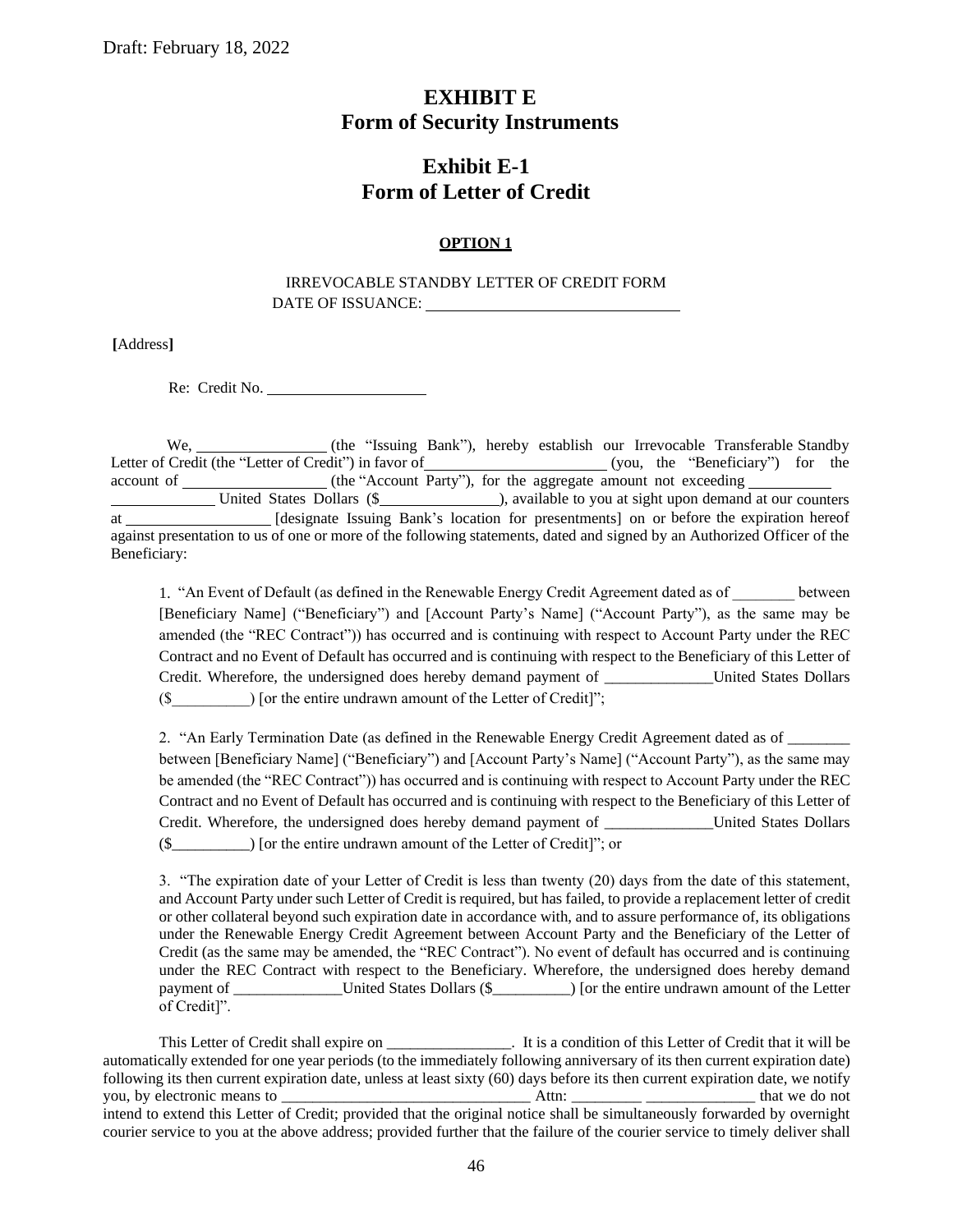Draft: February 18, 2022

# EXHIBIT E
# Form of Security Instruments

## Exhibit E-1
## Form of Letter of Credit

**OPTION 1**

IRREVOCABLE STANDBY LETTER OF CREDIT FORM
DATE OF ISSUANCE: ______________________________

**[**Address**]**

Re: Credit No. ____________________

We, ________________ (the "Issuing Bank"), hereby establish our Irrevocable Transferable Standby Letter of Credit (the "Letter of Credit") in favor of ______________________ (you, the "Beneficiary") for the account of __________________ (the "Account Party"), for the aggregate amount not exceeding __________ _____________ United States Dollars ($_______________), available to you at sight upon demand at our counters at __________________ [designate Issuing Bank's location for presentments] on or before the expiration hereof against presentation to us of one or more of the following statements, dated and signed by an Authorized Officer of the Beneficiary:

1. "An Event of Default (as defined in the Renewable Energy Credit Agreement dated as of ________ between [Beneficiary Name] ("Beneficiary") and [Account Party's Name] ("Account Party"), as the same may be amended (the "REC Contract")) has occurred and is continuing with respect to Account Party under the REC Contract and no Event of Default has occurred and is continuing with respect to the Beneficiary of this Letter of Credit. Wherefore, the undersigned does hereby demand payment of ______________United States Dollars ($__________) [or the entire undrawn amount of the Letter of Credit]";

2. "An Early Termination Date (as defined in the Renewable Energy Credit Agreement dated as of ________ between [Beneficiary Name] ("Beneficiary") and [Account Party's Name] ("Account Party"), as the same may be amended (the "REC Contract")) has occurred and is continuing with respect to Account Party under the REC Contract and no Event of Default has occurred and is continuing with respect to the Beneficiary of this Letter of Credit. Wherefore, the undersigned does hereby demand payment of ______________United States Dollars ($__________) [or the entire undrawn amount of the Letter of Credit]"; or

3. "The expiration date of your Letter of Credit is less than twenty (20) days from the date of this statement, and Account Party under such Letter of Credit is required, but has failed, to provide a replacement letter of credit or other collateral beyond such expiration date in accordance with, and to assure performance of, its obligations under the Renewable Energy Credit Agreement between Account Party and the Beneficiary of the Letter of Credit (as the same may be amended, the "REC Contract"). No event of default has occurred and is continuing under the REC Contract with respect to the Beneficiary. Wherefore, the undersigned does hereby demand payment of ______________United States Dollars ($__________) [or the entire undrawn amount of the Letter of Credit]".

This Letter of Credit shall expire on ________________. It is a condition of this Letter of Credit that it will be automatically extended for one year periods (to the immediately following anniversary of its then current expiration date) following its then current expiration date, unless at least sixty (60) days before its then current expiration date, we notify you, by electronic means to ________________________________ Attn: _________ ______________ that we do not intend to extend this Letter of Credit; provided that the original notice shall be simultaneously forwarded by overnight courier service to you at the above address; provided further that the failure of the courier service to timely deliver shall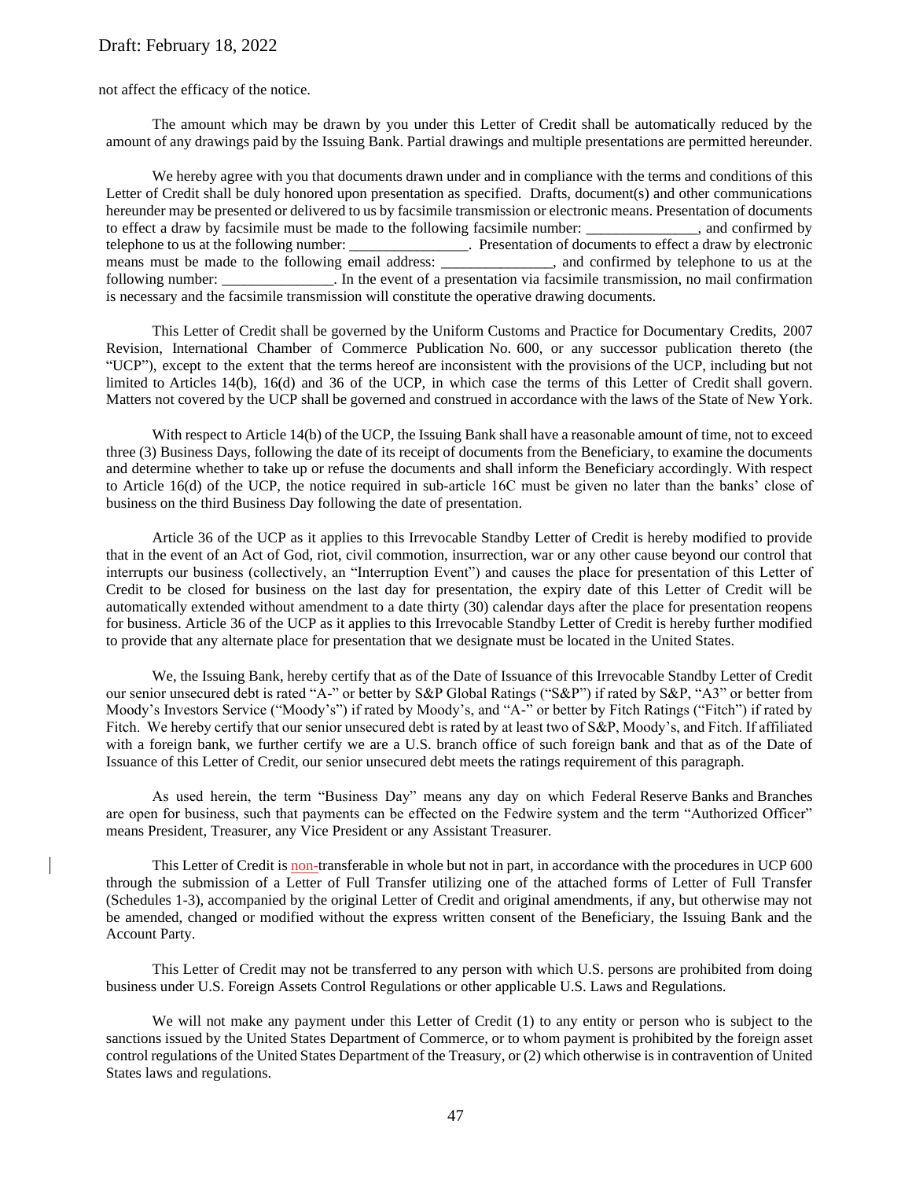not affect the efficacy of the notice.

The amount which may be drawn by you under this Letter of Credit shall be automatically reduced by the amount of any drawings paid by the Issuing Bank. Partial drawings and multiple presentations are permitted hereunder.

We hereby agree with you that documents drawn under and in compliance with the terms and conditions of this Letter of Credit shall be duly honored upon presentation as specified. Drafts, document(s) and other communications hereunder may be presented or delivered to us by facsimile transmission or electronic means. Presentation of documents to effect a draw by facsimile must be made to the following facsimile number: _______________, and confirmed by telephone to us at the following number: ________________. Presentation of documents to effect a draw by electronic means must be made to the following email address: _______________, and confirmed by telephone to us at the following number: _______________. In the event of a presentation via facsimile transmission, no mail confirmation is necessary and the facsimile transmission will constitute the operative drawing documents.

This Letter of Credit shall be governed by the Uniform Customs and Practice for Documentary Credits, 2007 Revision, International Chamber of Commerce Publication No. 600, or any successor publication thereto (the "UCP"), except to the extent that the terms hereof are inconsistent with the provisions of the UCP, including but not limited to Articles 14(b), 16(d) and 36 of the UCP, in which case the terms of this Letter of Credit shall govern. Matters not covered by the UCP shall be governed and construed in accordance with the laws of the State of New York.

With respect to Article 14(b) of the UCP, the Issuing Bank shall have a reasonable amount of time, not to exceed three (3) Business Days, following the date of its receipt of documents from the Beneficiary, to examine the documents and determine whether to take up or refuse the documents and shall inform the Beneficiary accordingly. With respect to Article 16(d) of the UCP, the notice required in sub-article 16C must be given no later than the banks' close of business on the third Business Day following the date of presentation.

Article 36 of the UCP as it applies to this Irrevocable Standby Letter of Credit is hereby modified to provide that in the event of an Act of God, riot, civil commotion, insurrection, war or any other cause beyond our control that interrupts our business (collectively, an "Interruption Event") and causes the place for presentation of this Letter of Credit to be closed for business on the last day for presentation, the expiry date of this Letter of Credit will be automatically extended without amendment to a date thirty (30) calendar days after the place for presentation reopens for business. Article 36 of the UCP as it applies to this Irrevocable Standby Letter of Credit is hereby further modified to provide that any alternate place for presentation that we designate must be located in the United States.

We, the Issuing Bank, hereby certify that as of the Date of Issuance of this Irrevocable Standby Letter of Credit our senior unsecured debt is rated "A-" or better by S&P Global Ratings ("S&P") if rated by S&P, "A3" or better from Moody's Investors Service ("Moody's") if rated by Moody's, and "A-" or better by Fitch Ratings ("Fitch") if rated by Fitch. We hereby certify that our senior unsecured debt is rated by at least two of S&P, Moody's, and Fitch. If affiliated with a foreign bank, we further certify we are a U.S. branch office of such foreign bank and that as of the Date of Issuance of this Letter of Credit, our senior unsecured debt meets the ratings requirement of this paragraph.

As used herein, the term "Business Day" means any day on which Federal Reserve Banks and Branches are open for business, such that payments can be effected on the Fedwire system and the term "Authorized Officer" means President, Treasurer, any Vice President or any Assistant Treasurer.

This Letter of Credit is non-transferable in whole but not in part, in accordance with the procedures in UCP 600 through the submission of a Letter of Full Transfer utilizing one of the attached forms of Letter of Full Transfer (Schedules 1-3), accompanied by the original Letter of Credit and original amendments, if any, but otherwise may not be amended, changed or modified without the express written consent of the Beneficiary, the Issuing Bank and the Account Party.

This Letter of Credit may not be transferred to any person with which U.S. persons are prohibited from doing business under U.S. Foreign Assets Control Regulations or other applicable U.S. Laws and Regulations.

We will not make any payment under this Letter of Credit (1) to any entity or person who is subject to the sanctions issued by the United States Department of Commerce, or to whom payment is prohibited by the foreign asset control regulations of the United States Department of the Treasury, or (2) which otherwise is in contravention of United States laws and regulations.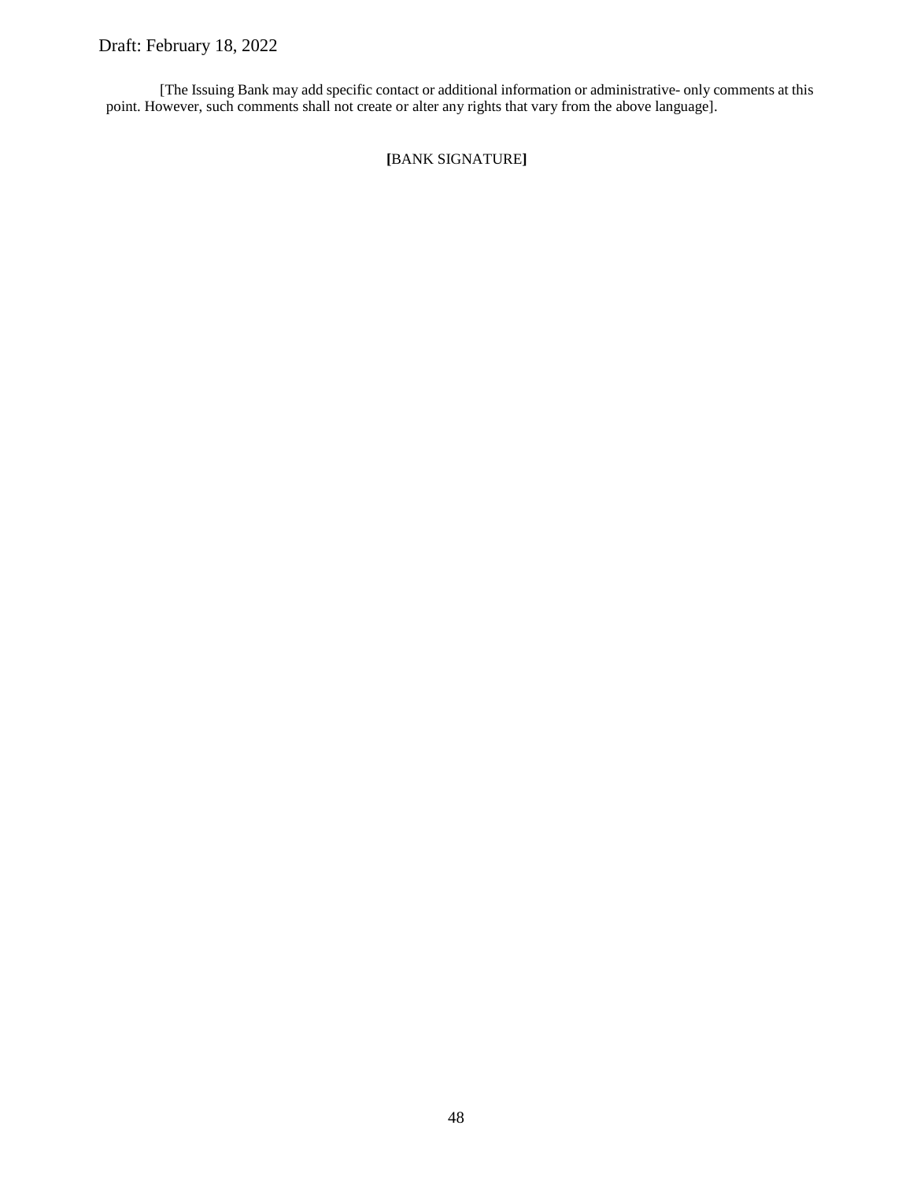[The Issuing Bank may add specific contact or additional information or administrative- only comments at this point. However, such comments shall not create or alter any rights that vary from the above language].

**[**BANK SIGNATURE**]**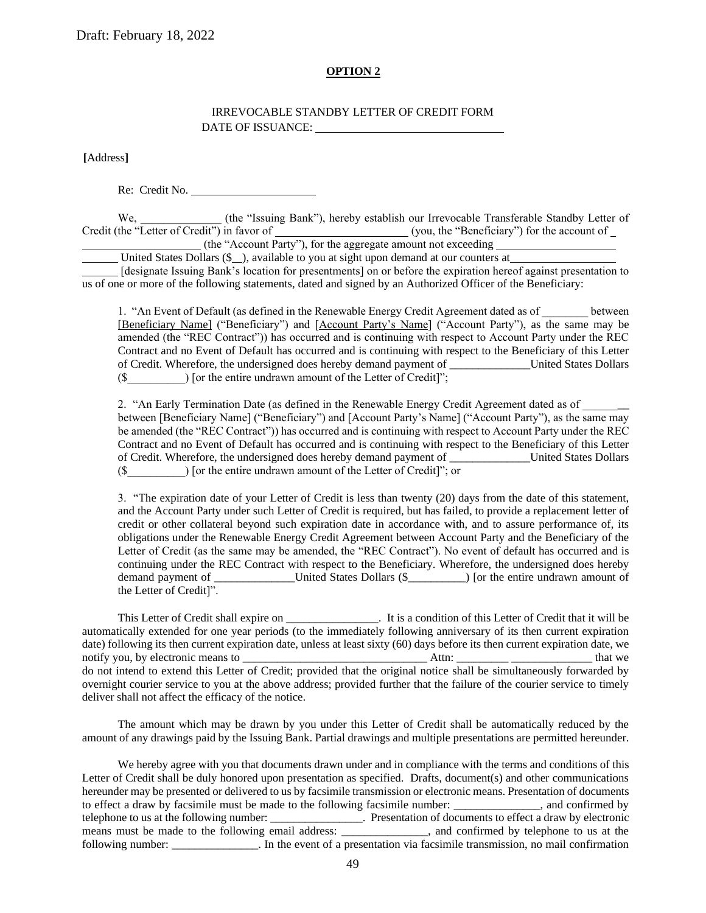Draft: February 18, 2022

**OPTION 2**

IRREVOCABLE STANDBY LETTER OF CREDIT FORM
DATE OF ISSUANCE: ______________________________

**[**Address**]**

Re: Credit No. ____________________

We, ______________ (the "Issuing Bank"), hereby establish our Irrevocable Transferable Standby Letter of Credit (the "Letter of Credit") in favor of ______________________ (you, the "Beneficiary") for the account of _ ____________________ (the "Account Party"), for the aggregate amount not exceeding ____________________ ______ United States Dollars ($__), available to you at sight upon demand at our counters at__________________ ______ [designate Issuing Bank's location for presentments] on or before the expiration hereof against presentation to us of one or more of the following statements, dated and signed by an Authorized Officer of the Beneficiary:

1. "An Event of Default (as defined in the Renewable Energy Credit Agreement dated as of ________ between [Beneficiary Name] ("Beneficiary") and [Account Party's Name] ("Account Party"), as the same may be amended (the "REC Contract")) has occurred and is continuing with respect to Account Party under the REC Contract and no Event of Default has occurred and is continuing with respect to the Beneficiary of this Letter of Credit. Wherefore, the undersigned does hereby demand payment of ______________United States Dollars ($__________) [or the entire undrawn amount of the Letter of Credit]";

2. "An Early Termination Date (as defined in the Renewable Energy Credit Agreement dated as of ________ between [Beneficiary Name] ("Beneficiary") and [Account Party's Name] ("Account Party"), as the same may be amended (the "REC Contract")) has occurred and is continuing with respect to Account Party under the REC Contract and no Event of Default has occurred and is continuing with respect to the Beneficiary of this Letter of Credit. Wherefore, the undersigned does hereby demand payment of ______________United States Dollars ($__________) [or the entire undrawn amount of the Letter of Credit]"; or

3. "The expiration date of your Letter of Credit is less than twenty (20) days from the date of this statement, and the Account Party under such Letter of Credit is required, but has failed, to provide a replacement letter of credit or other collateral beyond such expiration date in accordance with, and to assure performance of, its obligations under the Renewable Energy Credit Agreement between Account Party and the Beneficiary of the Letter of Credit (as the same may be amended, the "REC Contract"). No event of default has occurred and is continuing under the REC Contract with respect to the Beneficiary. Wherefore, the undersigned does hereby demand payment of ______________United States Dollars ($__________) [or the entire undrawn amount of the Letter of Credit]".

This Letter of Credit shall expire on ________________. It is a condition of this Letter of Credit that it will be automatically extended for one year periods (to the immediately following anniversary of its then current expiration date) following its then current expiration date, unless at least sixty (60) days before its then current expiration date, we notify you, by electronic means to ________________________________ Attn: _________ ______________ that we do not intend to extend this Letter of Credit; provided that the original notice shall be simultaneously forwarded by overnight courier service to you at the above address; provided further that the failure of the courier service to timely deliver shall not affect the efficacy of the notice.

The amount which may be drawn by you under this Letter of Credit shall be automatically reduced by the amount of any drawings paid by the Issuing Bank. Partial drawings and multiple presentations are permitted hereunder.

We hereby agree with you that documents drawn under and in compliance with the terms and conditions of this Letter of Credit shall be duly honored upon presentation as specified. Drafts, document(s) and other communications hereunder may be presented or delivered to us by facsimile transmission or electronic means. Presentation of documents to effect a draw by facsimile must be made to the following facsimile number: _______________, and confirmed by telephone to us at the following number: ________________. Presentation of documents to effect a draw by electronic means must be made to the following email address: _______________, and confirmed by telephone to us at the following number: _______________. In the event of a presentation via facsimile transmission, no mail confirmation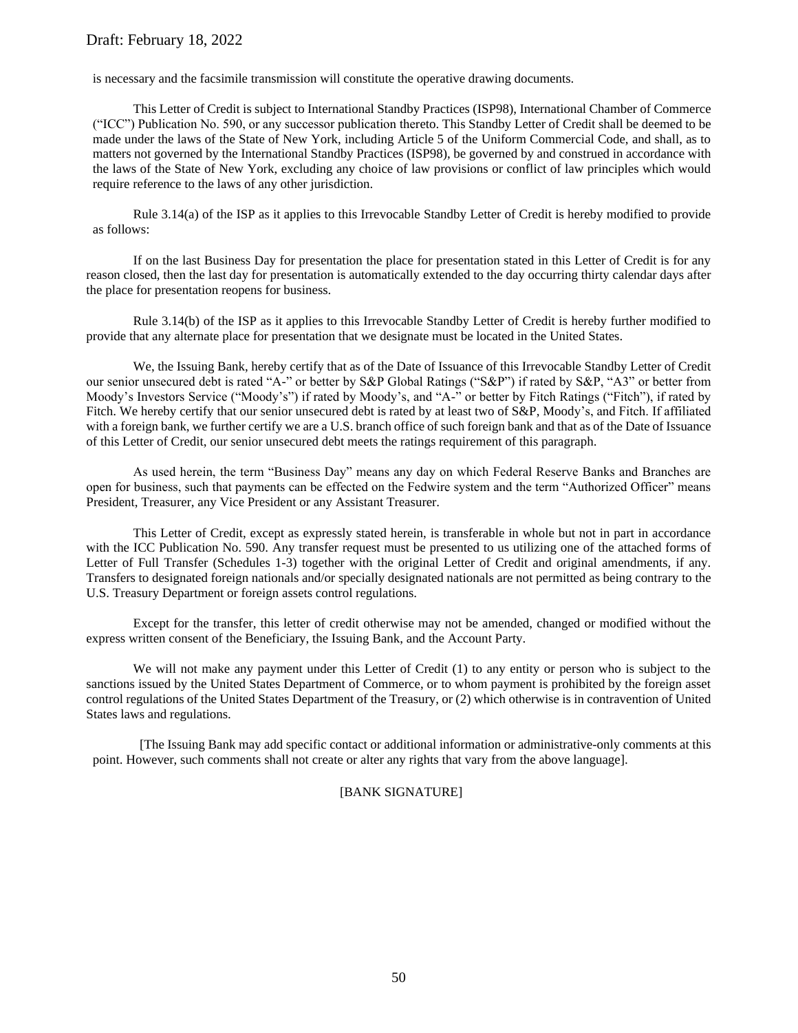is necessary and the facsimile transmission will constitute the operative drawing documents.

This Letter of Credit is subject to International Standby Practices (ISP98), International Chamber of Commerce ("ICC") Publication No. 590, or any successor publication thereto. This Standby Letter of Credit shall be deemed to be made under the laws of the State of New York, including Article 5 of the Uniform Commercial Code, and shall, as to matters not governed by the International Standby Practices (ISP98), be governed by and construed in accordance with the laws of the State of New York, excluding any choice of law provisions or conflict of law principles which would require reference to the laws of any other jurisdiction.

Rule 3.14(a) of the ISP as it applies to this Irrevocable Standby Letter of Credit is hereby modified to provide as follows:

If on the last Business Day for presentation the place for presentation stated in this Letter of Credit is for any reason closed, then the last day for presentation is automatically extended to the day occurring thirty calendar days after the place for presentation reopens for business.

Rule 3.14(b) of the ISP as it applies to this Irrevocable Standby Letter of Credit is hereby further modified to provide that any alternate place for presentation that we designate must be located in the United States.

We, the Issuing Bank, hereby certify that as of the Date of Issuance of this Irrevocable Standby Letter of Credit our senior unsecured debt is rated "A-" or better by S&P Global Ratings ("S&P") if rated by S&P, "A3" or better from Moody's Investors Service ("Moody's") if rated by Moody's, and "A-" or better by Fitch Ratings ("Fitch"), if rated by Fitch. We hereby certify that our senior unsecured debt is rated by at least two of S&P, Moody's, and Fitch. If affiliated with a foreign bank, we further certify we are a U.S. branch office of such foreign bank and that as of the Date of Issuance of this Letter of Credit, our senior unsecured debt meets the ratings requirement of this paragraph.

As used herein, the term "Business Day" means any day on which Federal Reserve Banks and Branches are open for business, such that payments can be effected on the Fedwire system and the term "Authorized Officer" means President, Treasurer, any Vice President or any Assistant Treasurer.

This Letter of Credit, except as expressly stated herein, is transferable in whole but not in part in accordance with the ICC Publication No. 590. Any transfer request must be presented to us utilizing one of the attached forms of Letter of Full Transfer (Schedules 1-3) together with the original Letter of Credit and original amendments, if any. Transfers to designated foreign nationals and/or specially designated nationals are not permitted as being contrary to the U.S. Treasury Department or foreign assets control regulations.

Except for the transfer, this letter of credit otherwise may not be amended, changed or modified without the express written consent of the Beneficiary, the Issuing Bank, and the Account Party.

We will not make any payment under this Letter of Credit (1) to any entity or person who is subject to the sanctions issued by the United States Department of Commerce, or to whom payment is prohibited by the foreign asset control regulations of the United States Department of the Treasury, or (2) which otherwise is in contravention of United States laws and regulations.

[The Issuing Bank may add specific contact or additional information or administrative-only comments at this point. However, such comments shall not create or alter any rights that vary from the above language].

[BANK SIGNATURE]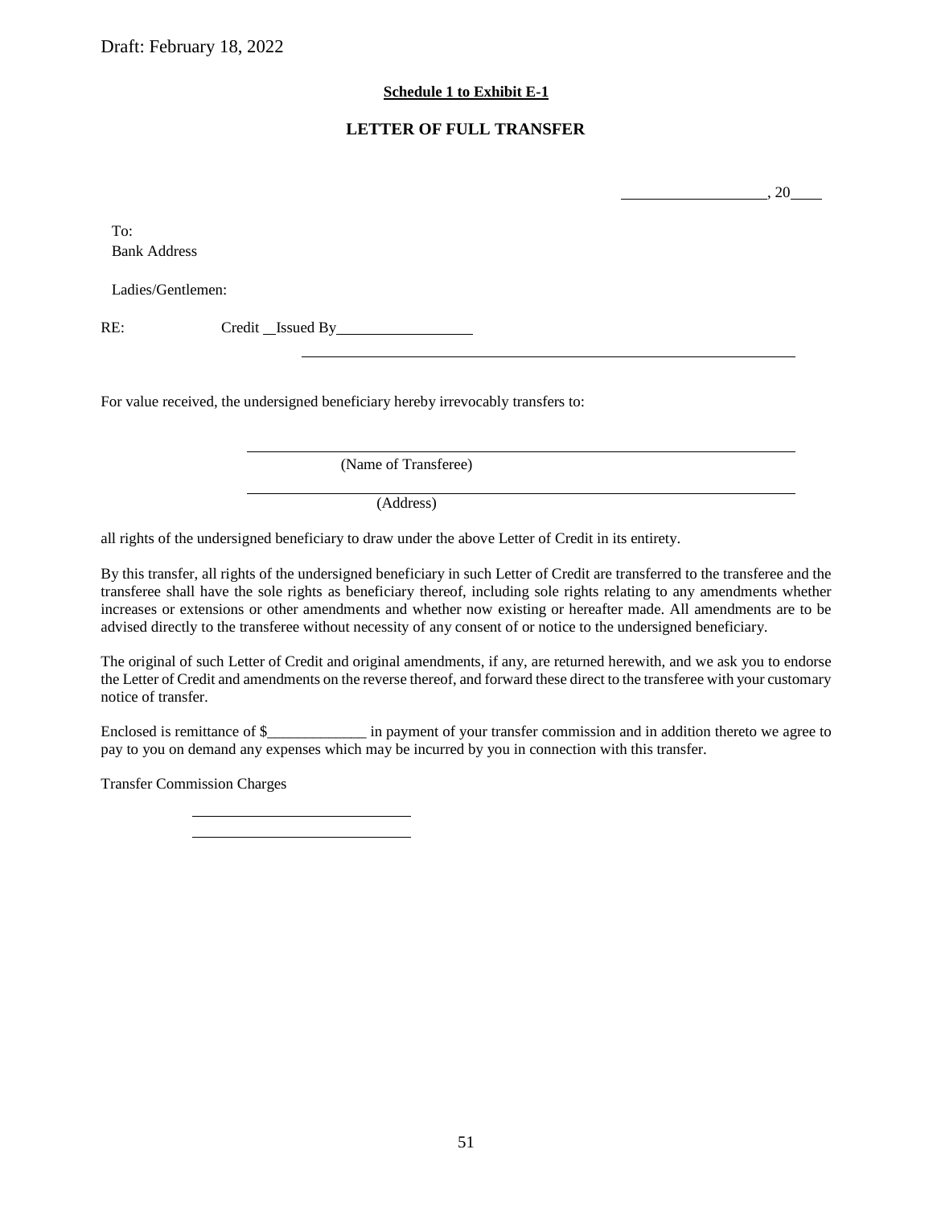Draft: February 18, 2022

**Schedule 1 to Exhibit E-1**

**LETTER OF FULL TRANSFER**

\_\_\_\_\_\_\_\_\_\_\_\_\_\_\_\_\_\_, 20\_\_\_\_

To:
Bank Address

Ladies/Gentlemen:

RE: Credit \_\_Issued By\_\_\_\_\_\_\_\_\_\_\_\_\_\_\_\_\_\_
\_\_\_\_\_\_\_\_\_\_\_\_\_\_\_\_\_\_\_\_\_\_\_\_\_\_\_\_\_\_\_\_\_\_\_\_\_\_\_\_\_\_\_\_\_\_\_\_\_\_\_\_\_\_\_\_\_\_\_\_

For value received, the undersigned beneficiary hereby irrevocably transfers to:

\_\_\_\_\_\_\_\_\_\_\_\_\_\_\_\_\_\_\_\_\_\_\_\_\_\_\_\_\_\_\_\_\_\_\_\_\_\_\_\_\_\_\_\_\_\_\_\_\_\_\_\_\_\_\_\_\_\_\_\_
(Name of Transferee)

\_\_\_\_\_\_\_\_\_\_\_\_\_\_\_\_\_\_\_\_\_\_\_\_\_\_\_\_\_\_\_\_\_\_\_\_\_\_\_\_\_\_\_\_\_\_\_\_\_\_\_\_\_\_\_\_\_\_\_\_
(Address)

all rights of the undersigned beneficiary to draw under the above Letter of Credit in its entirety.

By this transfer, all rights of the undersigned beneficiary in such Letter of Credit are transferred to the transferee and the transferee shall have the sole rights as beneficiary thereof, including sole rights relating to any amendments whether increases or extensions or other amendments and whether now existing or hereafter made. All amendments are to be advised directly to the transferee without necessity of any consent of or notice to the undersigned beneficiary.

The original of such Letter of Credit and original amendments, if any, are returned herewith, and we ask you to endorse the Letter of Credit and amendments on the reverse thereof, and forward these direct to the transferee with your customary notice of transfer.

Enclosed is remittance of $\_\_\_\_\_\_\_\_\_\_\_\_\_ in payment of your transfer commission and in addition thereto we agree to pay to you on demand any expenses which may be incurred by you in connection with this transfer.

Transfer Commission Charges

\_\_\_\_\_\_\_\_\_\_\_\_\_\_\_\_\_\_\_\_\_\_\_\_\_\_\_\_
\_\_\_\_\_\_\_\_\_\_\_\_\_\_\_\_\_\_\_\_\_\_\_\_\_\_\_\_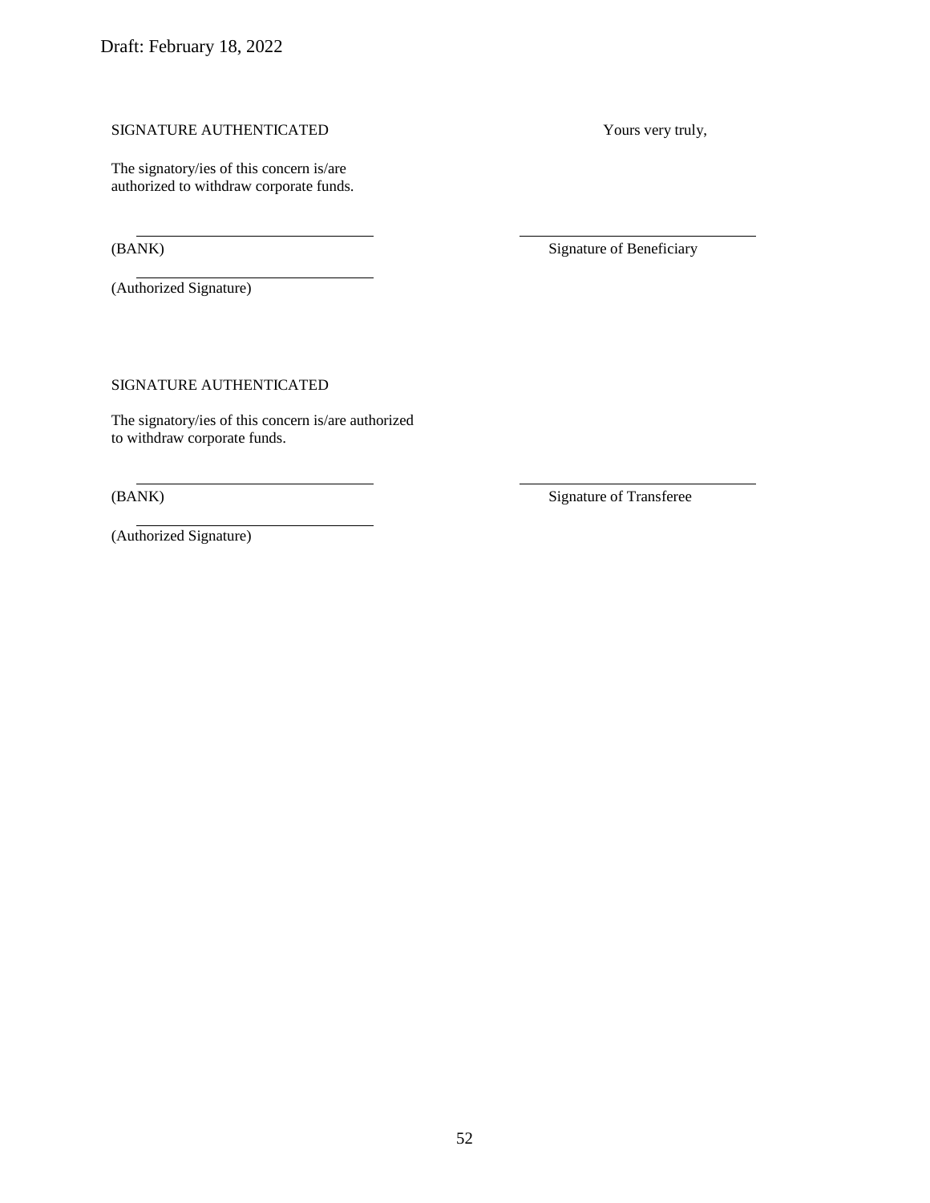Draft: February 18, 2022

SIGNATURE AUTHENTICATED

Yours very truly,

The signatory/ies of this concern is/are authorized to withdraw corporate funds.

\_\_\_\_\_\_\_\_\_\_\_\_\_\_\_\_\_\_\_\_\_\_\_\_\_\_\_\_\_\_
(BANK)

\_\_\_\_\_\_\_\_\_\_\_\_\_\_\_\_\_\_\_\_\_\_\_\_\_\_\_\_\_\_
(Authorized Signature)

\_\_\_\_\_\_\_\_\_\_\_\_\_\_\_\_\_\_\_\_\_\_\_\_\_\_\_\_\_\_
Signature of Beneficiary

SIGNATURE AUTHENTICATED

The signatory/ies of this concern is/are authorized to withdraw corporate funds.

\_\_\_\_\_\_\_\_\_\_\_\_\_\_\_\_\_\_\_\_\_\_\_\_\_\_\_\_\_\_
(BANK)

\_\_\_\_\_\_\_\_\_\_\_\_\_\_\_\_\_\_\_\_\_\_\_\_\_\_\_\_\_\_
(Authorized Signature)

\_\_\_\_\_\_\_\_\_\_\_\_\_\_\_\_\_\_\_\_\_\_\_\_\_\_\_\_\_\_
Signature of Transferee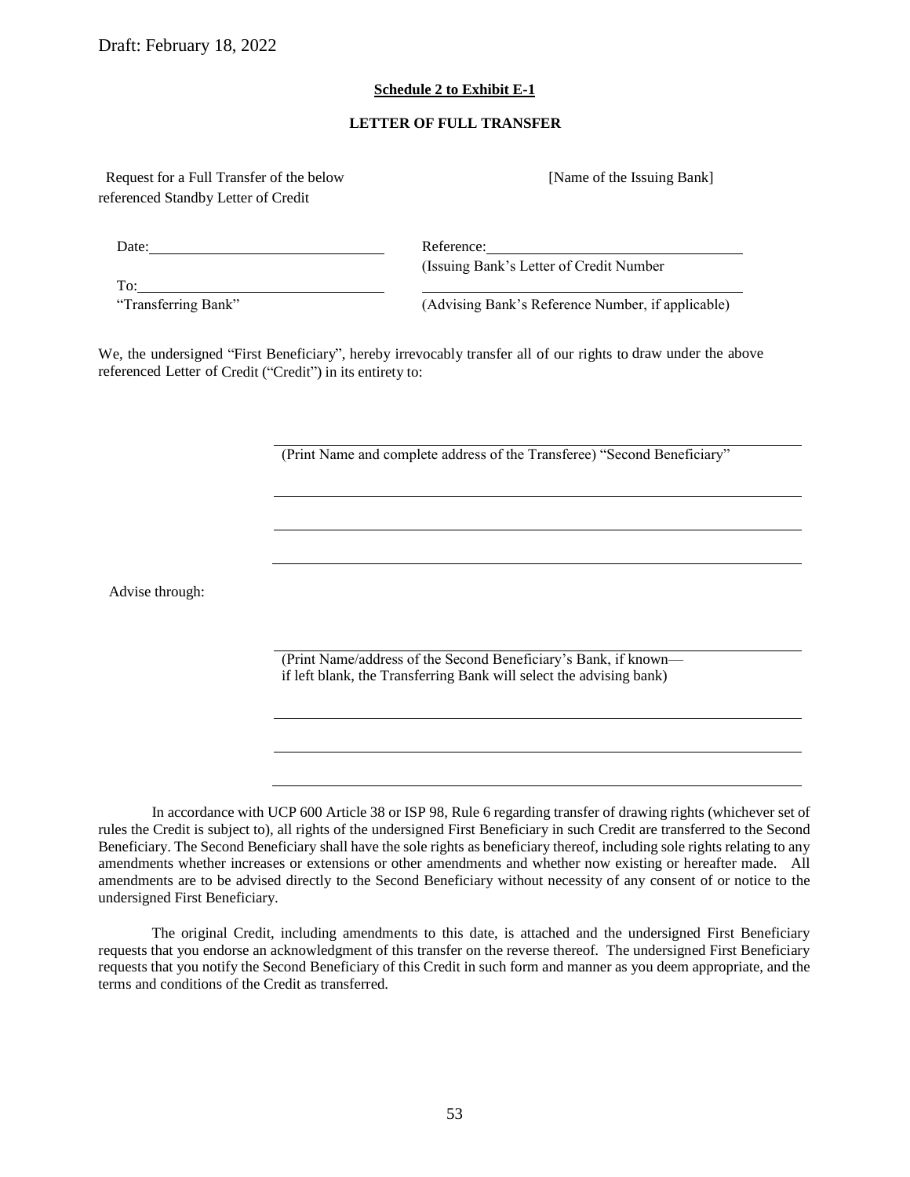Draft: February 18, 2022

**Schedule 2 to Exhibit E-1**

**LETTER OF FULL TRANSFER**

Request for a Full Transfer of the below referenced Standby Letter of Credit

[Name of the Issuing Bank]

Date: ______________________________

To: ______________________________
"Transferring Bank"

Reference: ______________________________
(Issuing Bank's Letter of Credit Number

______________________________
(Advising Bank's Reference Number, if applicable)

We, the undersigned "First Beneficiary", hereby irrevocably transfer all of our rights to draw under the above referenced Letter of Credit ("Credit") in its entirety to:

______________________________
(Print Name and complete address of the Transferee) "Second Beneficiary"

______________________________

______________________________

______________________________

Advise through:

______________________________
(Print Name/address of the Second Beneficiary's Bank, if known—if left blank, the Transferring Bank will select the advising bank)

______________________________

______________________________

______________________________

In accordance with UCP 600 Article 38 or ISP 98, Rule 6 regarding transfer of drawing rights (whichever set of rules the Credit is subject to), all rights of the undersigned First Beneficiary in such Credit are transferred to the Second Beneficiary. The Second Beneficiary shall have the sole rights as beneficiary thereof, including sole rights relating to any amendments whether increases or extensions or other amendments and whether now existing or hereafter made. All amendments are to be advised directly to the Second Beneficiary without necessity of any consent of or notice to the undersigned First Beneficiary.

The original Credit, including amendments to this date, is attached and the undersigned First Beneficiary requests that you endorse an acknowledgment of this transfer on the reverse thereof. The undersigned First Beneficiary requests that you notify the Second Beneficiary of this Credit in such form and manner as you deem appropriate, and the terms and conditions of the Credit as transferred.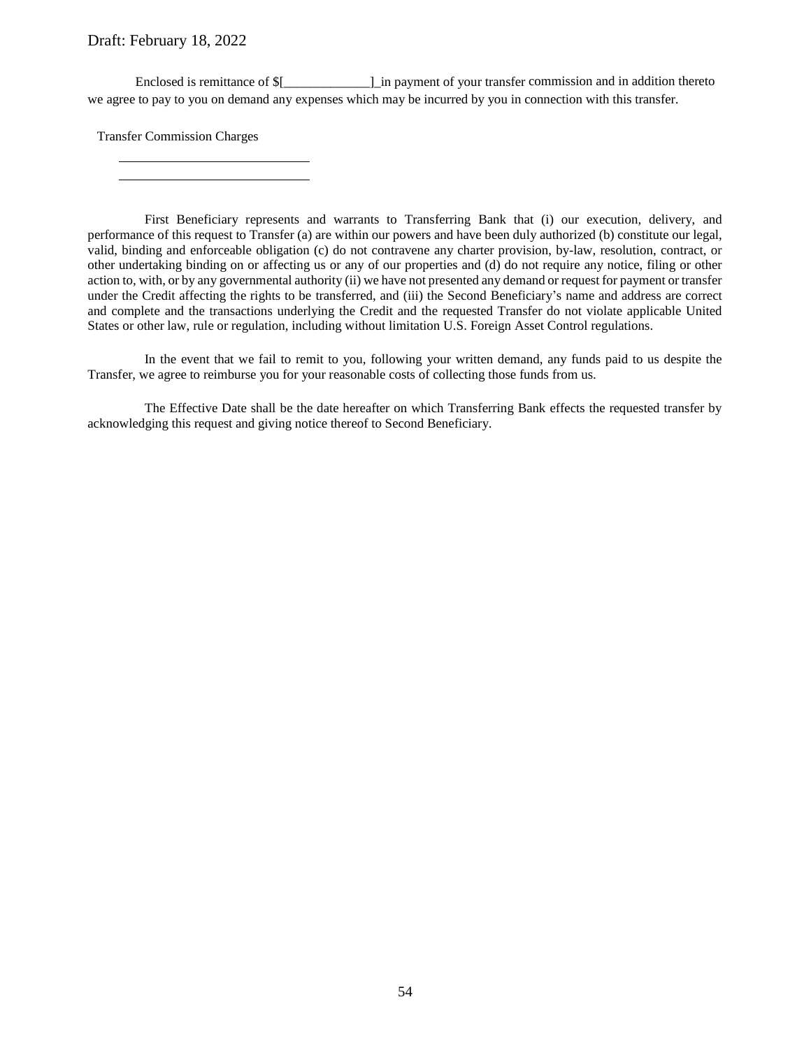Draft: February 18, 2022

Enclosed is remittance of $[_____________]_in payment of your transfer commission and in addition thereto we agree to pay to you on demand any expenses which may be incurred by you in connection with this transfer.

Transfer Commission Charges

____________________________

____________________________

First Beneficiary represents and warrants to Transferring Bank that (i) our execution, delivery, and performance of this request to Transfer (a) are within our powers and have been duly authorized (b) constitute our legal, valid, binding and enforceable obligation (c) do not contravene any charter provision, by-law, resolution, contract, or other undertaking binding on or affecting us or any of our properties and (d) do not require any notice, filing or other action to, with, or by any governmental authority (ii) we have not presented any demand or request for payment or transfer under the Credit affecting the rights to be transferred, and (iii) the Second Beneficiary's name and address are correct and complete and the transactions underlying the Credit and the requested Transfer do not violate applicable United States or other law, rule or regulation, including without limitation U.S. Foreign Asset Control regulations.

In the event that we fail to remit to you, following your written demand, any funds paid to us despite the Transfer, we agree to reimburse you for your reasonable costs of collecting those funds from us.

The Effective Date shall be the date hereafter on which Transferring Bank effects the requested transfer by acknowledging this request and giving notice thereof to Second Beneficiary.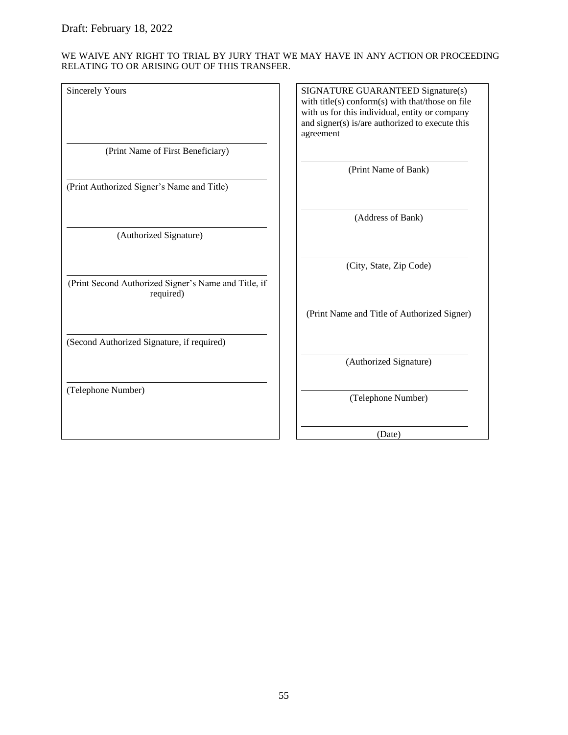Draft: February 18, 2022

WE WAIVE ANY RIGHT TO TRIAL BY JURY THAT WE MAY HAVE IN ANY ACTION OR PROCEEDING RELATING TO OR ARISING OUT OF THIS TRANSFER.

| Sincerely Yours | SIGNATURE GUARANTEED Signature(s) with title(s) conform(s) with that/those on file with us for this individual, entity or company and signer(s) is/are authorized to execute this agreement |
|---|---|
| \_\_\_\_\_\_\_\_\_\_\_\_\_\_\_\_\_\_\_\_\_\_\_\_\_\_\_\_\_\_ (Print Name of First Beneficiary) | \_\_\_\_\_\_\_\_\_\_\_\_\_\_\_\_\_\_\_\_\_\_\_\_\_\_\_\_\_\_ (Print Name of Bank) |
| \_\_\_\_\_\_\_\_\_\_\_\_\_\_\_\_\_\_\_\_\_\_\_\_\_\_\_\_\_\_ (Print Authorized Signer's Name and Title) | \_\_\_\_\_\_\_\_\_\_\_\_\_\_\_\_\_\_\_\_\_\_\_\_\_\_\_\_\_\_ (Address of Bank) |
| \_\_\_\_\_\_\_\_\_\_\_\_\_\_\_\_\_\_\_\_\_\_\_\_\_\_\_\_\_\_ (Authorized Signature) | \_\_\_\_\_\_\_\_\_\_\_\_\_\_\_\_\_\_\_\_\_\_\_\_\_\_\_\_\_\_ (City, State, Zip Code) |
| \_\_\_\_\_\_\_\_\_\_\_\_\_\_\_\_\_\_\_\_\_\_\_\_\_\_\_\_\_\_ (Print Second Authorized Signer's Name and Title, if required) | \_\_\_\_\_\_\_\_\_\_\_\_\_\_\_\_\_\_\_\_\_\_\_\_\_\_\_\_\_\_ (Print Name and Title of Authorized Signer) |
| \_\_\_\_\_\_\_\_\_\_\_\_\_\_\_\_\_\_\_\_\_\_\_\_\_\_\_\_\_\_ (Second Authorized Signature, if required) | \_\_\_\_\_\_\_\_\_\_\_\_\_\_\_\_\_\_\_\_\_\_\_\_\_\_\_\_\_\_ (Authorized Signature) |
| \_\_\_\_\_\_\_\_\_\_\_\_\_\_\_\_\_\_\_\_\_\_\_\_\_\_\_\_\_\_ (Telephone Number) | \_\_\_\_\_\_\_\_\_\_\_\_\_\_\_\_\_\_\_\_\_\_\_\_\_\_\_\_\_\_ (Telephone Number) |
| | \_\_\_\_\_\_\_\_\_\_\_\_\_\_\_\_\_\_\_\_\_\_\_\_\_\_\_\_\_\_ (Date) |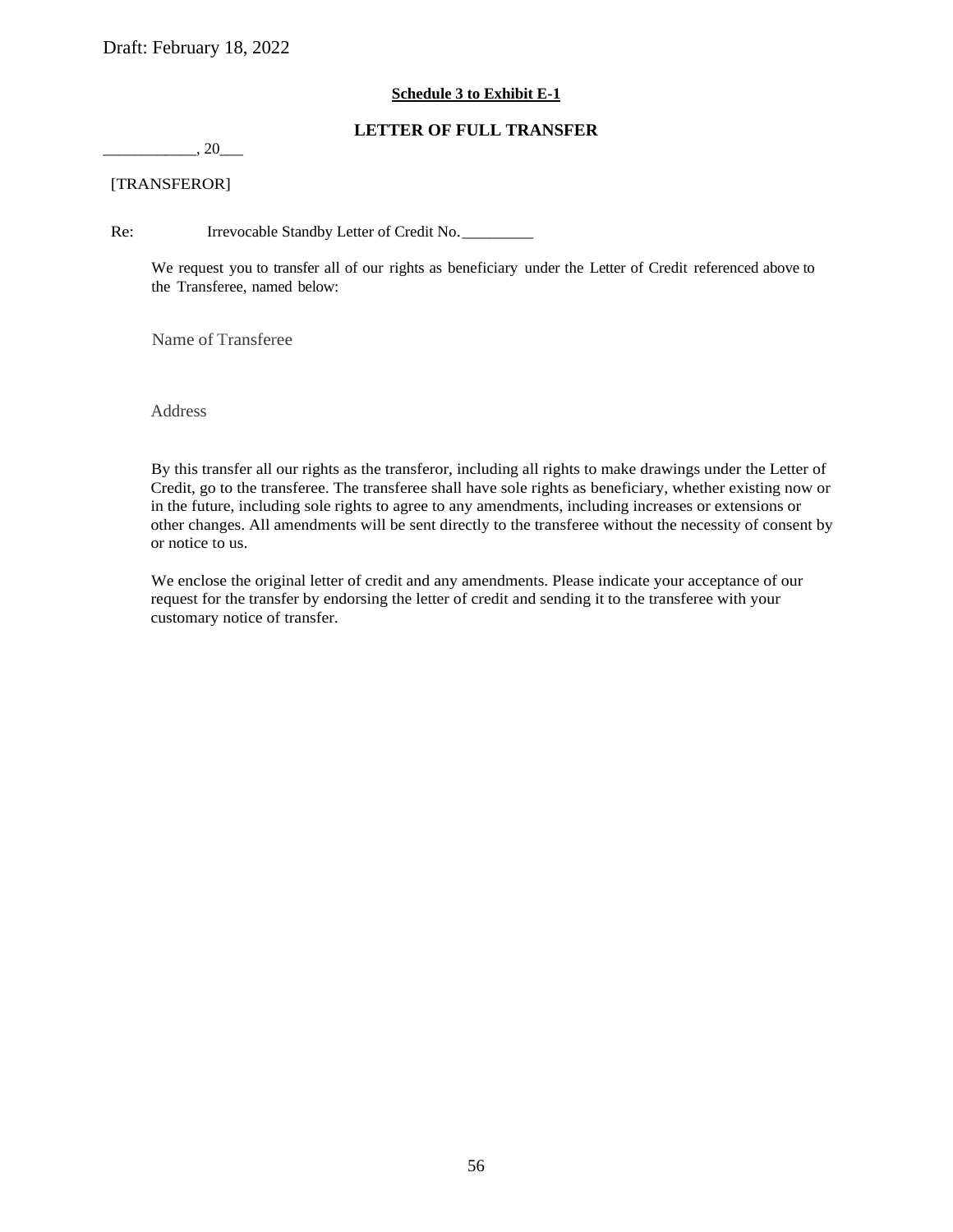Draft: February 18, 2022

**Schedule 3 to Exhibit E-1**

**LETTER OF FULL TRANSFER**

___________, 20___

[TRANSFEROR]

Re: Irrevocable Standby Letter of Credit No._________

We request you to transfer all of our rights as beneficiary under the Letter of Credit referenced above to the Transferee, named below:

Name of Transferee

Address

By this transfer all our rights as the transferor, including all rights to make drawings under the Letter of Credit, go to the transferee. The transferee shall have sole rights as beneficiary, whether existing now or in the future, including sole rights to agree to any amendments, including increases or extensions or other changes. All amendments will be sent directly to the transferee without the necessity of consent by or notice to us.

We enclose the original letter of credit and any amendments. Please indicate your acceptance of our request for the transfer by endorsing the letter of credit and sending it to the transferee with your customary notice of transfer.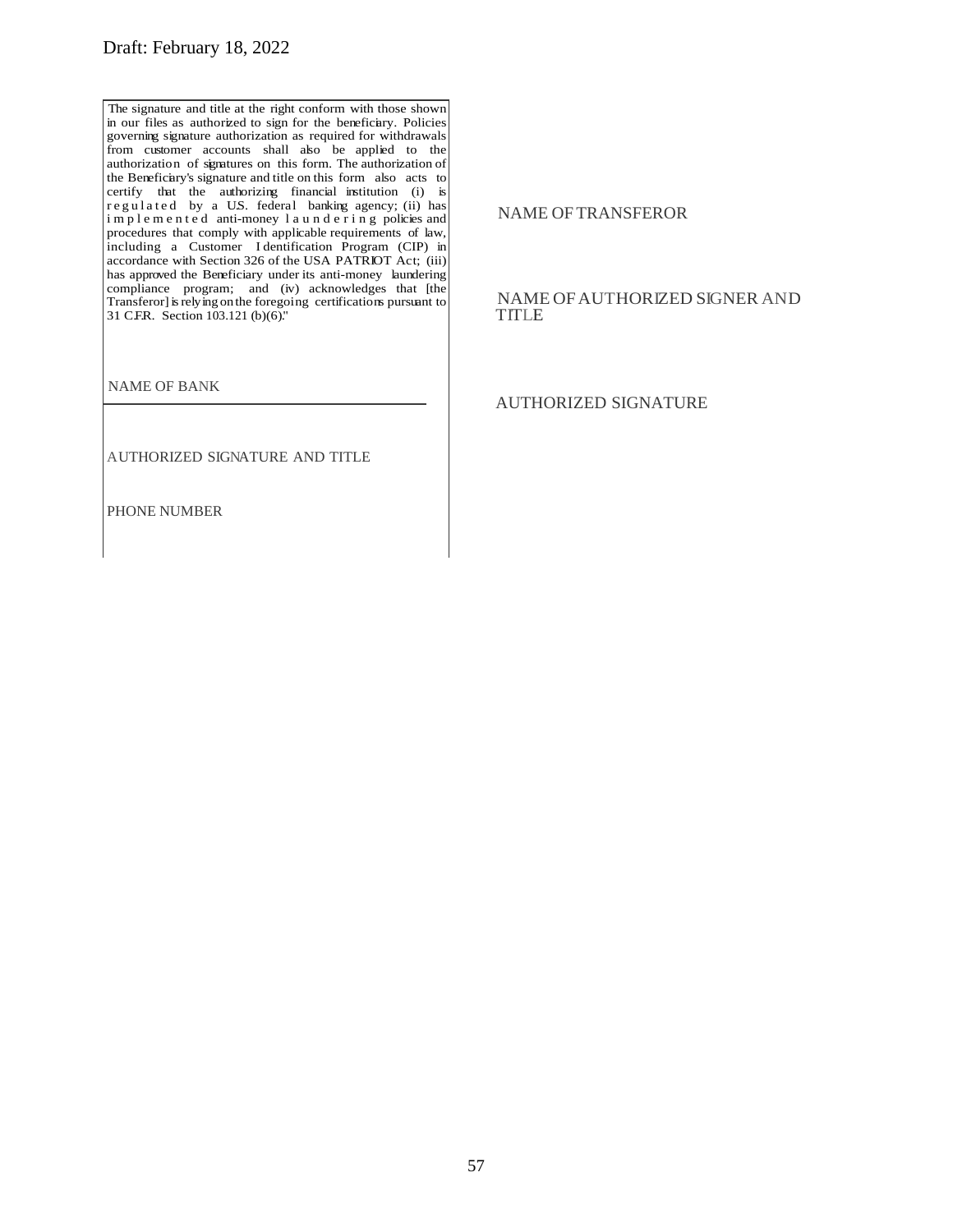Draft: February 18, 2022

The signature and title at the right conform with those shown in our files as authorized to sign for the beneficiary. Policies governing signature authorization as required for withdrawals from customer accounts shall also be applied to the authorization of signatures on this form. The authorization of the Beneficiary's signature and title on this form also acts to certify that the authorizing financial institution (i) is regulated by a U.S. federal banking agency; (ii) has implemented anti-money laundering policies and procedures that comply with applicable requirements of law, including a Customer Identification Program (CIP) in accordance with Section 326 of the USA PATRIOT Act; (iii) has approved the Beneficiary under its anti-money laundering compliance program; and (iv) acknowledges that [the Transferor] is relying on the foregoing certifications pursuant to 31 C.F.R. Section 103.121 (b)(6)."

NAME OF BANK

AUTHORIZED SIGNATURE AND TITLE

PHONE NUMBER

NAME OF TRANSFEROR

NAME OF AUTHORIZED SIGNER AND TITLE

AUTHORIZED SIGNATURE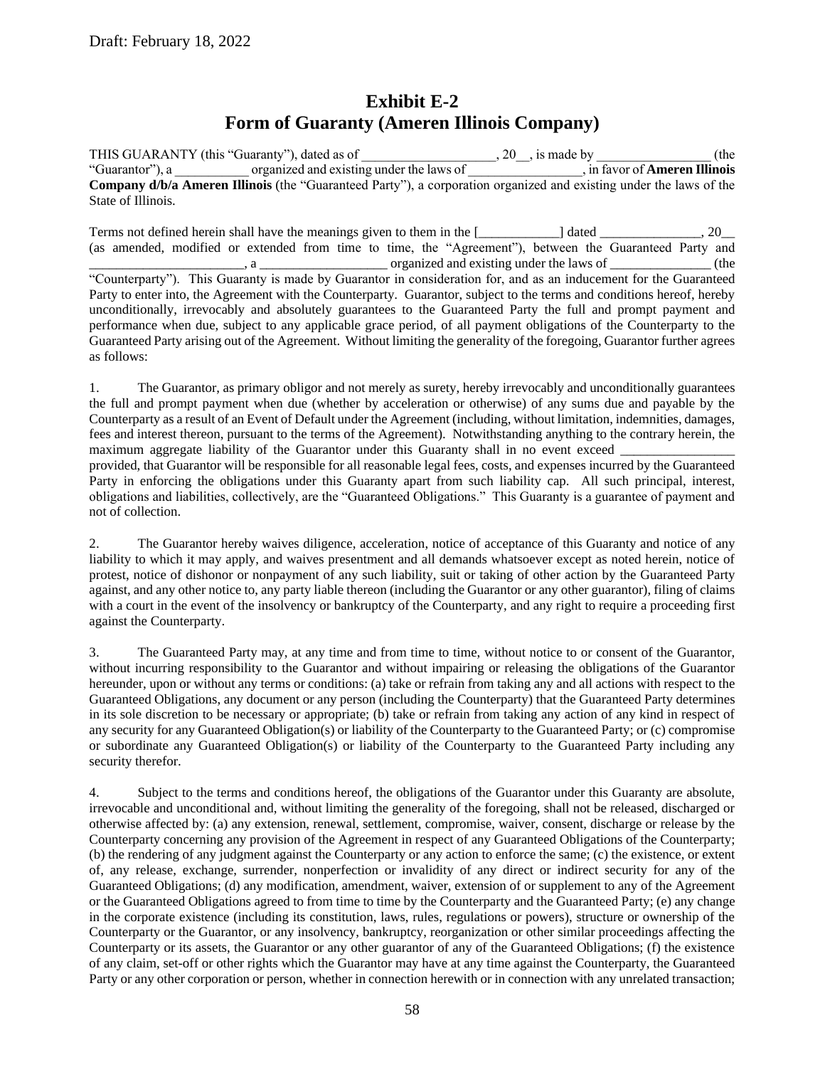Draft: February 18, 2022

# Exhibit E-2
# Form of Guaranty (Ameren Illinois Company)

THIS GUARANTY (this "Guaranty"), dated as of ___________________, 20__, is made by ________________ (the "Guarantor"), a ___________ organized and existing under the laws of ________________, in favor of **Ameren Illinois Company d/b/a Ameren Illinois** (the "Guaranteed Party"), a corporation organized and existing under the laws of the State of Illinois.

Terms not defined herein shall have the meanings given to them in the [____________] dated _______________, 20__ (as amended, modified or extended from time to time, the "Agreement"), between the Guaranteed Party and _______________________, a ___________________ organized and existing under the laws of _______________ (the "Counterparty"). This Guaranty is made by Guarantor in consideration for, and as an inducement for the Guaranteed Party to enter into, the Agreement with the Counterparty. Guarantor, subject to the terms and conditions hereof, hereby unconditionally, irrevocably and absolutely guarantees to the Guaranteed Party the full and prompt payment and performance when due, subject to any applicable grace period, of all payment obligations of the Counterparty to the Guaranteed Party arising out of the Agreement. Without limiting the generality of the foregoing, Guarantor further agrees as follows:

1. The Guarantor, as primary obligor and not merely as surety, hereby irrevocably and unconditionally guarantees the full and prompt payment when due (whether by acceleration or otherwise) of any sums due and payable by the Counterparty as a result of an Event of Default under the Agreement (including, without limitation, indemnities, damages, fees and interest thereon, pursuant to the terms of the Agreement). Notwithstanding anything to the contrary herein, the maximum aggregate liability of the Guarantor under this Guaranty shall in no event exceed ________________ provided, that Guarantor will be responsible for all reasonable legal fees, costs, and expenses incurred by the Guaranteed Party in enforcing the obligations under this Guaranty apart from such liability cap. All such principal, interest, obligations and liabilities, collectively, are the "Guaranteed Obligations." This Guaranty is a guarantee of payment and not of collection.

2. The Guarantor hereby waives diligence, acceleration, notice of acceptance of this Guaranty and notice of any liability to which it may apply, and waives presentment and all demands whatsoever except as noted herein, notice of protest, notice of dishonor or nonpayment of any such liability, suit or taking of other action by the Guaranteed Party against, and any other notice to, any party liable thereon (including the Guarantor or any other guarantor), filing of claims with a court in the event of the insolvency or bankruptcy of the Counterparty, and any right to require a proceeding first against the Counterparty.

3. The Guaranteed Party may, at any time and from time to time, without notice to or consent of the Guarantor, without incurring responsibility to the Guarantor and without impairing or releasing the obligations of the Guarantor hereunder, upon or without any terms or conditions: (a) take or refrain from taking any and all actions with respect to the Guaranteed Obligations, any document or any person (including the Counterparty) that the Guaranteed Party determines in its sole discretion to be necessary or appropriate; (b) take or refrain from taking any action of any kind in respect of any security for any Guaranteed Obligation(s) or liability of the Counterparty to the Guaranteed Party; or (c) compromise or subordinate any Guaranteed Obligation(s) or liability of the Counterparty to the Guaranteed Party including any security therefor.

4. Subject to the terms and conditions hereof, the obligations of the Guarantor under this Guaranty are absolute, irrevocable and unconditional and, without limiting the generality of the foregoing, shall not be released, discharged or otherwise affected by: (a) any extension, renewal, settlement, compromise, waiver, consent, discharge or release by the Counterparty concerning any provision of the Agreement in respect of any Guaranteed Obligations of the Counterparty; (b) the rendering of any judgment against the Counterparty or any action to enforce the same; (c) the existence, or extent of, any release, exchange, surrender, nonperfection or invalidity of any direct or indirect security for any of the Guaranteed Obligations; (d) any modification, amendment, waiver, extension of or supplement to any of the Agreement or the Guaranteed Obligations agreed to from time to time by the Counterparty and the Guaranteed Party; (e) any change in the corporate existence (including its constitution, laws, rules, regulations or powers), structure or ownership of the Counterparty or the Guarantor, or any insolvency, bankruptcy, reorganization or other similar proceedings affecting the Counterparty or its assets, the Guarantor or any other guarantor of any of the Guaranteed Obligations; (f) the existence of any claim, set-off or other rights which the Guarantor may have at any time against the Counterparty, the Guaranteed Party or any other corporation or person, whether in connection herewith or in connection with any unrelated transaction;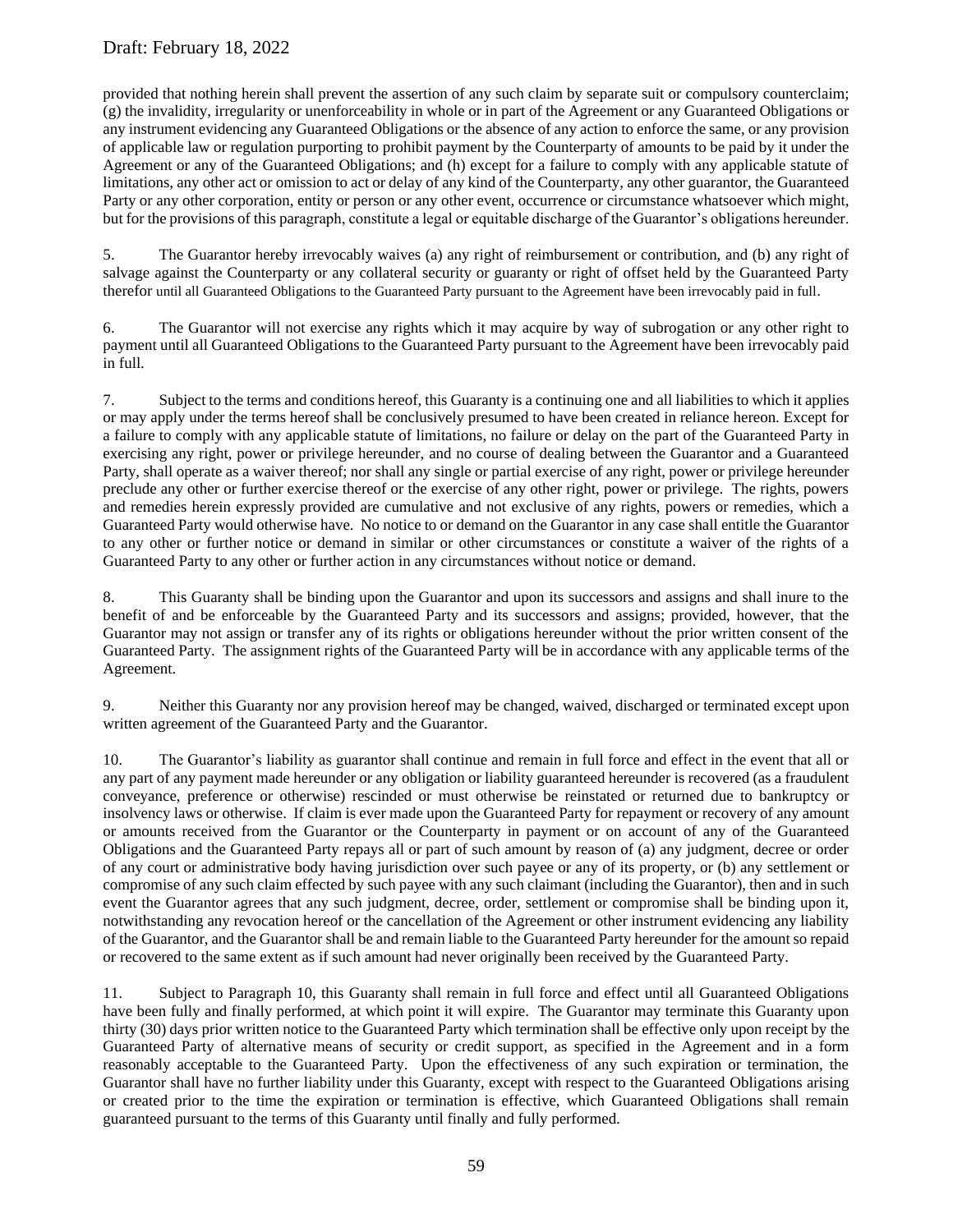provided that nothing herein shall prevent the assertion of any such claim by separate suit or compulsory counterclaim; (g) the invalidity, irregularity or unenforceability in whole or in part of the Agreement or any Guaranteed Obligations or any instrument evidencing any Guaranteed Obligations or the absence of any action to enforce the same, or any provision of applicable law or regulation purporting to prohibit payment by the Counterparty of amounts to be paid by it under the Agreement or any of the Guaranteed Obligations; and (h) except for a failure to comply with any applicable statute of limitations, any other act or omission to act or delay of any kind of the Counterparty, any other guarantor, the Guaranteed Party or any other corporation, entity or person or any other event, occurrence or circumstance whatsoever which might, but for the provisions of this paragraph, constitute a legal or equitable discharge of the Guarantor's obligations hereunder.

5. The Guarantor hereby irrevocably waives (a) any right of reimbursement or contribution, and (b) any right of salvage against the Counterparty or any collateral security or guaranty or right of offset held by the Guaranteed Party therefor until all Guaranteed Obligations to the Guaranteed Party pursuant to the Agreement have been irrevocably paid in full.

6. The Guarantor will not exercise any rights which it may acquire by way of subrogation or any other right to payment until all Guaranteed Obligations to the Guaranteed Party pursuant to the Agreement have been irrevocably paid in full.

7. Subject to the terms and conditions hereof, this Guaranty is a continuing one and all liabilities to which it applies or may apply under the terms hereof shall be conclusively presumed to have been created in reliance hereon. Except for a failure to comply with any applicable statute of limitations, no failure or delay on the part of the Guaranteed Party in exercising any right, power or privilege hereunder, and no course of dealing between the Guarantor and a Guaranteed Party, shall operate as a waiver thereof; nor shall any single or partial exercise of any right, power or privilege hereunder preclude any other or further exercise thereof or the exercise of any other right, power or privilege. The rights, powers and remedies herein expressly provided are cumulative and not exclusive of any rights, powers or remedies, which a Guaranteed Party would otherwise have. No notice to or demand on the Guarantor in any case shall entitle the Guarantor to any other or further notice or demand in similar or other circumstances or constitute a waiver of the rights of a Guaranteed Party to any other or further action in any circumstances without notice or demand.

8. This Guaranty shall be binding upon the Guarantor and upon its successors and assigns and shall inure to the benefit of and be enforceable by the Guaranteed Party and its successors and assigns; provided, however, that the Guarantor may not assign or transfer any of its rights or obligations hereunder without the prior written consent of the Guaranteed Party. The assignment rights of the Guaranteed Party will be in accordance with any applicable terms of the Agreement.

9. Neither this Guaranty nor any provision hereof may be changed, waived, discharged or terminated except upon written agreement of the Guaranteed Party and the Guarantor.

10. The Guarantor's liability as guarantor shall continue and remain in full force and effect in the event that all or any part of any payment made hereunder or any obligation or liability guaranteed hereunder is recovered (as a fraudulent conveyance, preference or otherwise) rescinded or must otherwise be reinstated or returned due to bankruptcy or insolvency laws or otherwise. If claim is ever made upon the Guaranteed Party for repayment or recovery of any amount or amounts received from the Guarantor or the Counterparty in payment or on account of any of the Guaranteed Obligations and the Guaranteed Party repays all or part of such amount by reason of (a) any judgment, decree or order of any court or administrative body having jurisdiction over such payee or any of its property, or (b) any settlement or compromise of any such claim effected by such payee with any such claimant (including the Guarantor), then and in such event the Guarantor agrees that any such judgment, decree, order, settlement or compromise shall be binding upon it, notwithstanding any revocation hereof or the cancellation of the Agreement or other instrument evidencing any liability of the Guarantor, and the Guarantor shall be and remain liable to the Guaranteed Party hereunder for the amount so repaid or recovered to the same extent as if such amount had never originally been received by the Guaranteed Party.

11. Subject to Paragraph 10, this Guaranty shall remain in full force and effect until all Guaranteed Obligations have been fully and finally performed, at which point it will expire. The Guarantor may terminate this Guaranty upon thirty (30) days prior written notice to the Guaranteed Party which termination shall be effective only upon receipt by the Guaranteed Party of alternative means of security or credit support, as specified in the Agreement and in a form reasonably acceptable to the Guaranteed Party. Upon the effectiveness of any such expiration or termination, the Guarantor shall have no further liability under this Guaranty, except with respect to the Guaranteed Obligations arising or created prior to the time the expiration or termination is effective, which Guaranteed Obligations shall remain guaranteed pursuant to the terms of this Guaranty until finally and fully performed.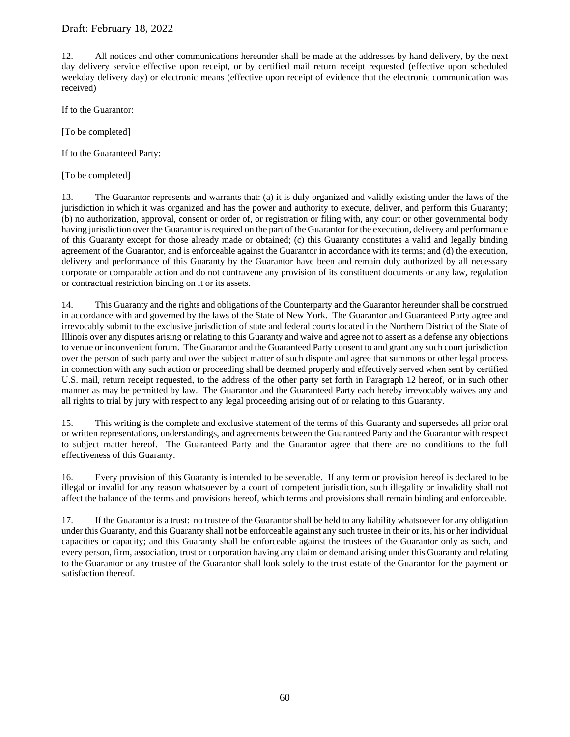12. All notices and other communications hereunder shall be made at the addresses by hand delivery, by the next day delivery service effective upon receipt, or by certified mail return receipt requested (effective upon scheduled weekday delivery day) or electronic means (effective upon receipt of evidence that the electronic communication was received)

If to the Guarantor:

[To be completed]

If to the Guaranteed Party:

[To be completed]

13. The Guarantor represents and warrants that: (a) it is duly organized and validly existing under the laws of the jurisdiction in which it was organized and has the power and authority to execute, deliver, and perform this Guaranty; (b) no authorization, approval, consent or order of, or registration or filing with, any court or other governmental body having jurisdiction over the Guarantor is required on the part of the Guarantor for the execution, delivery and performance of this Guaranty except for those already made or obtained; (c) this Guaranty constitutes a valid and legally binding agreement of the Guarantor, and is enforceable against the Guarantor in accordance with its terms; and (d) the execution, delivery and performance of this Guaranty by the Guarantor have been and remain duly authorized by all necessary corporate or comparable action and do not contravene any provision of its constituent documents or any law, regulation or contractual restriction binding on it or its assets.

14. This Guaranty and the rights and obligations of the Counterparty and the Guarantor hereunder shall be construed in accordance with and governed by the laws of the State of New York. The Guarantor and Guaranteed Party agree and irrevocably submit to the exclusive jurisdiction of state and federal courts located in the Northern District of the State of Illinois over any disputes arising or relating to this Guaranty and waive and agree not to assert as a defense any objections to venue or inconvenient forum. The Guarantor and the Guaranteed Party consent to and grant any such court jurisdiction over the person of such party and over the subject matter of such dispute and agree that summons or other legal process in connection with any such action or proceeding shall be deemed properly and effectively served when sent by certified U.S. mail, return receipt requested, to the address of the other party set forth in Paragraph 12 hereof, or in such other manner as may be permitted by law. The Guarantor and the Guaranteed Party each hereby irrevocably waives any and all rights to trial by jury with respect to any legal proceeding arising out of or relating to this Guaranty.

15. This writing is the complete and exclusive statement of the terms of this Guaranty and supersedes all prior oral or written representations, understandings, and agreements between the Guaranteed Party and the Guarantor with respect to subject matter hereof. The Guaranteed Party and the Guarantor agree that there are no conditions to the full effectiveness of this Guaranty.

16. Every provision of this Guaranty is intended to be severable. If any term or provision hereof is declared to be illegal or invalid for any reason whatsoever by a court of competent jurisdiction, such illegality or invalidity shall not affect the balance of the terms and provisions hereof, which terms and provisions shall remain binding and enforceable.

17. If the Guarantor is a trust: no trustee of the Guarantor shall be held to any liability whatsoever for any obligation under this Guaranty, and this Guaranty shall not be enforceable against any such trustee in their or its, his or her individual capacities or capacity; and this Guaranty shall be enforceable against the trustees of the Guarantor only as such, and every person, firm, association, trust or corporation having any claim or demand arising under this Guaranty and relating to the Guarantor or any trustee of the Guarantor shall look solely to the trust estate of the Guarantor for the payment or satisfaction thereof.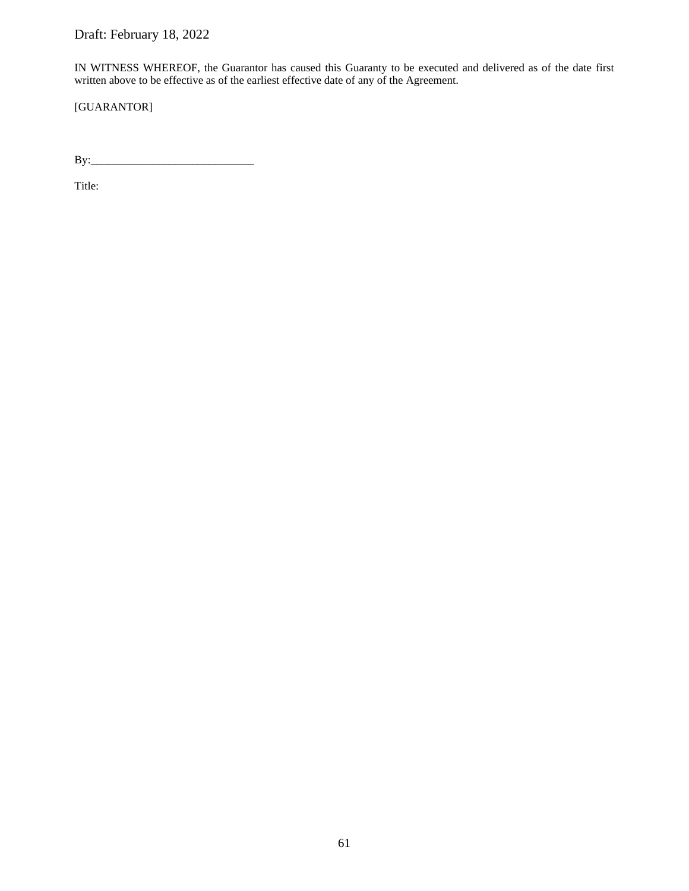Draft: February 18, 2022

IN WITNESS WHEREOF, the Guarantor has caused this Guaranty to be executed and delivered as of the date first written above to be effective as of the earliest effective date of any of the Agreement.

[GUARANTOR]

By:_____________________________

Title: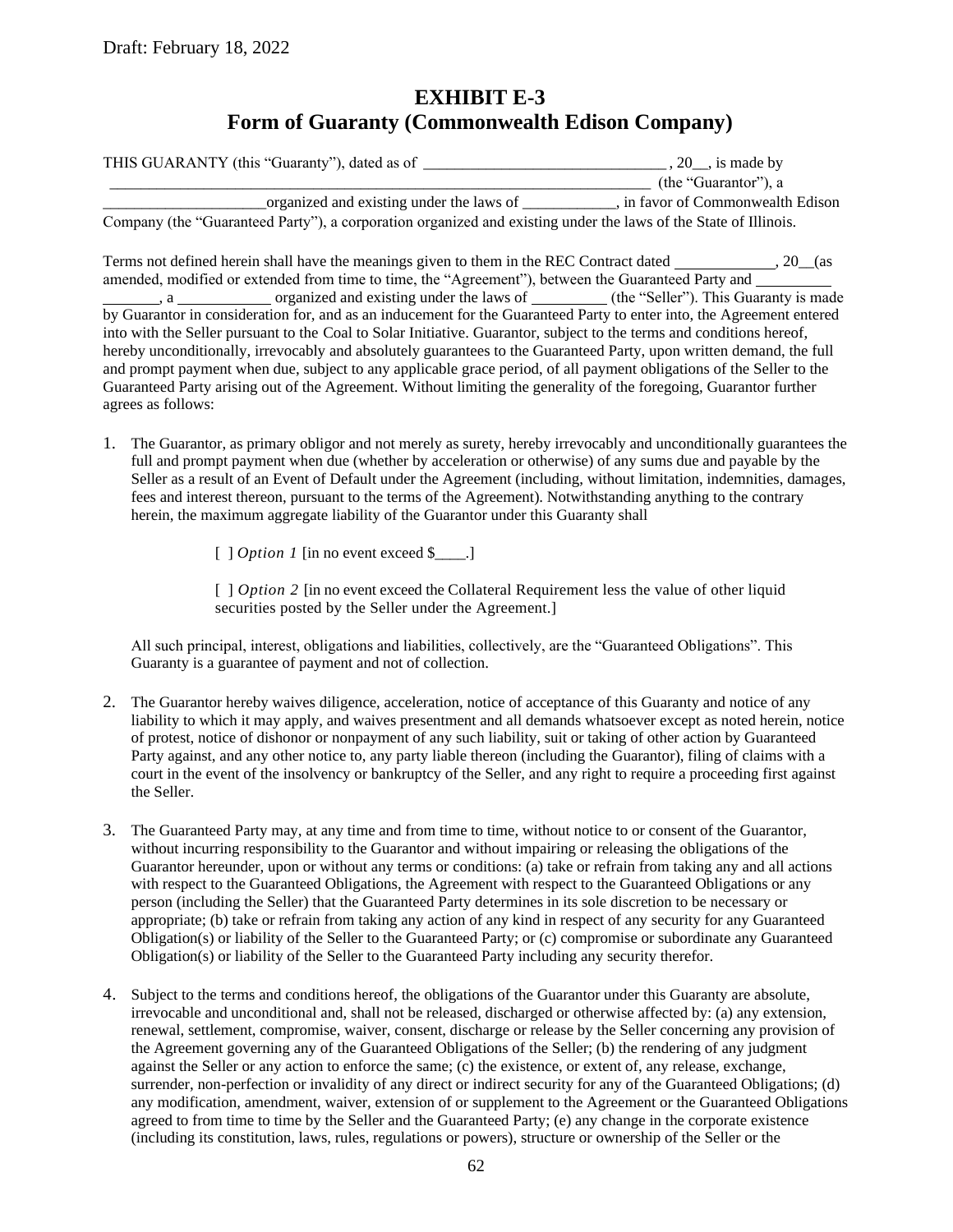Draft: February 18, 2022

# EXHIBIT E-3
# Form of Guaranty (Commonwealth Edison Company)

THIS GUARANTY (this "Guaranty"), dated as of _______________________________ , 20__, is made by _____________________________________________________________________ (the "Guarantor"), a _____________________organized and existing under the laws of ____________, in favor of Commonwealth Edison Company (the "Guaranteed Party"), a corporation organized and existing under the laws of the State of Illinois.

Terms not defined herein shall have the meanings given to them in the REC Contract dated _____________, 20__(as amended, modified or extended from time to time, the "Agreement"), between the Guaranteed Party and __________ _______, a ____________ organized and existing under the laws of __________ (the "Seller"). This Guaranty is made by Guarantor in consideration for, and as an inducement for the Guaranteed Party to enter into, the Agreement entered into with the Seller pursuant to the Coal to Solar Initiative. Guarantor, subject to the terms and conditions hereof, hereby unconditionally, irrevocably and absolutely guarantees to the Guaranteed Party, upon written demand, the full and prompt payment when due, subject to any applicable grace period, of all payment obligations of the Seller to the Guaranteed Party arising out of the Agreement. Without limiting the generality of the foregoing, Guarantor further agrees as follows:

1. The Guarantor, as primary obligor and not merely as surety, hereby irrevocably and unconditionally guarantees the full and prompt payment when due (whether by acceleration or otherwise) of any sums due and payable by the Seller as a result of an Event of Default under the Agreement (including, without limitation, indemnities, damages, fees and interest thereon, pursuant to the terms of the Agreement). Notwithstanding anything to the contrary herein, the maximum aggregate liability of the Guarantor under this Guaranty shall

   [ ] *Option 1* [in no event exceed $____.]

   [ ] *Option 2* [in no event exceed the Collateral Requirement less the value of other liquid securities posted by the Seller under the Agreement.]

   All such principal, interest, obligations and liabilities, collectively, are the "Guaranteed Obligations". This Guaranty is a guarantee of payment and not of collection.

2. The Guarantor hereby waives diligence, acceleration, notice of acceptance of this Guaranty and notice of any liability to which it may apply, and waives presentment and all demands whatsoever except as noted herein, notice of protest, notice of dishonor or nonpayment of any such liability, suit or taking of other action by Guaranteed Party against, and any other notice to, any party liable thereon (including the Guarantor), filing of claims with a court in the event of the insolvency or bankruptcy of the Seller, and any right to require a proceeding first against the Seller.

3. The Guaranteed Party may, at any time and from time to time, without notice to or consent of the Guarantor, without incurring responsibility to the Guarantor and without impairing or releasing the obligations of the Guarantor hereunder, upon or without any terms or conditions: (a) take or refrain from taking any and all actions with respect to the Guaranteed Obligations, the Agreement with respect to the Guaranteed Obligations or any person (including the Seller) that the Guaranteed Party determines in its sole discretion to be necessary or appropriate; (b) take or refrain from taking any action of any kind in respect of any security for any Guaranteed Obligation(s) or liability of the Seller to the Guaranteed Party; or (c) compromise or subordinate any Guaranteed Obligation(s) or liability of the Seller to the Guaranteed Party including any security therefor.

4. Subject to the terms and conditions hereof, the obligations of the Guarantor under this Guaranty are absolute, irrevocable and unconditional and, shall not be released, discharged or otherwise affected by: (a) any extension, renewal, settlement, compromise, waiver, consent, discharge or release by the Seller concerning any provision of the Agreement governing any of the Guaranteed Obligations of the Seller; (b) the rendering of any judgment against the Seller or any action to enforce the same; (c) the existence, or extent of, any release, exchange, surrender, non-perfection or invalidity of any direct or indirect security for any of the Guaranteed Obligations; (d) any modification, amendment, waiver, extension of or supplement to the Agreement or the Guaranteed Obligations agreed to from time to time by the Seller and the Guaranteed Party; (e) any change in the corporate existence (including its constitution, laws, rules, regulations or powers), structure or ownership of the Seller or the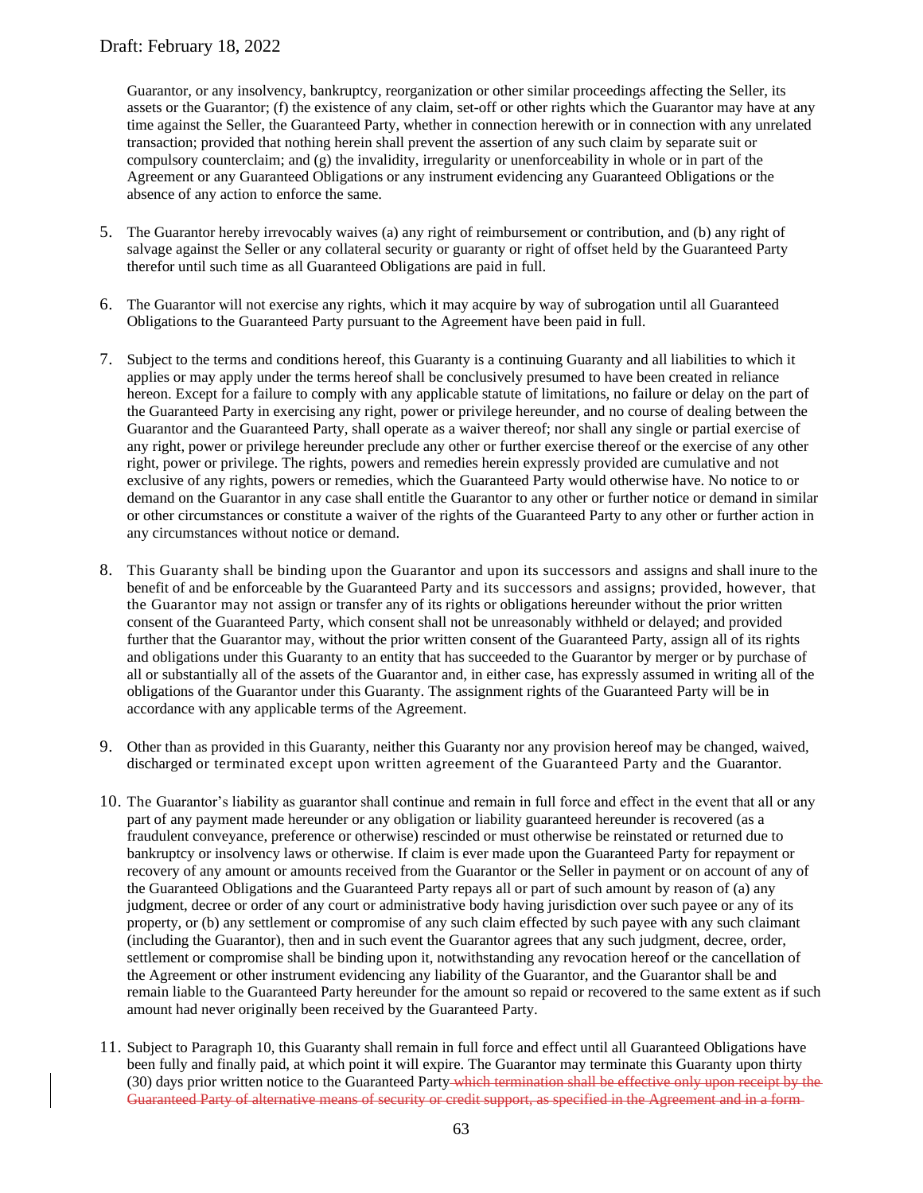Guarantor, or any insolvency, bankruptcy, reorganization or other similar proceedings affecting the Seller, its assets or the Guarantor; (f) the existence of any claim, set-off or other rights which the Guarantor may have at any time against the Seller, the Guaranteed Party, whether in connection herewith or in connection with any unrelated transaction; provided that nothing herein shall prevent the assertion of any such claim by separate suit or compulsory counterclaim; and (g) the invalidity, irregularity or unenforceability in whole or in part of the Agreement or any Guaranteed Obligations or any instrument evidencing any Guaranteed Obligations or the absence of any action to enforce the same.

5. The Guarantor hereby irrevocably waives (a) any right of reimbursement or contribution, and (b) any right of salvage against the Seller or any collateral security or guaranty or right of offset held by the Guaranteed Party therefor until such time as all Guaranteed Obligations are paid in full.

6. The Guarantor will not exercise any rights, which it may acquire by way of subrogation until all Guaranteed Obligations to the Guaranteed Party pursuant to the Agreement have been paid in full.

7. Subject to the terms and conditions hereof, this Guaranty is a continuing Guaranty and all liabilities to which it applies or may apply under the terms hereof shall be conclusively presumed to have been created in reliance hereon. Except for a failure to comply with any applicable statute of limitations, no failure or delay on the part of the Guaranteed Party in exercising any right, power or privilege hereunder, and no course of dealing between the Guarantor and the Guaranteed Party, shall operate as a waiver thereof; nor shall any single or partial exercise of any right, power or privilege hereunder preclude any other or further exercise thereof or the exercise of any other right, power or privilege. The rights, powers and remedies herein expressly provided are cumulative and not exclusive of any rights, powers or remedies, which the Guaranteed Party would otherwise have. No notice to or demand on the Guarantor in any case shall entitle the Guarantor to any other or further notice or demand in similar or other circumstances or constitute a waiver of the rights of the Guaranteed Party to any other or further action in any circumstances without notice or demand.

8. This Guaranty shall be binding upon the Guarantor and upon its successors and assigns and shall inure to the benefit of and be enforceable by the Guaranteed Party and its successors and assigns; provided, however, that the Guarantor may not assign or transfer any of its rights or obligations hereunder without the prior written consent of the Guaranteed Party, which consent shall not be unreasonably withheld or delayed; and provided further that the Guarantor may, without the prior written consent of the Guaranteed Party, assign all of its rights and obligations under this Guaranty to an entity that has succeeded to the Guarantor by merger or by purchase of all or substantially all of the assets of the Guarantor and, in either case, has expressly assumed in writing all of the obligations of the Guarantor under this Guaranty. The assignment rights of the Guaranteed Party will be in accordance with any applicable terms of the Agreement.

9. Other than as provided in this Guaranty, neither this Guaranty nor any provision hereof may be changed, waived, discharged or terminated except upon written agreement of the Guaranteed Party and the Guarantor.

10. The Guarantor's liability as guarantor shall continue and remain in full force and effect in the event that all or any part of any payment made hereunder or any obligation or liability guaranteed hereunder is recovered (as a fraudulent conveyance, preference or otherwise) rescinded or must otherwise be reinstated or returned due to bankruptcy or insolvency laws or otherwise. If claim is ever made upon the Guaranteed Party for repayment or recovery of any amount or amounts received from the Guarantor or the Seller in payment or on account of any of the Guaranteed Obligations and the Guaranteed Party repays all or part of such amount by reason of (a) any judgment, decree or order of any court or administrative body having jurisdiction over such payee or any of its property, or (b) any settlement or compromise of any such claim effected by such payee with any such claimant (including the Guarantor), then and in such event the Guarantor agrees that any such judgment, decree, order, settlement or compromise shall be binding upon it, notwithstanding any revocation hereof or the cancellation of the Agreement or other instrument evidencing any liability of the Guarantor, and the Guarantor shall be and remain liable to the Guaranteed Party hereunder for the amount so repaid or recovered to the same extent as if such amount had never originally been received by the Guaranteed Party.

11. Subject to Paragraph 10, this Guaranty shall remain in full force and effect until all Guaranteed Obligations have been fully and finally paid, at which point it will expire. The Guarantor may terminate this Guaranty upon thirty (30) days prior written notice to the Guaranteed Party ~~which termination shall be effective only upon receipt by the Guaranteed Party of alternative means of security or credit support, as specified in the Agreement and in a form~~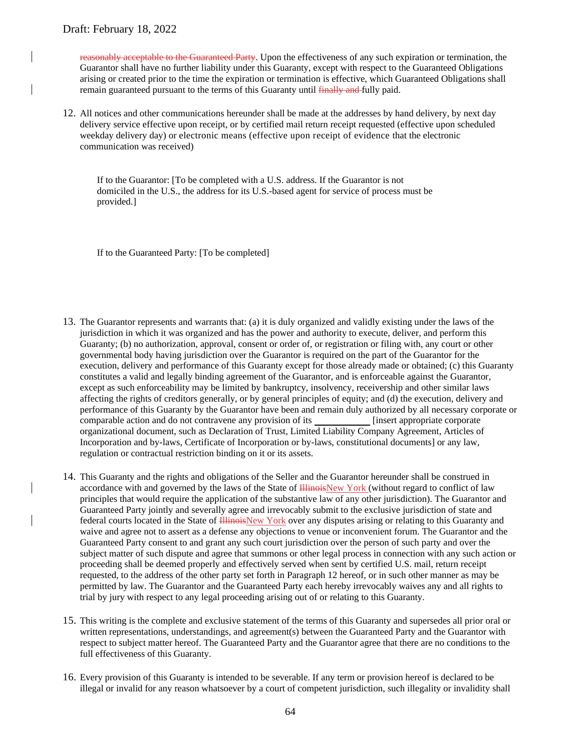~~reasonably acceptable to the Guaranteed Party~~. Upon the effectiveness of any such expiration or termination, the Guarantor shall have no further liability under this Guaranty, except with respect to the Guaranteed Obligations arising or created prior to the time the expiration or termination is effective, which Guaranteed Obligations shall remain guaranteed pursuant to the terms of this Guaranty until ~~finally and~~ fully paid.

12. All notices and other communications hereunder shall be made at the addresses by hand delivery, by next day delivery service effective upon receipt, or by certified mail return receipt requested (effective upon scheduled weekday delivery day) or electronic means (effective upon receipt of evidence that the electronic communication was received)

    If to the Guarantor: [To be completed with a U.S. address. If the Guarantor is not domiciled in the U.S., the address for its U.S.-based agent for service of process must be provided.]

    If to the Guaranteed Party: [To be completed]

13. The Guarantor represents and warrants that: (a) it is duly organized and validly existing under the laws of the jurisdiction in which it was organized and has the power and authority to execute, deliver, and perform this Guaranty; (b) no authorization, approval, consent or order of, or registration or filing with, any court or other governmental body having jurisdiction over the Guarantor is required on the part of the Guarantor for the execution, delivery and performance of this Guaranty except for those already made or obtained; (c) this Guaranty constitutes a valid and legally binding agreement of the Guarantor, and is enforceable against the Guarantor, except as such enforceability may be limited by bankruptcy, insolvency, receivership and other similar laws affecting the rights of creditors generally, or by general principles of equity; and (d) the execution, delivery and performance of this Guaranty by the Guarantor have been and remain duly authorized by all necessary corporate or comparable action and do not contravene any provision of its ____________ [insert appropriate corporate organizational document, such as Declaration of Trust, Limited Liability Company Agreement, Articles of Incorporation and by-laws, Certificate of Incorporation or by-laws, constitutional documents] or any law, regulation or contractual restriction binding on it or its assets.

14. This Guaranty and the rights and obligations of the Seller and the Guarantor hereunder shall be construed in accordance with and governed by the laws of the State of ~~Illinois~~New York (without regard to conflict of law principles that would require the application of the substantive law of any other jurisdiction). The Guarantor and Guaranteed Party jointly and severally agree and irrevocably submit to the exclusive jurisdiction of state and federal courts located in the State of ~~Illinois~~New York over any disputes arising or relating to this Guaranty and waive and agree not to assert as a defense any objections to venue or inconvenient forum. The Guarantor and the Guaranteed Party consent to and grant any such court jurisdiction over the person of such party and over the subject matter of such dispute and agree that summons or other legal process in connection with any such action or proceeding shall be deemed properly and effectively served when sent by certified U.S. mail, return receipt requested, to the address of the other party set forth in Paragraph 12 hereof, or in such other manner as may be permitted by law. The Guarantor and the Guaranteed Party each hereby irrevocably waives any and all rights to trial by jury with respect to any legal proceeding arising out of or relating to this Guaranty.

15. This writing is the complete and exclusive statement of the terms of this Guaranty and supersedes all prior oral or written representations, understandings, and agreement(s) between the Guaranteed Party and the Guarantor with respect to subject matter hereof. The Guaranteed Party and the Guarantor agree that there are no conditions to the full effectiveness of this Guaranty.

16. Every provision of this Guaranty is intended to be severable. If any term or provision hereof is declared to be illegal or invalid for any reason whatsoever by a court of competent jurisdiction, such illegality or invalidity shall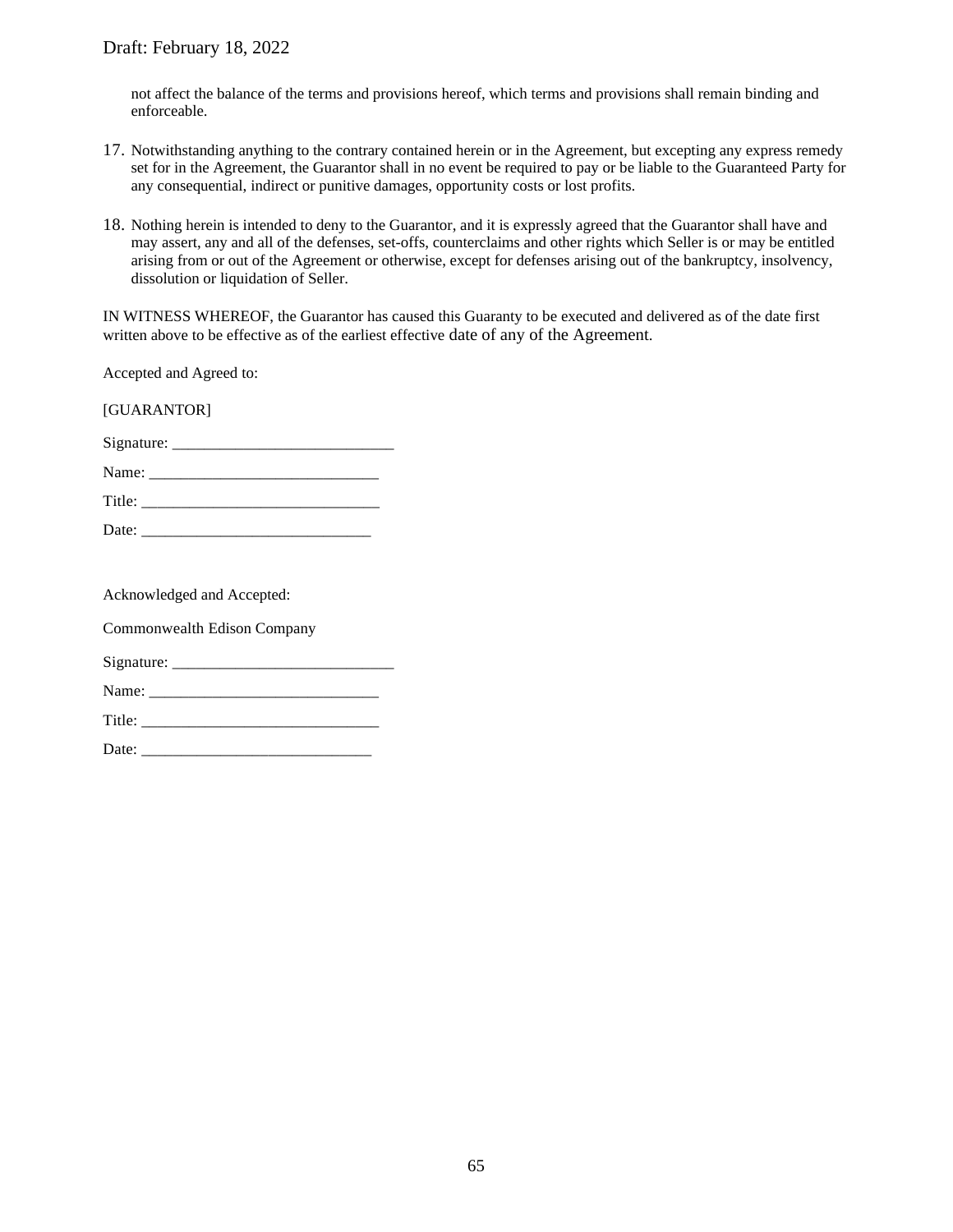not affect the balance of the terms and provisions hereof, which terms and provisions shall remain binding and enforceable.

17. Notwithstanding anything to the contrary contained herein or in the Agreement, but excepting any express remedy set for in the Agreement, the Guarantor shall in no event be required to pay or be liable to the Guaranteed Party for any consequential, indirect or punitive damages, opportunity costs or lost profits.

18. Nothing herein is intended to deny to the Guarantor, and it is expressly agreed that the Guarantor shall have and may assert, any and all of the defenses, set-offs, counterclaims and other rights which Seller is or may be entitled arising from or out of the Agreement or otherwise, except for defenses arising out of the bankruptcy, insolvency, dissolution or liquidation of Seller.

IN WITNESS WHEREOF, the Guarantor has caused this Guaranty to be executed and delivered as of the date first written above to be effective as of the earliest effective date of any of the Agreement.

Accepted and Agreed to:

[GUARANTOR]

Signature: ____________________________

Name: _____________________________

Title: ______________________________

Date: _____________________________

Acknowledged and Accepted:

Commonwealth Edison Company

Signature: ____________________________

Name: _____________________________

Title: ______________________________

Date: _____________________________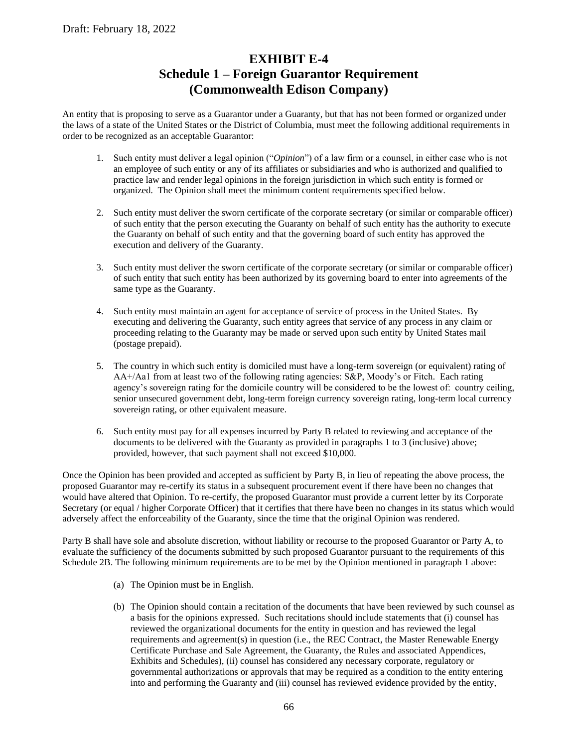Draft: February 18, 2022

# EXHIBIT E-4
## Schedule 1 – Foreign Guarantor Requirement
## (Commonwealth Edison Company)

An entity that is proposing to serve as a Guarantor under a Guaranty, but that has not been formed or organized under the laws of a state of the United States or the District of Columbia, must meet the following additional requirements in order to be recognized as an acceptable Guarantor:

1. Such entity must deliver a legal opinion ("*Opinion*") of a law firm or a counsel, in either case who is not an employee of such entity or any of its affiliates or subsidiaries and who is authorized and qualified to practice law and render legal opinions in the foreign jurisdiction in which such entity is formed or organized. The Opinion shall meet the minimum content requirements specified below.

2. Such entity must deliver the sworn certificate of the corporate secretary (or similar or comparable officer) of such entity that the person executing the Guaranty on behalf of such entity has the authority to execute the Guaranty on behalf of such entity and that the governing board of such entity has approved the execution and delivery of the Guaranty.

3. Such entity must deliver the sworn certificate of the corporate secretary (or similar or comparable officer) of such entity that such entity has been authorized by its governing board to enter into agreements of the same type as the Guaranty.

4. Such entity must maintain an agent for acceptance of service of process in the United States. By executing and delivering the Guaranty, such entity agrees that service of any process in any claim or proceeding relating to the Guaranty may be made or served upon such entity by United States mail (postage prepaid).

5. The country in which such entity is domiciled must have a long-term sovereign (or equivalent) rating of AA+/Aa1 from at least two of the following rating agencies: S&P, Moody's or Fitch. Each rating agency's sovereign rating for the domicile country will be considered to be the lowest of: country ceiling, senior unsecured government debt, long-term foreign currency sovereign rating, long-term local currency sovereign rating, or other equivalent measure.

6. Such entity must pay for all expenses incurred by Party B related to reviewing and acceptance of the documents to be delivered with the Guaranty as provided in paragraphs 1 to 3 (inclusive) above; provided, however, that such payment shall not exceed $10,000.

Once the Opinion has been provided and accepted as sufficient by Party B, in lieu of repeating the above process, the proposed Guarantor may re-certify its status in a subsequent procurement event if there have been no changes that would have altered that Opinion. To re-certify, the proposed Guarantor must provide a current letter by its Corporate Secretary (or equal / higher Corporate Officer) that it certifies that there have been no changes in its status which would adversely affect the enforceability of the Guaranty, since the time that the original Opinion was rendered.

Party B shall have sole and absolute discretion, without liability or recourse to the proposed Guarantor or Party A, to evaluate the sufficiency of the documents submitted by such proposed Guarantor pursuant to the requirements of this Schedule 2B. The following minimum requirements are to be met by the Opinion mentioned in paragraph 1 above:

(a) The Opinion must be in English.

(b) The Opinion should contain a recitation of the documents that have been reviewed by such counsel as a basis for the opinions expressed. Such recitations should include statements that (i) counsel has reviewed the organizational documents for the entity in question and has reviewed the legal requirements and agreement(s) in question (i.e., the REC Contract, the Master Renewable Energy Certificate Purchase and Sale Agreement, the Guaranty, the Rules and associated Appendices, Exhibits and Schedules), (ii) counsel has considered any necessary corporate, regulatory or governmental authorizations or approvals that may be required as a condition to the entity entering into and performing the Guaranty and (iii) counsel has reviewed evidence provided by the entity,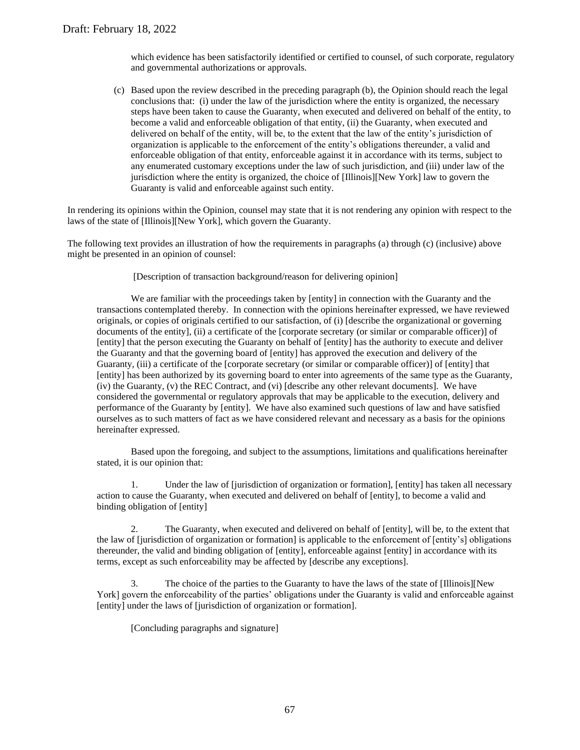which evidence has been satisfactorily identified or certified to counsel, of such corporate, regulatory and governmental authorizations or approvals.

(c) Based upon the review described in the preceding paragraph (b), the Opinion should reach the legal conclusions that: (i) under the law of the jurisdiction where the entity is organized, the necessary steps have been taken to cause the Guaranty, when executed and delivered on behalf of the entity, to become a valid and enforceable obligation of that entity, (ii) the Guaranty, when executed and delivered on behalf of the entity, will be, to the extent that the law of the entity's jurisdiction of organization is applicable to the enforcement of the entity's obligations thereunder, a valid and enforceable obligation of that entity, enforceable against it in accordance with its terms, subject to any enumerated customary exceptions under the law of such jurisdiction, and (iii) under law of the jurisdiction where the entity is organized, the choice of [Illinois][New York] law to govern the Guaranty is valid and enforceable against such entity.

In rendering its opinions within the Opinion, counsel may state that it is not rendering any opinion with respect to the laws of the state of [Illinois][New York], which govern the Guaranty.

The following text provides an illustration of how the requirements in paragraphs (a) through (c) (inclusive) above might be presented in an opinion of counsel:

> [Description of transaction background/reason for delivering opinion]
>
> We are familiar with the proceedings taken by [entity] in connection with the Guaranty and the transactions contemplated thereby. In connection with the opinions hereinafter expressed, we have reviewed originals, or copies of originals certified to our satisfaction, of (i) [describe the organizational or governing documents of the entity], (ii) a certificate of the [corporate secretary (or similar or comparable officer)] of [entity] that the person executing the Guaranty on behalf of [entity] has the authority to execute and deliver the Guaranty and that the governing board of [entity] has approved the execution and delivery of the Guaranty, (iii) a certificate of the [corporate secretary (or similar or comparable officer)] of [entity] that [entity] has been authorized by its governing board to enter into agreements of the same type as the Guaranty, (iv) the Guaranty, (v) the REC Contract, and (vi) [describe any other relevant documents]. We have considered the governmental or regulatory approvals that may be applicable to the execution, delivery and performance of the Guaranty by [entity]. We have also examined such questions of law and have satisfied ourselves as to such matters of fact as we have considered relevant and necessary as a basis for the opinions hereinafter expressed.
>
> Based upon the foregoing, and subject to the assumptions, limitations and qualifications hereinafter stated, it is our opinion that:
>
> 1. Under the law of [jurisdiction of organization or formation], [entity] has taken all necessary action to cause the Guaranty, when executed and delivered on behalf of [entity], to become a valid and binding obligation of [entity]
>
> 2. The Guaranty, when executed and delivered on behalf of [entity], will be, to the extent that the law of [jurisdiction of organization or formation] is applicable to the enforcement of [entity's] obligations thereunder, the valid and binding obligation of [entity], enforceable against [entity] in accordance with its terms, except as such enforceability may be affected by [describe any exceptions].
>
> 3. The choice of the parties to the Guaranty to have the laws of the state of [Illinois][New York] govern the enforceability of the parties' obligations under the Guaranty is valid and enforceable against [entity] under the laws of [jurisdiction of organization or formation].
>
> [Concluding paragraphs and signature]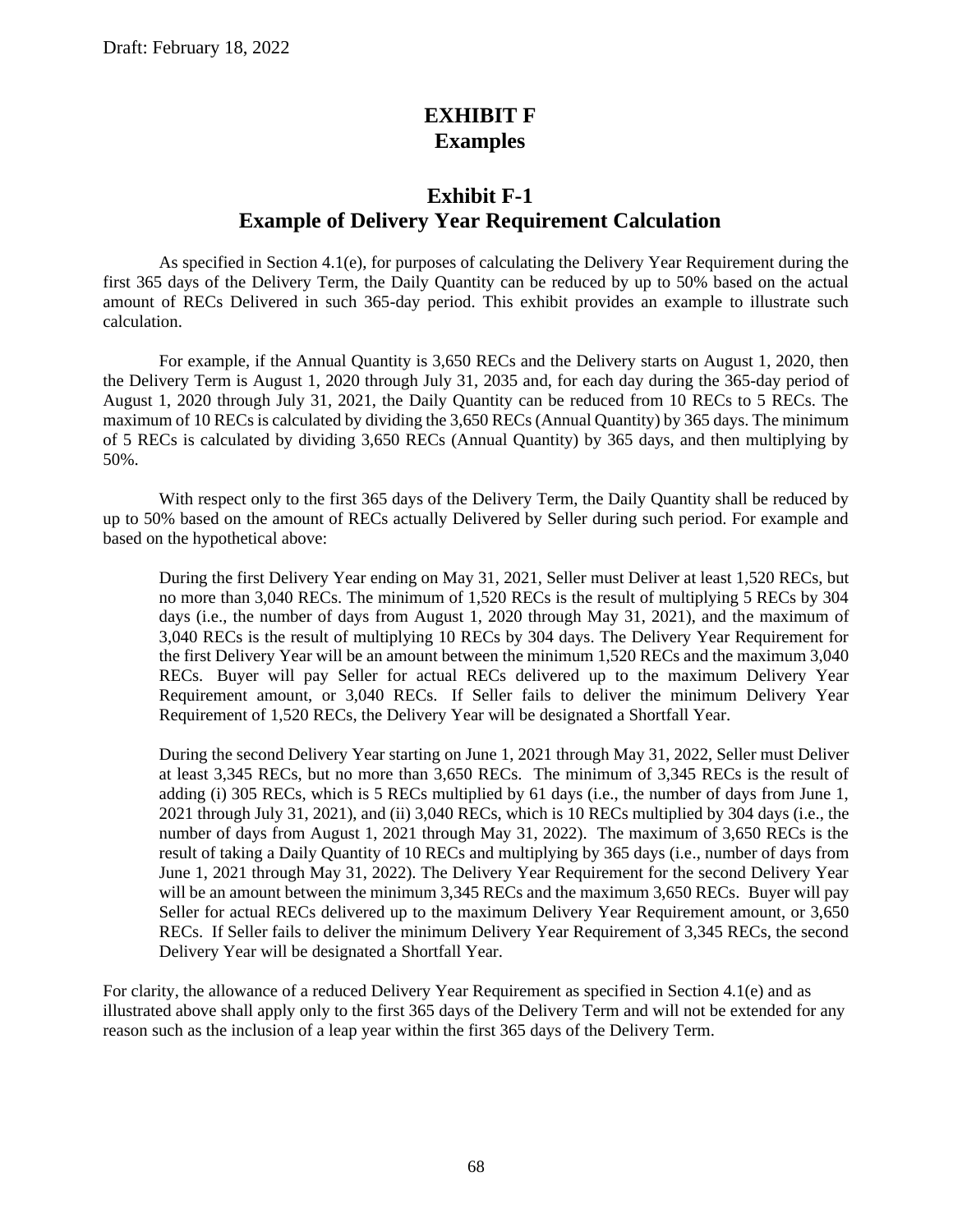Draft: February 18, 2022

# EXHIBIT F
# Examples

## Exhibit F-1
## Example of Delivery Year Requirement Calculation

As specified in Section 4.1(e), for purposes of calculating the Delivery Year Requirement during the first 365 days of the Delivery Term, the Daily Quantity can be reduced by up to 50% based on the actual amount of RECs Delivered in such 365-day period. This exhibit provides an example to illustrate such calculation.

For example, if the Annual Quantity is 3,650 RECs and the Delivery starts on August 1, 2020, then the Delivery Term is August 1, 2020 through July 31, 2035 and, for each day during the 365-day period of August 1, 2020 through July 31, 2021, the Daily Quantity can be reduced from 10 RECs to 5 RECs. The maximum of 10 RECs is calculated by dividing the 3,650 RECs (Annual Quantity) by 365 days. The minimum of 5 RECs is calculated by dividing 3,650 RECs (Annual Quantity) by 365 days, and then multiplying by 50%.

With respect only to the first 365 days of the Delivery Term, the Daily Quantity shall be reduced by up to 50% based on the amount of RECs actually Delivered by Seller during such period. For example and based on the hypothetical above:

> During the first Delivery Year ending on May 31, 2021, Seller must Deliver at least 1,520 RECs, but no more than 3,040 RECs. The minimum of 1,520 RECs is the result of multiplying 5 RECs by 304 days (i.e., the number of days from August 1, 2020 through May 31, 2021), and the maximum of 3,040 RECs is the result of multiplying 10 RECs by 304 days. The Delivery Year Requirement for the first Delivery Year will be an amount between the minimum 1,520 RECs and the maximum 3,040 RECs. Buyer will pay Seller for actual RECs delivered up to the maximum Delivery Year Requirement amount, or 3,040 RECs. If Seller fails to deliver the minimum Delivery Year Requirement of 1,520 RECs, the Delivery Year will be designated a Shortfall Year.
>
> During the second Delivery Year starting on June 1, 2021 through May 31, 2022, Seller must Deliver at least 3,345 RECs, but no more than 3,650 RECs. The minimum of 3,345 RECs is the result of adding (i) 305 RECs, which is 5 RECs multiplied by 61 days (i.e., the number of days from June 1, 2021 through July 31, 2021), and (ii) 3,040 RECs, which is 10 RECs multiplied by 304 days (i.e., the number of days from August 1, 2021 through May 31, 2022). The maximum of 3,650 RECs is the result of taking a Daily Quantity of 10 RECs and multiplying by 365 days (i.e., number of days from June 1, 2021 through May 31, 2022). The Delivery Year Requirement for the second Delivery Year will be an amount between the minimum 3,345 RECs and the maximum 3,650 RECs. Buyer will pay Seller for actual RECs delivered up to the maximum Delivery Year Requirement amount, or 3,650 RECs. If Seller fails to deliver the minimum Delivery Year Requirement of 3,345 RECs, the second Delivery Year will be designated a Shortfall Year.

For clarity, the allowance of a reduced Delivery Year Requirement as specified in Section 4.1(e) and as illustrated above shall apply only to the first 365 days of the Delivery Term and will not be extended for any reason such as the inclusion of a leap year within the first 365 days of the Delivery Term.